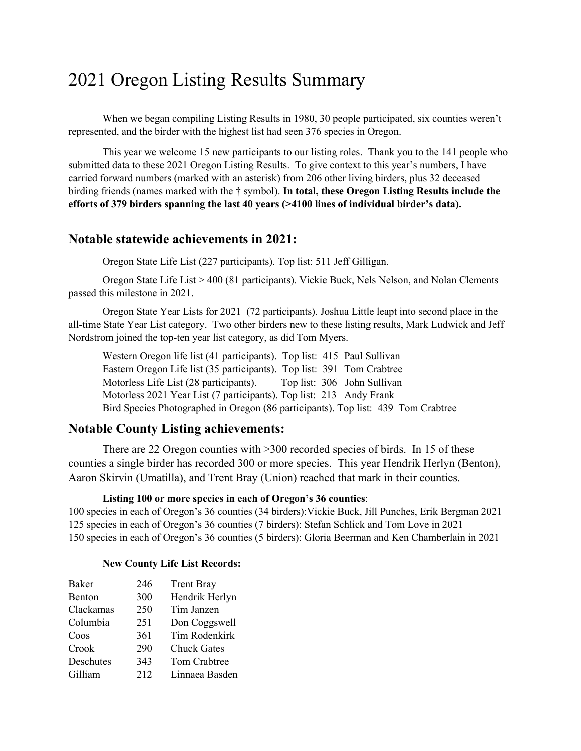# 2021 Oregon Listing Results Summary

When we began compiling Listing Results in 1980, 30 people participated, six counties weren't represented, and the birder with the highest list had seen 376 species in Oregon.

This year we welcome 15 new participants to our listing roles. Thank you to the 141 people who submitted data to these 2021 Oregon Listing Results. To give context to this year's numbers, I have carried forward numbers (marked with an asterisk) from 206 other living birders, plus 32 deceased birding friends (names marked with the † symbol). **In total, these Oregon Listing Results include the efforts of 379 birders spanning the last 40 years (>4100 lines of individual birder's data).**

## Notable statewide achievements in 2021:

Oregon State Life List (227 participants). Top list: 511 Jeff Gilligan.

Oregon State Life List > 400 (81 participants). Vickie Buck, Nels Nelson, and Nolan Clements passed this milestone in 2021.

Oregon State Year Lists for 2021 (72 participants). Joshua Little leapt into second place in the all-time State Year List category. Two other birders new to these listing results, Mark Ludwick and Jeff Nordstrom joined the top-ten year list category, as did Tom Myers.

Western Oregon life list (41 participants). Top list: 415 Paul Sullivan
Eastern Oregon Life list (35 participants). Top list: 391 Tom Crabtree
Motorless Life List (28 participants). Top list: 306 John Sullivan
Motorless 2021 Year List (7 participants). Top list: 213 Andy Frank
Bird Species Photographed in Oregon (86 participants). Top list: 439 Tom Crabtree

## Notable County Listing achievements:

There are 22 Oregon counties with >300 recorded species of birds. In 15 of these counties a single birder has recorded 300 or more species. This year Hendrik Herlyn (Benton), Aaron Skirvin (Umatilla), and Trent Bray (Union) reached that mark in their counties.

**Listing 100 or more species in each of Oregon's 36 counties**:

100 species in each of Oregon's 36 counties (34 birders): Vickie Buck, Jill Punches, Erik Bergman 2021
125 species in each of Oregon's 36 counties (7 birders): Stefan Schlick and Tom Love in 2021
150 species in each of Oregon's 36 counties (5 birders): Gloria Beerman and Ken Chamberlain in 2021

**New County Life List Records:**

| | | |
|---|---|---|
| Baker | 246 | Trent Bray |
| Benton | 300 | Hendrik Herlyn |
| Clackamas | 250 | Tim Janzen |
| Columbia | 251 | Don Coggswell |
| Coos | 361 | Tim Rodenkirk |
| Crook | 290 | Chuck Gates |
| Deschutes | 343 | Tom Crabtree |
| Gilliam | 212 | Linnaea Basden |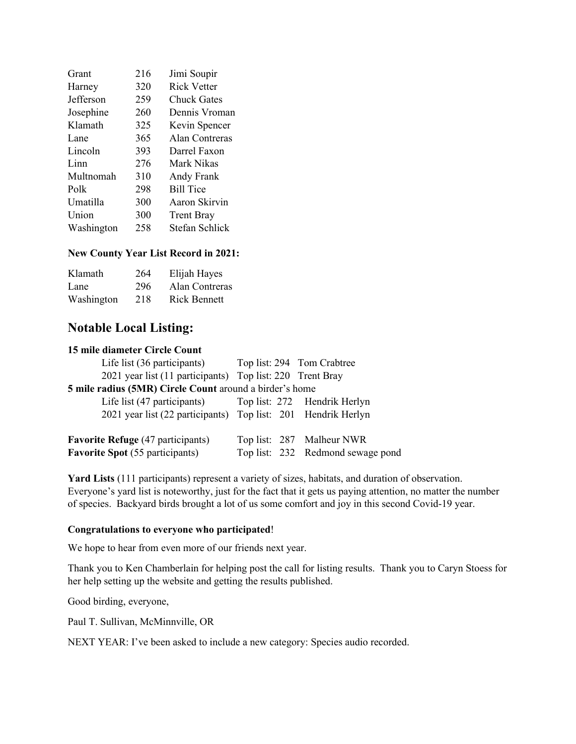| | | |
|---|---|---|
| Grant | 216 | Jimi Soupir |
| Harney | 320 | Rick Vetter |
| Jefferson | 259 | Chuck Gates |
| Josephine | 260 | Dennis Vroman |
| Klamath | 325 | Kevin Spencer |
| Lane | 365 | Alan Contreras |
| Lincoln | 393 | Darrel Faxon |
| Linn | 276 | Mark Nikas |
| Multnomah | 310 | Andy Frank |
| Polk | 298 | Bill Tice |
| Umatilla | 300 | Aaron Skirvin |
| Union | 300 | Trent Bray |
| Washington | 258 | Stefan Schlick |

**New County Year List Record in 2021:**

| | | |
|---|---|---|
| Klamath | 264 | Elijah Hayes |
| Lane | 296 | Alan Contreras |
| Washington | 218 | Rick Bennett |

## Notable Local Listing:

**15 mile diameter Circle Count**

| | | |
|---|---|---|
| Life list (36 participants) | Top list: 294 | Tom Crabtree |
| 2021 year list (11 participants) | Top list: 220 | Trent Bray |

**5 mile radius (5MR) Circle Count** around a birder's home

| | | |
|---|---|---|
| Life list (47 participants) | Top list: 272 | Hendrik Herlyn |
| 2021 year list (22 participants) | Top list: 201 | Hendrik Herlyn |

| | | |
|---|---|---|
| **Favorite Refuge** (47 participants) | Top list: 287 | Malheur NWR |
| **Favorite Spot** (55 participants) | Top list: 232 | Redmond sewage pond |

**Yard Lists** (111 participants) represent a variety of sizes, habitats, and duration of observation. Everyone's yard list is noteworthy, just for the fact that it gets us paying attention, no matter the number of species. Backyard birds brought a lot of us some comfort and joy in this second Covid-19 year.

**Congratulations to everyone who participated**!

We hope to hear from even more of our friends next year.

Thank you to Ken Chamberlain for helping post the call for listing results. Thank you to Caryn Stoess for her help setting up the website and getting the results published.

Good birding, everyone,

Paul T. Sullivan, McMinnville, OR

NEXT YEAR: I've been asked to include a new category: Species audio recorded.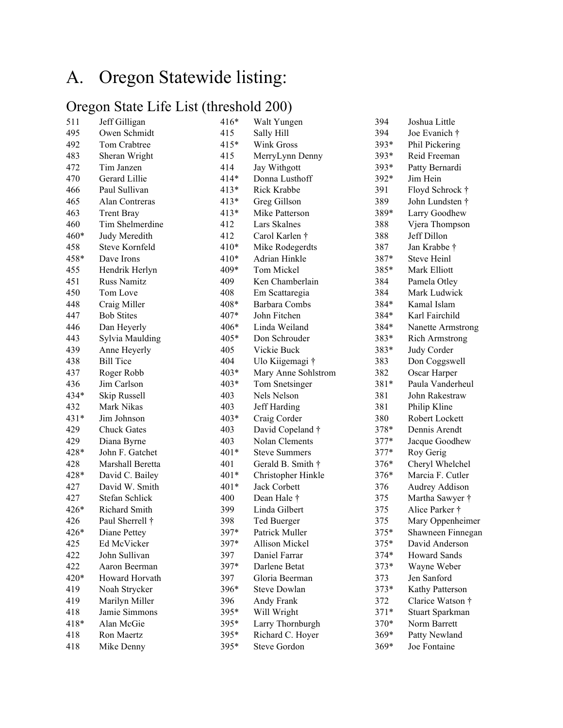# A. Oregon Statewide listing:

## Oregon State Life List (threshold 200)

| Count | Name |
|---|---|
| 511 | Jeff Gilligan |
| 495 | Owen Schmidt |
| 492 | Tom Crabtree |
| 483 | Sheran Wright |
| 472 | Tim Janzen |
| 470 | Gerard Lillie |
| 466 | Paul Sullivan |
| 465 | Alan Contreras |
| 463 | Trent Bray |
| 460 | Tim Shelmerdine |
| 460* | Judy Meredith |
| 458 | Steve Kornfeld |
| 458* | Dave Irons |
| 455 | Hendrik Herlyn |
| 451 | Russ Namitz |
| 450 | Tom Love |
| 448 | Craig Miller |
| 447 | Bob Stites |
| 446 | Dan Heyerly |
| 443 | Sylvia Maulding |
| 439 | Anne Heyerly |
| 438 | Bill Tice |
| 437 | Roger Robb |
| 436 | Jim Carlson |
| 434* | Skip Russell |
| 432 | Mark Nikas |
| 431* | Jim Johnson |
| 429 | Chuck Gates |
| 429 | Diana Byrne |
| 428* | John F. Gatchet |
| 428 | Marshall Beretta |
| 428* | David C. Bailey |
| 427 | David W. Smith |
| 427 | Stefan Schlick |
| 426* | Richard Smith |
| 426 | Paul Sherrell † |
| 426* | Diane Pettey |
| 425 | Ed McVicker |
| 422 | John Sullivan |
| 422 | Aaron Beerman |
| 420* | Howard Horvath |
| 419 | Noah Strycker |
| 419 | Marilyn Miller |
| 418 | Jamie Simmons |
| 418* | Alan McGie |
| 418 | Ron Maertz |
| 418 | Mike Denny |
| 416* | Walt Yungen |
| 415 | Sally Hill |
| 415* | Wink Gross |
| 415 | MerryLynn Denny |
| 414 | Jay Withgott |
| 414* | Donna Lusthoff |
| 413* | Rick Krabbe |
| 413* | Greg Gillson |
| 413* | Mike Patterson |
| 412 | Lars Skalnes |
| 412 | Carol Karlen † |
| 410* | Mike Rodegerdts |
| 410* | Adrian Hinkle |
| 409* | Tom Mickel |
| 409 | Ken Chamberlain |
| 408 | Em Scattaregia |
| 408* | Barbara Combs |
| 407* | John Fitchen |
| 406* | Linda Weiland |
| 405* | Don Schrouder |
| 405 | Vickie Buck |
| 404 | Ulo Kiigemagi † |
| 403* | Mary Anne Sohlstrom |
| 403* | Tom Snetsinger |
| 403 | Nels Nelson |
| 403 | Jeff Harding |
| 403* | Craig Corder |
| 403 | David Copeland † |
| 403 | Nolan Clements |
| 401* | Steve Summers |
| 401 | Gerald B. Smith † |
| 401* | Christopher Hinkle |
| 401* | Jack Corbett |
| 400 | Dean Hale † |
| 399 | Linda Gilbert |
| 398 | Ted Buerger |
| 397* | Patrick Muller |
| 397* | Allison Mickel |
| 397 | Daniel Farrar |
| 397* | Darlene Betat |
| 397 | Gloria Beerman |
| 396* | Steve Dowlan |
| 396 | Andy Frank |
| 395* | Will Wright |
| 395* | Larry Thornburgh |
| 395* | Richard C. Hoyer |
| 395* | Steve Gordon |
| 394 | Joshua Little |
| 394 | Joe Evanich † |
| 393* | Phil Pickering |
| 393* | Reid Freeman |
| 393* | Patty Bernardi |
| 392* | Jim Hein |
| 391 | Floyd Schrock † |
| 389 | John Lundsten † |
| 389* | Larry Goodhew |
| 388 | Vjera Thompson |
| 388 | Jeff Dillon |
| 387 | Jan Krabbe † |
| 387* | Steve Heinl |
| 385* | Mark Elliott |
| 384 | Pamela Otley |
| 384 | Mark Ludwick |
| 384* | Kamal Islam |
| 384* | Karl Fairchild |
| 384* | Nanette Armstrong |
| 383* | Rich Armstrong |
| 383* | Judy Corder |
| 383 | Don Coggswell |
| 382 | Oscar Harper |
| 381* | Paula Vanderheul |
| 381 | John Rakestraw |
| 381 | Philip Kline |
| 380 | Robert Lockett |
| 378* | Dennis Arendt |
| 377* | Jacque Goodhew |
| 377* | Roy Gerig |
| 376* | Cheryl Whelchel |
| 376* | Marcia F. Cutler |
| 376 | Audrey Addison |
| 375 | Martha Sawyer † |
| 375 | Alice Parker † |
| 375 | Mary Oppenheimer |
| 375* | Shawneen Finnegan |
| 375* | David Anderson |
| 374* | Howard Sands |
| 373* | Wayne Weber |
| 373 | Jen Sanford |
| 373* | Kathy Patterson |
| 372 | Clarice Watson † |
| 371* | Stuart Sparkman |
| 370* | Norm Barrett |
| 369* | Patty Newland |
| 369* | Joe Fontaine |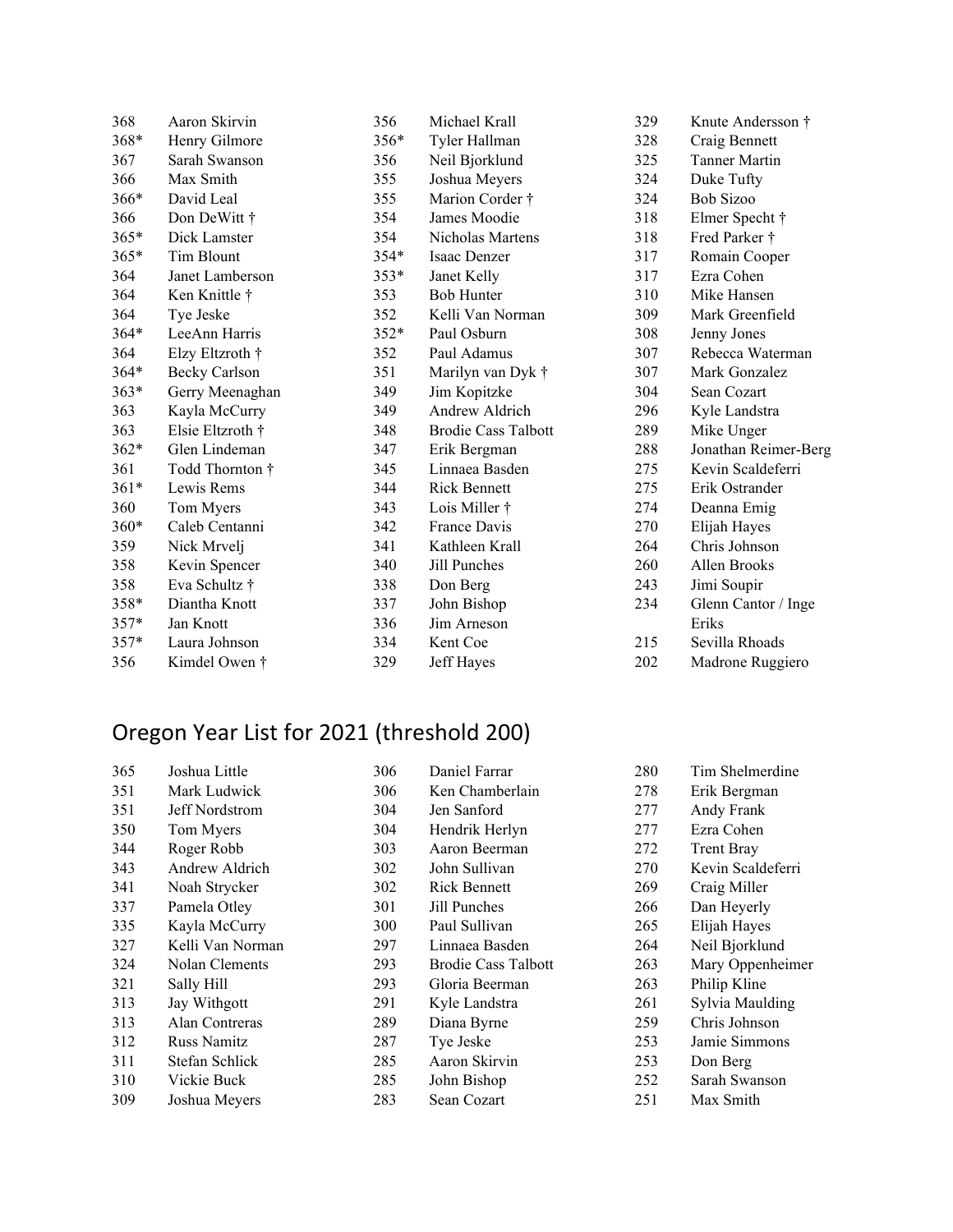| | | | | | | | |
|---|---|---|---|---|---|---|---|
| 368 | Aaron Skirvin | 356 | Michael Krall | 329 | Knute Andersson † |
| 368* | Henry Gilmore | 356* | Tyler Hallman | 328 | Craig Bennett |
| 367 | Sarah Swanson | 356 | Neil Bjorklund | 325 | Tanner Martin |
| 366 | Max Smith | 355 | Joshua Meyers | 324 | Duke Tufty |
| 366* | David Leal | 355 | Marion Corder † | 324 | Bob Sizoo |
| 366 | Don DeWitt † | 354 | James Moodie | 318 | Elmer Specht † |
| 365* | Dick Lamster | 354 | Nicholas Martens | 318 | Fred Parker † |
| 365* | Tim Blount | 354* | Isaac Denzer | 317 | Romain Cooper |
| 364 | Janet Lamberson | 353* | Janet Kelly | 317 | Ezra Cohen |
| 364 | Ken Knittle † | 353 | Bob Hunter | 310 | Mike Hansen |
| 364 | Tye Jeske | 352 | Kelli Van Norman | 309 | Mark Greenfield |
| 364* | LeeAnn Harris | 352* | Paul Osburn | 308 | Jenny Jones |
| 364 | Elzy Eltzroth † | 352 | Paul Adamus | 307 | Rebecca Waterman |
| 364* | Becky Carlson | 351 | Marilyn van Dyk † | 307 | Mark Gonzalez |
| 363* | Gerry Meenaghan | 349 | Jim Kopitzke | 304 | Sean Cozart |
| 363 | Kayla McCurry | 349 | Andrew Aldrich | 296 | Kyle Landstra |
| 363 | Elsie Eltzroth † | 348 | Brodie Cass Talbott | 289 | Mike Unger |
| 362* | Glen Lindeman | 347 | Erik Bergman | 288 | Jonathan Reimer-Berg |
| 361 | Todd Thornton † | 345 | Linnaea Basden | 275 | Kevin Scaldeferri |
| 361* | Lewis Rems | 344 | Rick Bennett | 275 | Erik Ostrander |
| 360 | Tom Myers | 343 | Lois Miller † | 274 | Deanna Emig |
| 360* | Caleb Centanni | 342 | France Davis | 270 | Elijah Hayes |
| 359 | Nick Mrvelj | 341 | Kathleen Krall | 264 | Chris Johnson |
| 358 | Kevin Spencer | 340 | Jill Punches | 260 | Allen Brooks |
| 358 | Eva Schultz † | 338 | Don Berg | 243 | Jimi Soupir |
| 358* | Diantha Knott | 337 | John Bishop | 234 | Glenn Cantor / Inge Eriks |
| 357* | Jan Knott | 336 | Jim Arneson | 215 | Sevilla Rhoads |
| 357* | Laura Johnson | 334 | Kent Coe | 202 | Madrone Ruggiero |
| 356 | Kimdel Owen † | 329 | Jeff Hayes | | |

## Oregon Year List for 2021 (threshold 200)

| | | | | | |
|---|---|---|---|---|---|
| 365 | Joshua Little | 306 | Daniel Farrar | 280 | Tim Shelmerdine |
| 351 | Mark Ludwick | 306 | Ken Chamberlain | 278 | Erik Bergman |
| 351 | Jeff Nordstrom | 304 | Jen Sanford | 277 | Andy Frank |
| 350 | Tom Myers | 304 | Hendrik Herlyn | 277 | Ezra Cohen |
| 344 | Roger Robb | 303 | Aaron Beerman | 272 | Trent Bray |
| 343 | Andrew Aldrich | 302 | John Sullivan | 270 | Kevin Scaldeferri |
| 341 | Noah Strycker | 302 | Rick Bennett | 269 | Craig Miller |
| 337 | Pamela Otley | 301 | Jill Punches | 266 | Dan Heyerly |
| 335 | Kayla McCurry | 300 | Paul Sullivan | 265 | Elijah Hayes |
| 327 | Kelli Van Norman | 297 | Linnaea Basden | 264 | Neil Bjorklund |
| 324 | Nolan Clements | 293 | Brodie Cass Talbott | 263 | Mary Oppenheimer |
| 321 | Sally Hill | 293 | Gloria Beerman | 263 | Philip Kline |
| 313 | Jay Withgott | 291 | Kyle Landstra | 261 | Sylvia Maulding |
| 313 | Alan Contreras | 289 | Diana Byrne | 259 | Chris Johnson |
| 312 | Russ Namitz | 287 | Tye Jeske | 253 | Jamie Simmons |
| 311 | Stefan Schlick | 285 | Aaron Skirvin | 253 | Don Berg |
| 310 | Vickie Buck | 285 | John Bishop | 252 | Sarah Swanson |
| 309 | Joshua Meyers | 283 | Sean Cozart | 251 | Max Smith |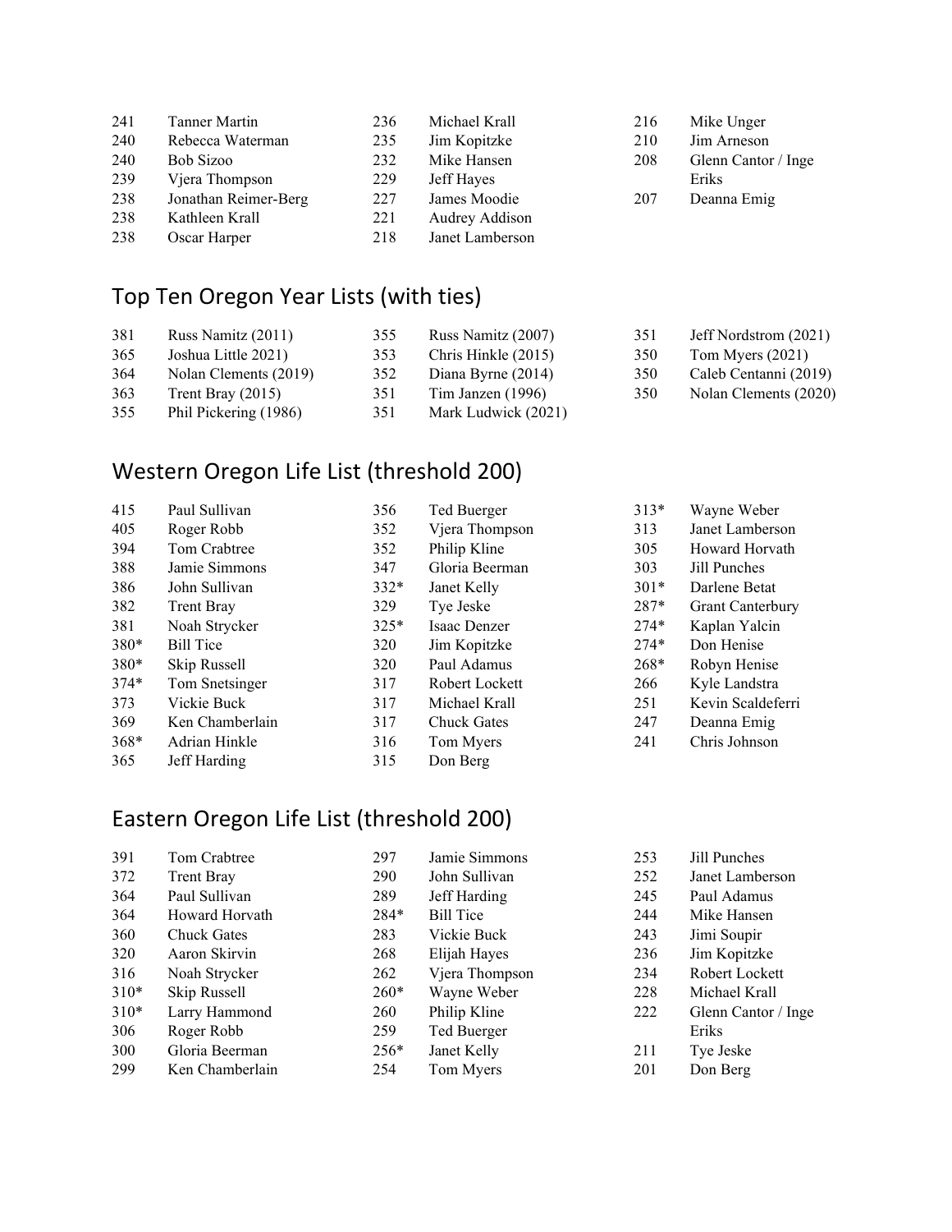| | | | | | |
|---|---|---|---|---|---|
| 241 | Tanner Martin | 236 | Michael Krall | 216 | Mike Unger |
| 240 | Rebecca Waterman | 235 | Jim Kopitzke | 210 | Jim Arneson |
| 240 | Bob Sizoo | 232 | Mike Hansen | 208 | Glenn Cantor / Inge Eriks |
| 239 | Vjera Thompson | 229 | Jeff Hayes | 207 | Deanna Emig |
| 238 | Jonathan Reimer-Berg | 227 | James Moodie | | |
| 238 | Kathleen Krall | 221 | Audrey Addison | | |
| 238 | Oscar Harper | 218 | Janet Lamberson | | |

## Top Ten Oregon Year Lists (with ties)

| | | | | | |
|---|---|---|---|---|---|
| 381 | Russ Namitz (2011) | 355 | Russ Namitz (2007) | 351 | Jeff Nordstrom (2021) |
| 365 | Joshua Little 2021) | 353 | Chris Hinkle (2015) | 350 | Tom Myers (2021) |
| 364 | Nolan Clements (2019) | 352 | Diana Byrne (2014) | 350 | Caleb Centanni (2019) |
| 363 | Trent Bray (2015) | 351 | Tim Janzen (1996) | 350 | Nolan Clements (2020) |
| 355 | Phil Pickering (1986) | 351 | Mark Ludwick (2021) | | |

## Western Oregon Life List (threshold 200)

| | | | | | |
|---|---|---|---|---|---|
| 415 | Paul Sullivan | 356 | Ted Buerger | 313* | Wayne Weber |
| 405 | Roger Robb | 352 | Vjera Thompson | 313 | Janet Lamberson |
| 394 | Tom Crabtree | 352 | Philip Kline | 305 | Howard Horvath |
| 388 | Jamie Simmons | 347 | Gloria Beerman | 303 | Jill Punches |
| 386 | John Sullivan | 332* | Janet Kelly | 301* | Darlene Betat |
| 382 | Trent Bray | 329 | Tye Jeske | 287* | Grant Canterbury |
| 381 | Noah Strycker | 325* | Isaac Denzer | 274* | Kaplan Yalcin |
| 380* | Bill Tice | 320 | Jim Kopitzke | 274* | Don Henise |
| 380* | Skip Russell | 320 | Paul Adamus | 268* | Robyn Henise |
| 374* | Tom Snetsinger | 317 | Robert Lockett | 266 | Kyle Landstra |
| 373 | Vickie Buck | 317 | Michael Krall | 251 | Kevin Scaldeferri |
| 369 | Ken Chamberlain | 317 | Chuck Gates | 247 | Deanna Emig |
| 368* | Adrian Hinkle | 316 | Tom Myers | 241 | Chris Johnson |
| 365 | Jeff Harding | 315 | Don Berg | | |

## Eastern Oregon Life List (threshold 200)

| | | | | | |
|---|---|---|---|---|---|
| 391 | Tom Crabtree | 297 | Jamie Simmons | 253 | Jill Punches |
| 372 | Trent Bray | 290 | John Sullivan | 252 | Janet Lamberson |
| 364 | Paul Sullivan | 289 | Jeff Harding | 245 | Paul Adamus |
| 364 | Howard Horvath | 284* | Bill Tice | 244 | Mike Hansen |
| 360 | Chuck Gates | 283 | Vickie Buck | 243 | Jimi Soupir |
| 320 | Aaron Skirvin | 268 | Elijah Hayes | 236 | Jim Kopitzke |
| 316 | Noah Strycker | 262 | Vjera Thompson | 234 | Robert Lockett |
| 310* | Skip Russell | 260* | Wayne Weber | 228 | Michael Krall |
| 310* | Larry Hammond | 260 | Philip Kline | 222 | Glenn Cantor / Inge Eriks |
| 306 | Roger Robb | 259 | Ted Buerger | 211 | Tye Jeske |
| 300 | Gloria Beerman | 256* | Janet Kelly | 201 | Don Berg |
| 299 | Ken Chamberlain | 254 | Tom Myers | | |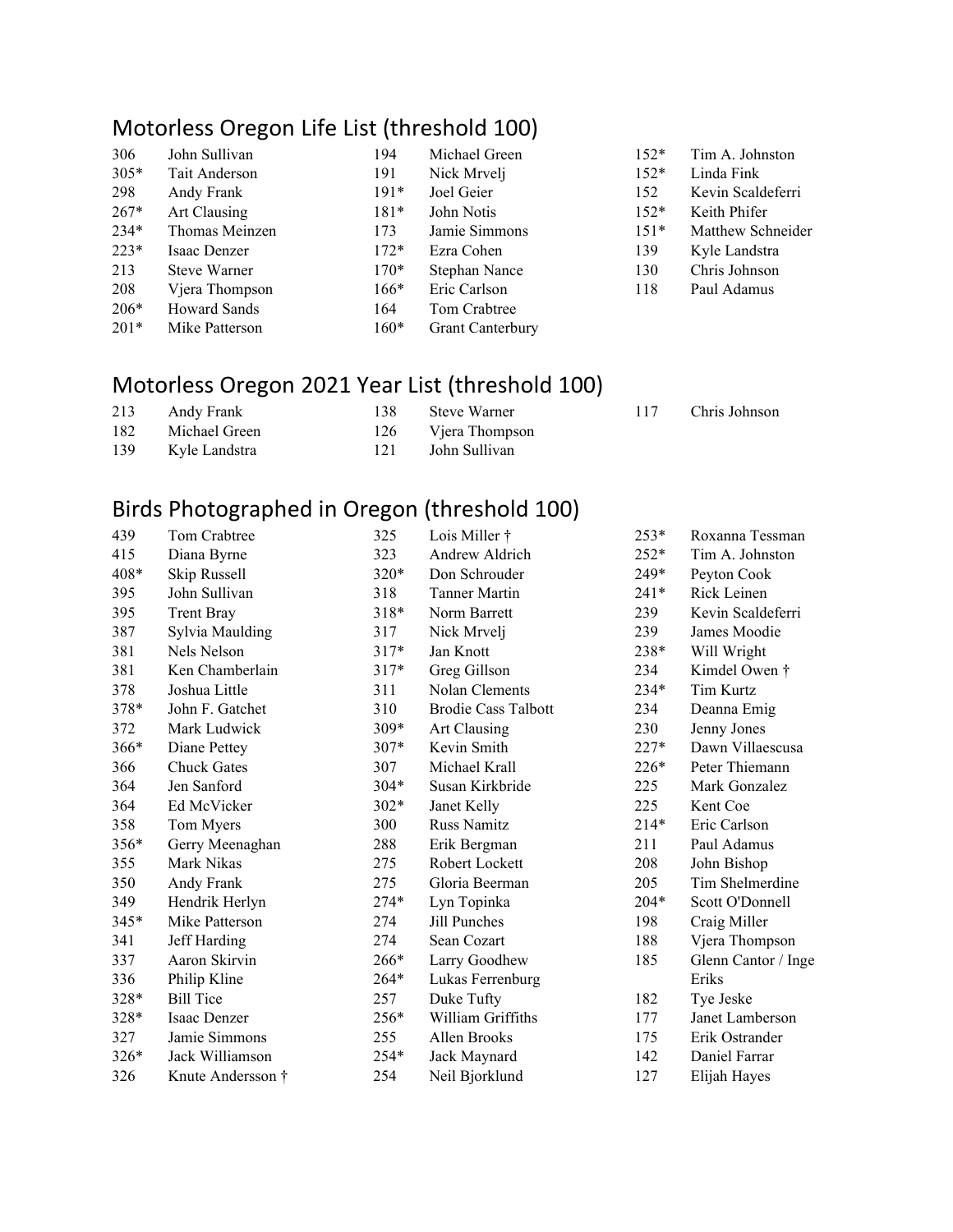## Motorless Oregon Life List (threshold 100)

| | |
|---|---|
| 306 | John Sullivan |
| 305* | Tait Anderson |
| 298 | Andy Frank |
| 267* | Art Clausing |
| 234* | Thomas Meinzen |
| 223* | Isaac Denzer |
| 213 | Steve Warner |
| 208 | Vjera Thompson |
| 206* | Howard Sands |
| 201* | Mike Patterson |
| 194 | Michael Green |
| 191 | Nick Mrvelj |
| 191* | Joel Geier |
| 181* | John Notis |
| 173 | Jamie Simmons |
| 172* | Ezra Cohen |
| 170* | Stephan Nance |
| 166* | Eric Carlson |
| 164 | Tom Crabtree |
| 160* | Grant Canterbury |
| 152* | Tim A. Johnston |
| 152* | Linda Fink |
| 152 | Kevin Scaldeferri |
| 152* | Keith Phifer |
| 151* | Matthew Schneider |
| 139 | Kyle Landstra |
| 130 | Chris Johnson |
| 118 | Paul Adamus |

## Motorless Oregon 2021 Year List (threshold 100)

| | |
|---|---|
| 213 | Andy Frank |
| 182 | Michael Green |
| 139 | Kyle Landstra |
| 138 | Steve Warner |
| 126 | Vjera Thompson |
| 121 | John Sullivan |
| 117 | Chris Johnson |

## Birds Photographed in Oregon (threshold 100)

| | |
|---|---|
| 439 | Tom Crabtree |
| 415 | Diana Byrne |
| 408* | Skip Russell |
| 395 | John Sullivan |
| 395 | Trent Bray |
| 387 | Sylvia Maulding |
| 381 | Nels Nelson |
| 381 | Ken Chamberlain |
| 378 | Joshua Little |
| 378* | John F. Gatchet |
| 372 | Mark Ludwick |
| 366* | Diane Pettey |
| 366 | Chuck Gates |
| 364 | Jen Sanford |
| 364 | Ed McVicker |
| 358 | Tom Myers |
| 356* | Gerry Meenaghan |
| 355 | Mark Nikas |
| 350 | Andy Frank |
| 349 | Hendrik Herlyn |
| 345* | Mike Patterson |
| 341 | Jeff Harding |
| 337 | Aaron Skirvin |
| 336 | Philip Kline |
| 328* | Bill Tice |
| 328* | Isaac Denzer |
| 327 | Jamie Simmons |
| 326* | Jack Williamson |
| 326 | Knute Andersson † |
| 325 | Lois Miller † |
| 323 | Andrew Aldrich |
| 320* | Don Schrouder |
| 318 | Tanner Martin |
| 318* | Norm Barrett |
| 317 | Nick Mrvelj |
| 317* | Jan Knott |
| 317* | Greg Gillson |
| 311 | Nolan Clements |
| 310 | Brodie Cass Talbott |
| 309* | Art Clausing |
| 307* | Kevin Smith |
| 307 | Michael Krall |
| 304* | Susan Kirkbride |
| 302* | Janet Kelly |
| 300 | Russ Namitz |
| 288 | Erik Bergman |
| 275 | Robert Lockett |
| 275 | Gloria Beerman |
| 274* | Lyn Topinka |
| 274 | Jill Punches |
| 274 | Sean Cozart |
| 266* | Larry Goodhew |
| 264* | Lukas Ferrenburg |
| 257 | Duke Tufty |
| 256* | William Griffiths |
| 255 | Allen Brooks |
| 254* | Jack Maynard |
| 254 | Neil Bjorklund |
| 253* | Roxanna Tessman |
| 252* | Tim A. Johnston |
| 249* | Peyton Cook |
| 241* | Rick Leinen |
| 239 | Kevin Scaldeferri |
| 239 | James Moodie |
| 238* | Will Wright |
| 234 | Kimdel Owen † |
| 234* | Tim Kurtz |
| 234 | Deanna Emig |
| 230 | Jenny Jones |
| 227* | Dawn Villaescusa |
| 226* | Peter Thiemann |
| 225 | Mark Gonzalez |
| 225 | Kent Coe |
| 214* | Eric Carlson |
| 211 | Paul Adamus |
| 208 | John Bishop |
| 205 | Tim Shelmerdine |
| 204* | Scott O'Donnell |
| 198 | Craig Miller |
| 188 | Vjera Thompson |
| 185 | Glenn Cantor / Inge Eriks |
| 182 | Tye Jeske |
| 177 | Janet Lamberson |
| 175 | Erik Ostrander |
| 142 | Daniel Farrar |
| 127 | Elijah Hayes |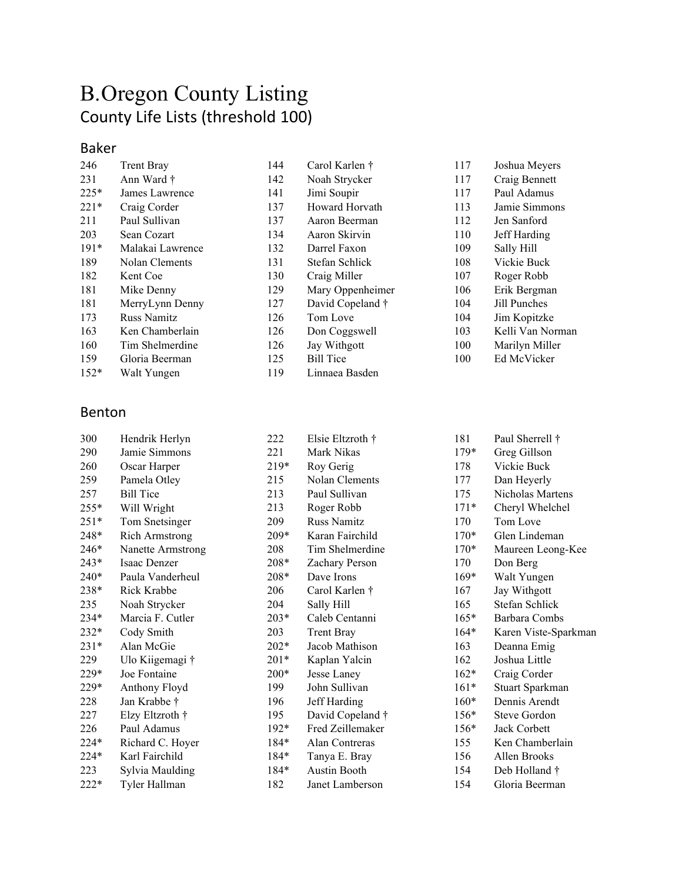# B.Oregon County Listing

## County Life Lists (threshold 100)

### Baker

| | | | | | |
|---|---|---|---|---|---|
| 246 | Trent Bray | 144 | Carol Karlen † | 117 | Joshua Meyers |
| 231 | Ann Ward † | 142 | Noah Strycker | 117 | Craig Bennett |
| 225* | James Lawrence | 141 | Jimi Soupir | 117 | Paul Adamus |
| 221* | Craig Corder | 137 | Howard Horvath | 113 | Jamie Simmons |
| 211 | Paul Sullivan | 137 | Aaron Beerman | 112 | Jen Sanford |
| 203 | Sean Cozart | 134 | Aaron Skirvin | 110 | Jeff Harding |
| 191* | Malakai Lawrence | 132 | Darrel Faxon | 109 | Sally Hill |
| 189 | Nolan Clements | 131 | Stefan Schlick | 108 | Vickie Buck |
| 182 | Kent Coe | 130 | Craig Miller | 107 | Roger Robb |
| 181 | Mike Denny | 129 | Mary Oppenheimer | 106 | Erik Bergman |
| 181 | MerryLynn Denny | 127 | David Copeland † | 104 | Jill Punches |
| 173 | Russ Namitz | 126 | Tom Love | 104 | Jim Kopitzke |
| 163 | Ken Chamberlain | 126 | Don Coggswell | 103 | Kelli Van Norman |
| 160 | Tim Shelmerdine | 126 | Jay Withgott | 100 | Marilyn Miller |
| 159 | Gloria Beerman | 125 | Bill Tice | 100 | Ed McVicker |
| 152* | Walt Yungen | 119 | Linnaea Basden | | |

### Benton

| | | | | | |
|---|---|---|---|---|---|
| 300 | Hendrik Herlyn | 222 | Elsie Eltzroth † | 181 | Paul Sherrell † |
| 290 | Jamie Simmons | 221 | Mark Nikas | 179* | Greg Gillson |
| 260 | Oscar Harper | 219* | Roy Gerig | 178 | Vickie Buck |
| 259 | Pamela Otley | 215 | Nolan Clements | 177 | Dan Heyerly |
| 257 | Bill Tice | 213 | Paul Sullivan | 175 | Nicholas Martens |
| 255* | Will Wright | 213 | Roger Robb | 171* | Cheryl Whelchel |
| 251* | Tom Snetsinger | 209 | Russ Namitz | 170 | Tom Love |
| 248* | Rich Armstrong | 209* | Karan Fairchild | 170* | Glen Lindeman |
| 246* | Nanette Armstrong | 208 | Tim Shelmerdine | 170* | Maureen Leong-Kee |
| 243* | Isaac Denzer | 208* | Zachary Person | 170 | Don Berg |
| 240* | Paula Vanderheul | 208* | Dave Irons | 169* | Walt Yungen |
| 238* | Rick Krabbe | 206 | Carol Karlen † | 167 | Jay Withgott |
| 235 | Noah Strycker | 204 | Sally Hill | 165 | Stefan Schlick |
| 234* | Marcia F. Cutler | 203* | Caleb Centanni | 165* | Barbara Combs |
| 232* | Cody Smith | 203 | Trent Bray | 164* | Karen Viste-Sparkman |
| 231* | Alan McGie | 202* | Jacob Mathison | 163 | Deanna Emig |
| 229 | Ulo Kiigemagi † | 201* | Kaplan Yalcin | 162 | Joshua Little |
| 229* | Joe Fontaine | 200* | Jesse Laney | 162* | Craig Corder |
| 229* | Anthony Floyd | 199 | John Sullivan | 161* | Stuart Sparkman |
| 228 | Jan Krabbe † | 196 | Jeff Harding | 160* | Dennis Arendt |
| 227 | Elzy Eltzroth † | 195 | David Copeland † | 156* | Steve Gordon |
| 226 | Paul Adamus | 192* | Fred Zeillemaker | 156* | Jack Corbett |
| 224* | Richard C. Hoyer | 184* | Alan Contreras | 155 | Ken Chamberlain |
| 224* | Karl Fairchild | 184* | Tanya E. Bray | 156 | Allen Brooks |
| 223 | Sylvia Maulding | 184* | Austin Booth | 154 | Deb Holland † |
| 222* | Tyler Hallman | 182 | Janet Lamberson | 154 | Gloria Beerman |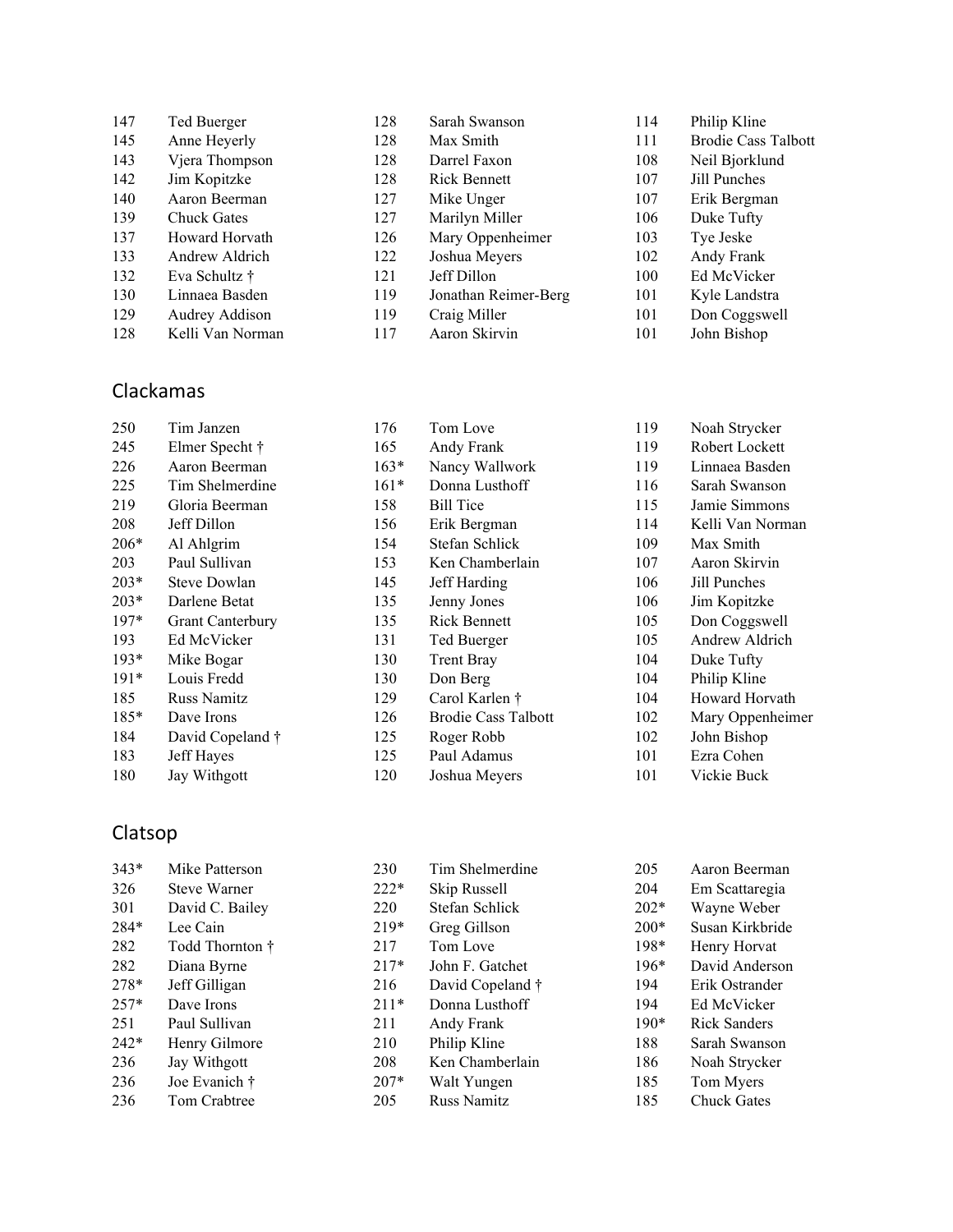| | | | | | |
|---|---|---|---|---|---|
| 147 | Ted Buerger | 128 | Sarah Swanson | 114 | Philip Kline |
| 145 | Anne Heyerly | 128 | Max Smith | 111 | Brodie Cass Talbott |
| 143 | Vjera Thompson | 128 | Darrel Faxon | 108 | Neil Bjorklund |
| 142 | Jim Kopitzke | 128 | Rick Bennett | 107 | Jill Punches |
| 140 | Aaron Beerman | 127 | Mike Unger | 107 | Erik Bergman |
| 139 | Chuck Gates | 127 | Marilyn Miller | 106 | Duke Tufty |
| 137 | Howard Horvath | 126 | Mary Oppenheimer | 103 | Tye Jeske |
| 133 | Andrew Aldrich | 122 | Joshua Meyers | 102 | Andy Frank |
| 132 | Eva Schultz † | 121 | Jeff Dillon | 100 | Ed McVicker |
| 130 | Linnaea Basden | 119 | Jonathan Reimer-Berg | 101 | Kyle Landstra |
| 129 | Audrey Addison | 119 | Craig Miller | 101 | Don Coggswell |
| 128 | Kelli Van Norman | 117 | Aaron Skirvin | 101 | John Bishop |

## Clackamas

| | | | | | |
|---|---|---|---|---|---|
| 250 | Tim Janzen | 176 | Tom Love | 119 | Noah Strycker |
| 245 | Elmer Specht † | 165 | Andy Frank | 119 | Robert Lockett |
| 226 | Aaron Beerman | 163* | Nancy Wallwork | 119 | Linnaea Basden |
| 225 | Tim Shelmerdine | 161* | Donna Lusthoff | 116 | Sarah Swanson |
| 219 | Gloria Beerman | 158 | Bill Tice | 115 | Jamie Simmons |
| 208 | Jeff Dillon | 156 | Erik Bergman | 114 | Kelli Van Norman |
| 206* | Al Ahlgrim | 154 | Stefan Schlick | 109 | Max Smith |
| 203 | Paul Sullivan | 153 | Ken Chamberlain | 107 | Aaron Skirvin |
| 203* | Steve Dowlan | 145 | Jeff Harding | 106 | Jill Punches |
| 203* | Darlene Betat | 135 | Jenny Jones | 106 | Jim Kopitzke |
| 197* | Grant Canterbury | 135 | Rick Bennett | 105 | Don Coggswell |
| 193 | Ed McVicker | 131 | Ted Buerger | 105 | Andrew Aldrich |
| 193* | Mike Bogar | 130 | Trent Bray | 104 | Duke Tufty |
| 191* | Louis Fredd | 130 | Don Berg | 104 | Philip Kline |
| 185 | Russ Namitz | 129 | Carol Karlen † | 104 | Howard Horvath |
| 185* | Dave Irons | 126 | Brodie Cass Talbott | 102 | Mary Oppenheimer |
| 184 | David Copeland † | 125 | Roger Robb | 102 | John Bishop |
| 183 | Jeff Hayes | 125 | Paul Adamus | 101 | Ezra Cohen |
| 180 | Jay Withgott | 120 | Joshua Meyers | 101 | Vickie Buck |

## Clatsop

| | | | | | |
|---|---|---|---|---|---|
| 343* | Mike Patterson | 230 | Tim Shelmerdine | 205 | Aaron Beerman |
| 326 | Steve Warner | 222* | Skip Russell | 204 | Em Scattaregia |
| 301 | David C. Bailey | 220 | Stefan Schlick | 202* | Wayne Weber |
| 284* | Lee Cain | 219* | Greg Gillson | 200* | Susan Kirkbride |
| 282 | Todd Thornton † | 217 | Tom Love | 198* | Henry Horvat |
| 282 | Diana Byrne | 217* | John F. Gatchet | 196* | David Anderson |
| 278* | Jeff Gilligan | 216 | David Copeland † | 194 | Erik Ostrander |
| 257* | Dave Irons | 211* | Donna Lusthoff | 194 | Ed McVicker |
| 251 | Paul Sullivan | 211 | Andy Frank | 190* | Rick Sanders |
| 242* | Henry Gilmore | 210 | Philip Kline | 188 | Sarah Swanson |
| 236 | Jay Withgott | 208 | Ken Chamberlain | 186 | Noah Strycker |
| 236 | Joe Evanich † | 207* | Walt Yungen | 185 | Tom Myers |
| 236 | Tom Crabtree | 205 | Russ Namitz | 185 | Chuck Gates |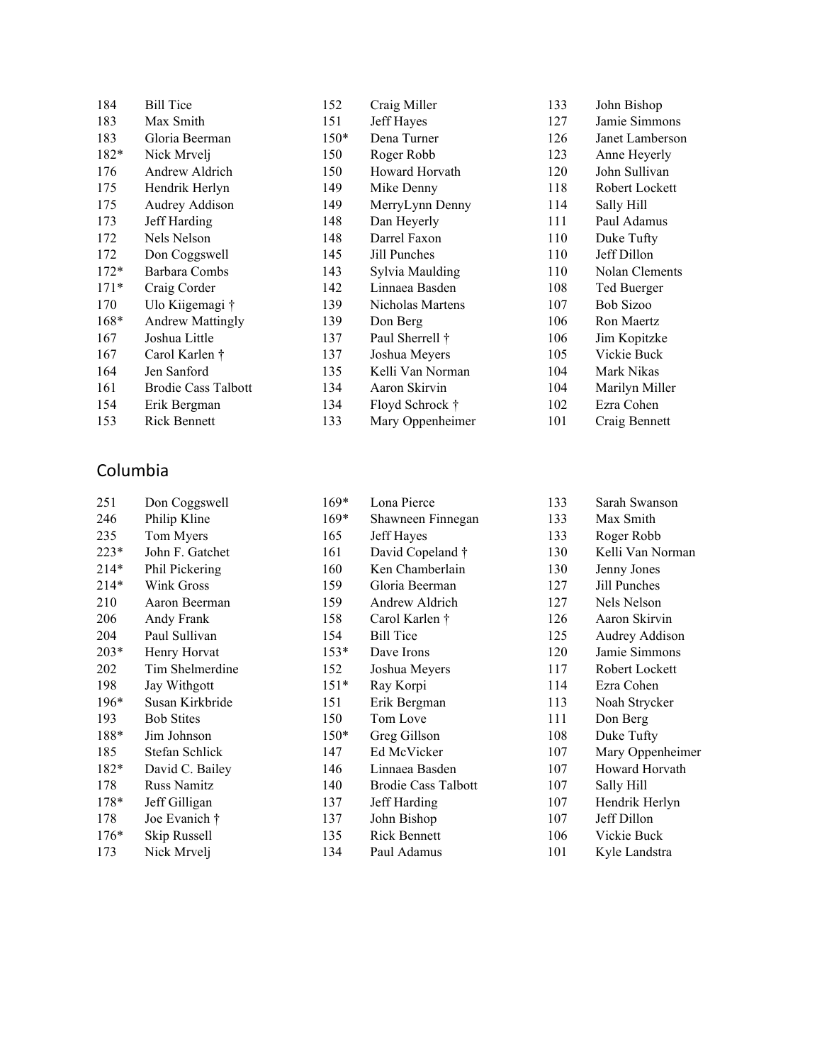| | | | | | |
|---|---|---|---|---|---|
| 184 | Bill Tice | 152 | Craig Miller | 133 | John Bishop |
| 183 | Max Smith | 151 | Jeff Hayes | 127 | Jamie Simmons |
| 183 | Gloria Beerman | 150* | Dena Turner | 126 | Janet Lamberson |
| 182* | Nick Mrvelj | 150 | Roger Robb | 123 | Anne Heyerly |
| 176 | Andrew Aldrich | 150 | Howard Horvath | 120 | John Sullivan |
| 175 | Hendrik Herlyn | 149 | Mike Denny | 118 | Robert Lockett |
| 175 | Audrey Addison | 149 | MerryLynn Denny | 114 | Sally Hill |
| 173 | Jeff Harding | 148 | Dan Heyerly | 111 | Paul Adamus |
| 172 | Nels Nelson | 148 | Darrel Faxon | 110 | Duke Tufty |
| 172 | Don Coggswell | 145 | Jill Punches | 110 | Jeff Dillon |
| 172* | Barbara Combs | 143 | Sylvia Maulding | 110 | Nolan Clements |
| 171* | Craig Corder | 142 | Linnaea Basden | 108 | Ted Buerger |
| 170 | Ulo Kiigemagi † | 139 | Nicholas Martens | 107 | Bob Sizoo |
| 168* | Andrew Mattingly | 139 | Don Berg | 106 | Ron Maertz |
| 167 | Joshua Little | 137 | Paul Sherrell † | 106 | Jim Kopitzke |
| 167 | Carol Karlen † | 137 | Joshua Meyers | 105 | Vickie Buck |
| 164 | Jen Sanford | 135 | Kelli Van Norman | 104 | Mark Nikas |
| 161 | Brodie Cass Talbott | 134 | Aaron Skirvin | 104 | Marilyn Miller |
| 154 | Erik Bergman | 134 | Floyd Schrock † | 102 | Ezra Cohen |
| 153 | Rick Bennett | 133 | Mary Oppenheimer | 101 | Craig Bennett |

## Columbia

| | | | | | |
|---|---|---|---|---|---|
| 251 | Don Coggswell | 169* | Lona Pierce | 133 | Sarah Swanson |
| 246 | Philip Kline | 169* | Shawneen Finnegan | 133 | Max Smith |
| 235 | Tom Myers | 165 | Jeff Hayes | 133 | Roger Robb |
| 223* | John F. Gatchet | 161 | David Copeland † | 130 | Kelli Van Norman |
| 214* | Phil Pickering | 160 | Ken Chamberlain | 130 | Jenny Jones |
| 214* | Wink Gross | 159 | Gloria Beerman | 127 | Jill Punches |
| 210 | Aaron Beerman | 159 | Andrew Aldrich | 127 | Nels Nelson |
| 206 | Andy Frank | 158 | Carol Karlen † | 126 | Aaron Skirvin |
| 204 | Paul Sullivan | 154 | Bill Tice | 125 | Audrey Addison |
| 203* | Henry Horvat | 153* | Dave Irons | 120 | Jamie Simmons |
| 202 | Tim Shelmerdine | 152 | Joshua Meyers | 117 | Robert Lockett |
| 198 | Jay Withgott | 151* | Ray Korpi | 114 | Ezra Cohen |
| 196* | Susan Kirkbride | 151 | Erik Bergman | 113 | Noah Strycker |
| 193 | Bob Stites | 150 | Tom Love | 111 | Don Berg |
| 188* | Jim Johnson | 150* | Greg Gillson | 108 | Duke Tufty |
| 185 | Stefan Schlick | 147 | Ed McVicker | 107 | Mary Oppenheimer |
| 182* | David C. Bailey | 146 | Linnaea Basden | 107 | Howard Horvath |
| 178 | Russ Namitz | 140 | Brodie Cass Talbott | 107 | Sally Hill |
| 178* | Jeff Gilligan | 137 | Jeff Harding | 107 | Hendrik Herlyn |
| 178 | Joe Evanich † | 137 | John Bishop | 107 | Jeff Dillon |
| 176* | Skip Russell | 135 | Rick Bennett | 106 | Vickie Buck |
| 173 | Nick Mrvelj | 134 | Paul Adamus | 101 | Kyle Landstra |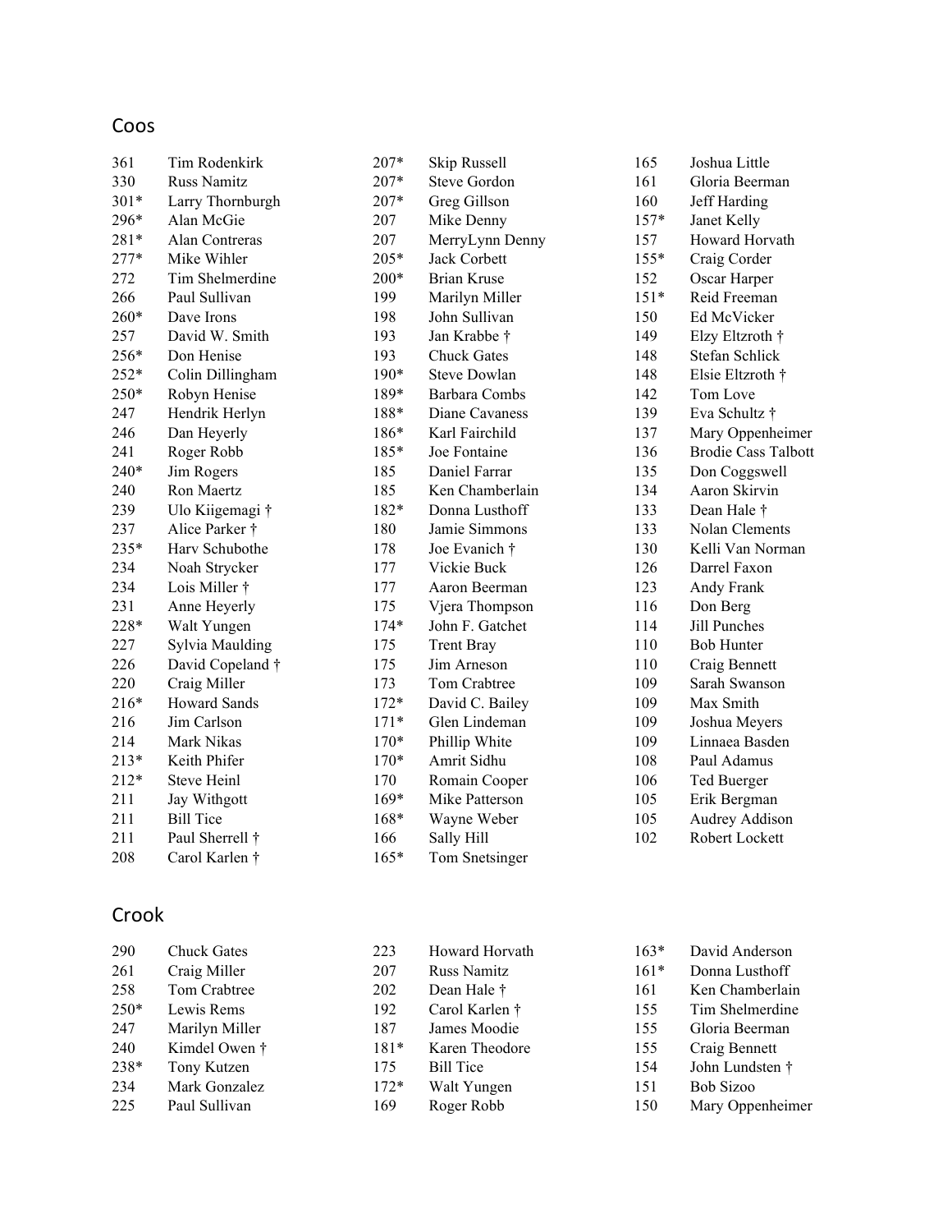## Coos

| | |
|---|---|
| 361 | Tim Rodenkirk |
| 330 | Russ Namitz |
| 301* | Larry Thornburgh |
| 296* | Alan McGie |
| 281* | Alan Contreras |
| 277* | Mike Wihler |
| 272 | Tim Shelmerdine |
| 266 | Paul Sullivan |
| 260* | Dave Irons |
| 257 | David W. Smith |
| 256* | Don Henise |
| 252* | Colin Dillingham |
| 250* | Robyn Henise |
| 247 | Hendrik Herlyn |
| 246 | Dan Heyerly |
| 241 | Roger Robb |
| 240* | Jim Rogers |
| 240 | Ron Maertz |
| 239 | Ulo Kiigemagi † |
| 237 | Alice Parker † |
| 235* | Harv Schubothe |
| 234 | Noah Strycker |
| 234 | Lois Miller † |
| 231 | Anne Heyerly |
| 228* | Walt Yungen |
| 227 | Sylvia Maulding |
| 226 | David Copeland † |
| 220 | Craig Miller |
| 216* | Howard Sands |
| 216 | Jim Carlson |
| 214 | Mark Nikas |
| 213* | Keith Phifer |
| 212* | Steve Heinl |
| 211 | Jay Withgott |
| 211 | Bill Tice |
| 211 | Paul Sherrell † |
| 208 | Carol Karlen † |
| 207* | Skip Russell |
| 207* | Steve Gordon |
| 207* | Greg Gillson |
| 207 | Mike Denny |
| 207 | MerryLynn Denny |
| 205* | Jack Corbett |
| 200* | Brian Kruse |
| 199 | Marilyn Miller |
| 198 | John Sullivan |
| 193 | Jan Krabbe † |
| 193 | Chuck Gates |
| 190* | Steve Dowlan |
| 189* | Barbara Combs |
| 188* | Diane Cavaness |
| 186* | Karl Fairchild |
| 185* | Joe Fontaine |
| 185 | Daniel Farrar |
| 185 | Ken Chamberlain |
| 182* | Donna Lusthoff |
| 180 | Jamie Simmons |
| 178 | Joe Evanich † |
| 177 | Vickie Buck |
| 177 | Aaron Beerman |
| 175 | Vjera Thompson |
| 174* | John F. Gatchet |
| 175 | Trent Bray |
| 175 | Jim Arneson |
| 173 | Tom Crabtree |
| 172* | David C. Bailey |
| 171* | Glen Lindeman |
| 170* | Phillip White |
| 170* | Amrit Sidhu |
| 170 | Romain Cooper |
| 169* | Mike Patterson |
| 168* | Wayne Weber |
| 166 | Sally Hill |
| 165* | Tom Snetsinger |
| 165 | Joshua Little |
| 161 | Gloria Beerman |
| 160 | Jeff Harding |
| 157* | Janet Kelly |
| 157 | Howard Horvath |
| 155* | Craig Corder |
| 152 | Oscar Harper |
| 151* | Reid Freeman |
| 150 | Ed McVicker |
| 149 | Elzy Eltzroth † |
| 148 | Stefan Schlick |
| 148 | Elsie Eltzroth † |
| 142 | Tom Love |
| 139 | Eva Schultz † |
| 137 | Mary Oppenheimer |
| 136 | Brodie Cass Talbott |
| 135 | Don Coggswell |
| 134 | Aaron Skirvin |
| 133 | Dean Hale † |
| 133 | Nolan Clements |
| 130 | Kelli Van Norman |
| 126 | Darrel Faxon |
| 123 | Andy Frank |
| 116 | Don Berg |
| 114 | Jill Punches |
| 110 | Bob Hunter |
| 110 | Craig Bennett |
| 109 | Sarah Swanson |
| 109 | Max Smith |
| 109 | Joshua Meyers |
| 109 | Linnaea Basden |
| 108 | Paul Adamus |
| 106 | Ted Buerger |
| 105 | Erik Bergman |
| 105 | Audrey Addison |
| 102 | Robert Lockett |

## Crook

| | |
|---|---|
| 290 | Chuck Gates |
| 261 | Craig Miller |
| 258 | Tom Crabtree |
| 250* | Lewis Rems |
| 247 | Marilyn Miller |
| 240 | Kimdel Owen † |
| 238* | Tony Kutzen |
| 234 | Mark Gonzalez |
| 225 | Paul Sullivan |
| 223 | Howard Horvath |
| 207 | Russ Namitz |
| 202 | Dean Hale † |
| 192 | Carol Karlen † |
| 187 | James Moodie |
| 181* | Karen Theodore |
| 175 | Bill Tice |
| 172* | Walt Yungen |
| 169 | Roger Robb |
| 163* | David Anderson |
| 161* | Donna Lusthoff |
| 161 | Ken Chamberlain |
| 155 | Tim Shelmerdine |
| 155 | Gloria Beerman |
| 155 | Craig Bennett |
| 154 | John Lundsten † |
| 151 | Bob Sizoo |
| 150 | Mary Oppenheimer |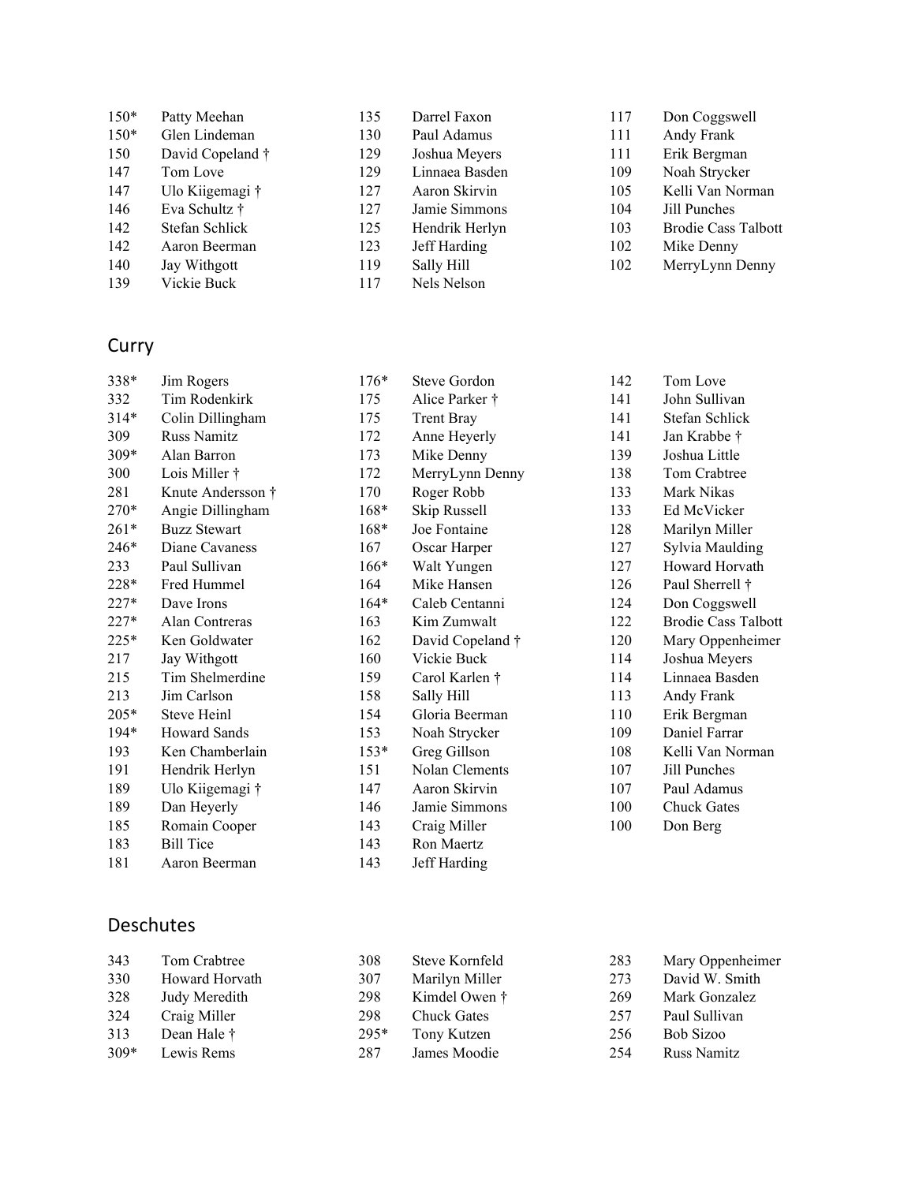150* Patty Meehan
150* Glen Lindeman
150 David Copeland †
147 Tom Love
147 Ulo Kiigemagi †
146 Eva Schultz †
142 Stefan Schlick
142 Aaron Beerman
140 Jay Withgott
139 Vickie Buck
135 Darrel Faxon
130 Paul Adamus
129 Joshua Meyers
129 Linnaea Basden
127 Aaron Skirvin
127 Jamie Simmons
125 Hendrik Herlyn
123 Jeff Harding
119 Sally Hill
117 Nels Nelson
117 Don Coggswell
111 Andy Frank
111 Erik Bergman
109 Noah Strycker
105 Kelli Van Norman
104 Jill Punches
103 Brodie Cass Talbott
102 Mike Denny
102 MerryLynn Denny

## Curry

338* Jim Rogers
332 Tim Rodenkirk
314* Colin Dillingham
309 Russ Namitz
309* Alan Barron
300 Lois Miller †
281 Knute Andersson †
270* Angie Dillingham
261* Buzz Stewart
246* Diane Cavaness
233 Paul Sullivan
228* Fred Hummel
227* Dave Irons
227* Alan Contreras
225* Ken Goldwater
217 Jay Withgott
215 Tim Shelmerdine
213 Jim Carlson
205* Steve Heinl
194* Howard Sands
193 Ken Chamberlain
191 Hendrik Herlyn
189 Ulo Kiigemagi †
189 Dan Heyerly
185 Romain Cooper
183 Bill Tice
181 Aaron Beerman
176* Steve Gordon
175 Alice Parker †
175 Trent Bray
172 Anne Heyerly
173 Mike Denny
172 MerryLynn Denny
170 Roger Robb
168* Skip Russell
168* Joe Fontaine
167 Oscar Harper
166* Walt Yungen
164 Mike Hansen
164* Caleb Centanni
163 Kim Zumwalt
162 David Copeland †
160 Vickie Buck
159 Carol Karlen †
158 Sally Hill
154 Gloria Beerman
153 Noah Strycker
153* Greg Gillson
151 Nolan Clements
147 Aaron Skirvin
146 Jamie Simmons
143 Craig Miller
143 Ron Maertz
143 Jeff Harding
142 Tom Love
141 John Sullivan
141 Stefan Schlick
141 Jan Krabbe †
139 Joshua Little
138 Tom Crabtree
133 Mark Nikas
133 Ed McVicker
128 Marilyn Miller
127 Sylvia Maulding
127 Howard Horvath
126 Paul Sherrell †
124 Don Coggswell
122 Brodie Cass Talbott
120 Mary Oppenheimer
114 Joshua Meyers
114 Linnaea Basden
113 Andy Frank
110 Erik Bergman
109 Daniel Farrar
108 Kelli Van Norman
107 Jill Punches
107 Paul Adamus
100 Chuck Gates
100 Don Berg

## Deschutes

343 Tom Crabtree
330 Howard Horvath
328 Judy Meredith
324 Craig Miller
313 Dean Hale †
309* Lewis Rems
308 Steve Kornfeld
307 Marilyn Miller
298 Kimdel Owen †
298 Chuck Gates
295* Tony Kutzen
287 James Moodie
283 Mary Oppenheimer
273 David W. Smith
269 Mark Gonzalez
257 Paul Sullivan
256 Bob Sizoo
254 Russ Namitz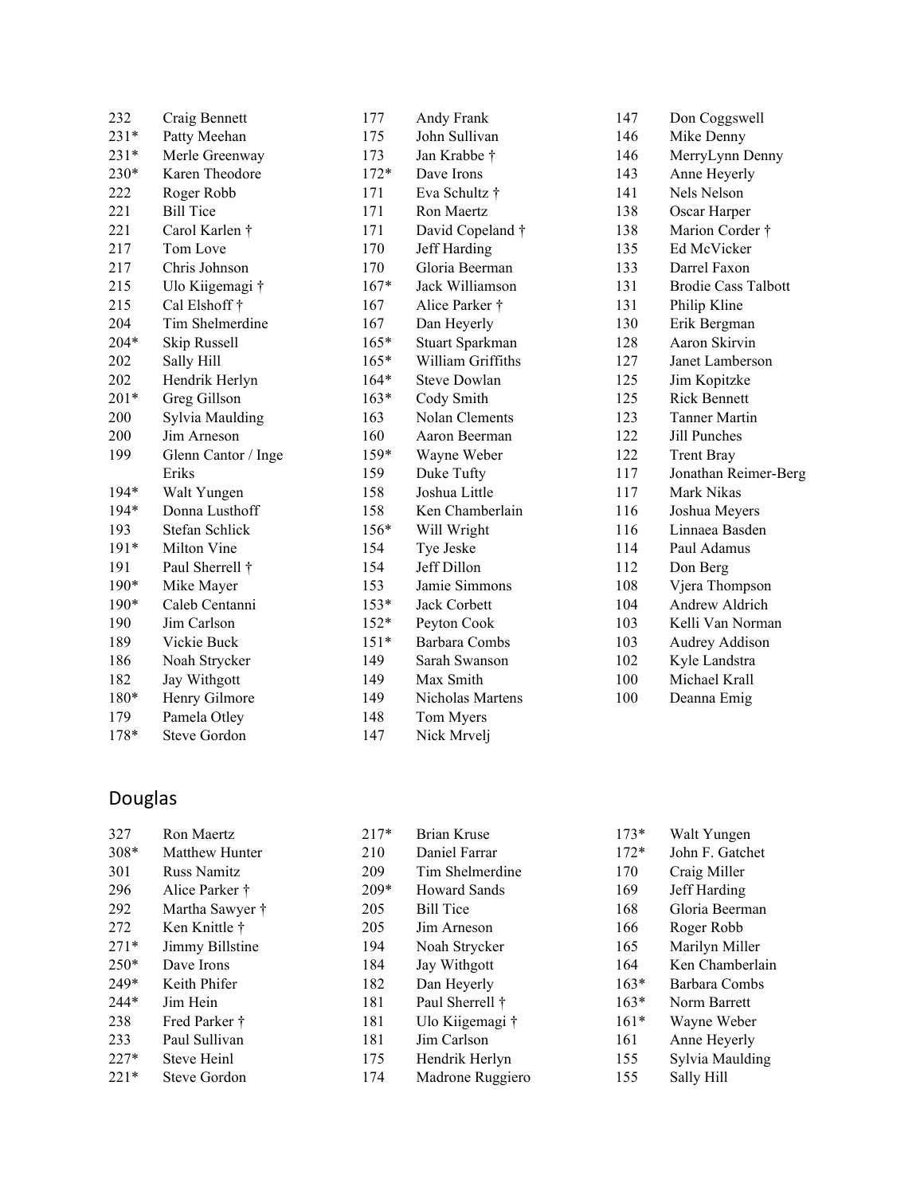| | |
|---|---|
| 232 | Craig Bennett |
| 231* | Patty Meehan |
| 231* | Merle Greenway |
| 230* | Karen Theodore |
| 222 | Roger Robb |
| 221 | Bill Tice |
| 221 | Carol Karlen † |
| 217 | Tom Love |
| 217 | Chris Johnson |
| 215 | Ulo Kiigemagi † |
| 215 | Cal Elshoff † |
| 204 | Tim Shelmerdine |
| 204* | Skip Russell |
| 202 | Sally Hill |
| 202 | Hendrik Herlyn |
| 201* | Greg Gillson |
| 200 | Sylvia Maulding |
| 200 | Jim Arneson |
| 199 | Glenn Cantor / Inge Eriks |
| 194* | Walt Yungen |
| 194* | Donna Lusthoff |
| 193 | Stefan Schlick |
| 191* | Milton Vine |
| 191 | Paul Sherrell † |
| 190* | Mike Mayer |
| 190* | Caleb Centanni |
| 190 | Jim Carlson |
| 189 | Vickie Buck |
| 186 | Noah Strycker |
| 182 | Jay Withgott |
| 180* | Henry Gilmore |
| 179 | Pamela Otley |
| 178* | Steve Gordon |
| 177 | Andy Frank |
| 175 | John Sullivan |
| 173 | Jan Krabbe † |
| 172* | Dave Irons |
| 171 | Eva Schultz † |
| 171 | Ron Maertz |
| 171 | David Copeland † |
| 170 | Jeff Harding |
| 170 | Gloria Beerman |
| 167* | Jack Williamson |
| 167 | Alice Parker † |
| 167 | Dan Heyerly |
| 165* | Stuart Sparkman |
| 165* | William Griffiths |
| 164* | Steve Dowlan |
| 163* | Cody Smith |
| 163 | Nolan Clements |
| 160 | Aaron Beerman |
| 159* | Wayne Weber |
| 159 | Duke Tufty |
| 158 | Joshua Little |
| 158 | Ken Chamberlain |
| 156* | Will Wright |
| 154 | Tye Jeske |
| 154 | Jeff Dillon |
| 153 | Jamie Simmons |
| 153* | Jack Corbett |
| 152* | Peyton Cook |
| 151* | Barbara Combs |
| 149 | Sarah Swanson |
| 149 | Max Smith |
| 149 | Nicholas Martens |
| 148 | Tom Myers |
| 147 | Nick Mrvelj |
| 147 | Don Coggswell |
| 146 | Mike Denny |
| 146 | MerryLynn Denny |
| 143 | Anne Heyerly |
| 141 | Nels Nelson |
| 138 | Oscar Harper |
| 138 | Marion Corder † |
| 135 | Ed McVicker |
| 133 | Darrel Faxon |
| 131 | Brodie Cass Talbott |
| 131 | Philip Kline |
| 130 | Erik Bergman |
| 128 | Aaron Skirvin |
| 127 | Janet Lamberson |
| 125 | Jim Kopitzke |
| 125 | Rick Bennett |
| 123 | Tanner Martin |
| 122 | Jill Punches |
| 122 | Trent Bray |
| 117 | Jonathan Reimer-Berg |
| 117 | Mark Nikas |
| 116 | Joshua Meyers |
| 116 | Linnaea Basden |
| 114 | Paul Adamus |
| 112 | Don Berg |
| 108 | Vjera Thompson |
| 104 | Andrew Aldrich |
| 103 | Kelli Van Norman |
| 103 | Audrey Addison |
| 102 | Kyle Landstra |
| 100 | Michael Krall |
| 100 | Deanna Emig |

## Douglas

| | |
|---|---|
| 327 | Ron Maertz |
| 308* | Matthew Hunter |
| 301 | Russ Namitz |
| 296 | Alice Parker † |
| 292 | Martha Sawyer † |
| 272 | Ken Knittle † |
| 271* | Jimmy Billstine |
| 250* | Dave Irons |
| 249* | Keith Phifer |
| 244* | Jim Hein |
| 238 | Fred Parker † |
| 233 | Paul Sullivan |
| 227* | Steve Heinl |
| 221* | Steve Gordon |
| 217* | Brian Kruse |
| 210 | Daniel Farrar |
| 209 | Tim Shelmerdine |
| 209* | Howard Sands |
| 205 | Bill Tice |
| 205 | Jim Arneson |
| 194 | Noah Strycker |
| 184 | Jay Withgott |
| 182 | Dan Heyerly |
| 181 | Paul Sherrell † |
| 181 | Ulo Kiigemagi † |
| 181 | Jim Carlson |
| 175 | Hendrik Herlyn |
| 174 | Madrone Ruggiero |
| 173* | Walt Yungen |
| 172* | John F. Gatchet |
| 170 | Craig Miller |
| 169 | Jeff Harding |
| 168 | Gloria Beerman |
| 166 | Roger Robb |
| 165 | Marilyn Miller |
| 164 | Ken Chamberlain |
| 163* | Barbara Combs |
| 163* | Norm Barrett |
| 161* | Wayne Weber |
| 161 | Anne Heyerly |
| 155 | Sylvia Maulding |
| 155 | Sally Hill |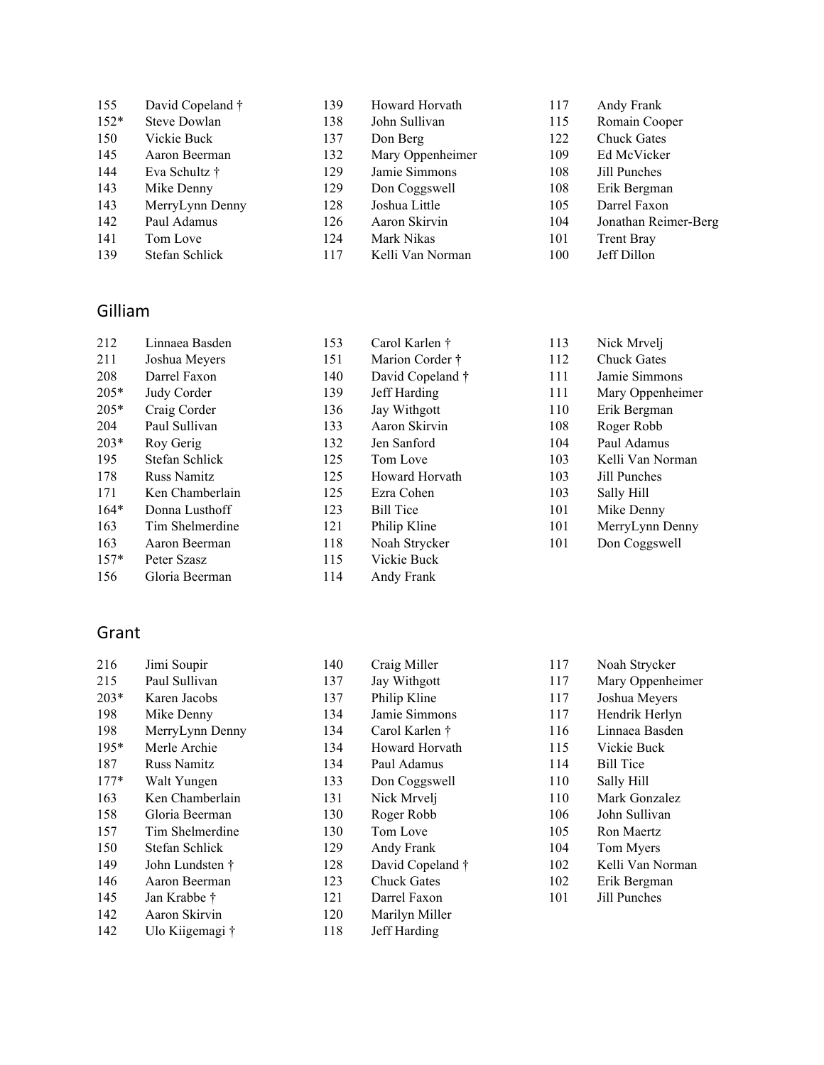155 David Copeland †
152* Steve Dowlan
150 Vickie Buck
145 Aaron Beerman
144 Eva Schultz †
143 Mike Denny
143 MerryLynn Denny
142 Paul Adamus
141 Tom Love
139 Stefan Schlick
139 Howard Horvath
138 John Sullivan
137 Don Berg
132 Mary Oppenheimer
129 Jamie Simmons
129 Don Coggswell
128 Joshua Little
126 Aaron Skirvin
124 Mark Nikas
117 Kelli Van Norman
117 Andy Frank
115 Romain Cooper
122 Chuck Gates
109 Ed McVicker
108 Jill Punches
108 Erik Bergman
105 Darrel Faxon
104 Jonathan Reimer-Berg
101 Trent Bray
100 Jeff Dillon

## Gilliam

212 Linnaea Basden
211 Joshua Meyers
208 Darrel Faxon
205* Judy Corder
205* Craig Corder
204 Paul Sullivan
203* Roy Gerig
195 Stefan Schlick
178 Russ Namitz
171 Ken Chamberlain
164* Donna Lusthoff
163 Tim Shelmerdine
163 Aaron Beerman
157* Peter Szasz
156 Gloria Beerman
153 Carol Karlen †
151 Marion Corder †
140 David Copeland †
139 Jeff Harding
136 Jay Withgott
133 Aaron Skirvin
132 Jen Sanford
125 Tom Love
125 Howard Horvath
125 Ezra Cohen
123 Bill Tice
121 Philip Kline
118 Noah Strycker
115 Vickie Buck
114 Andy Frank
113 Nick Mrvelj
112 Chuck Gates
111 Jamie Simmons
111 Mary Oppenheimer
110 Erik Bergman
108 Roger Robb
104 Paul Adamus
103 Kelli Van Norman
103 Jill Punches
103 Sally Hill
101 Mike Denny
101 MerryLynn Denny
101 Don Coggswell

## Grant

216 Jimi Soupir
215 Paul Sullivan
203* Karen Jacobs
198 Mike Denny
198 MerryLynn Denny
195* Merle Archie
187 Russ Namitz
177* Walt Yungen
163 Ken Chamberlain
158 Gloria Beerman
157 Tim Shelmerdine
150 Stefan Schlick
149 John Lundsten †
146 Aaron Beerman
145 Jan Krabbe †
142 Aaron Skirvin
142 Ulo Kiigemagi †
140 Craig Miller
137 Jay Withgott
137 Philip Kline
134 Jamie Simmons
134 Carol Karlen †
134 Howard Horvath
134 Paul Adamus
133 Don Coggswell
131 Nick Mrvelj
130 Roger Robb
130 Tom Love
129 Andy Frank
128 David Copeland †
123 Chuck Gates
121 Darrel Faxon
120 Marilyn Miller
118 Jeff Harding
117 Noah Strycker
117 Mary Oppenheimer
117 Joshua Meyers
117 Hendrik Herlyn
116 Linnaea Basden
115 Vickie Buck
114 Bill Tice
110 Sally Hill
110 Mark Gonzalez
106 John Sullivan
105 Ron Maertz
104 Tom Myers
102 Kelli Van Norman
102 Erik Bergman
101 Jill Punches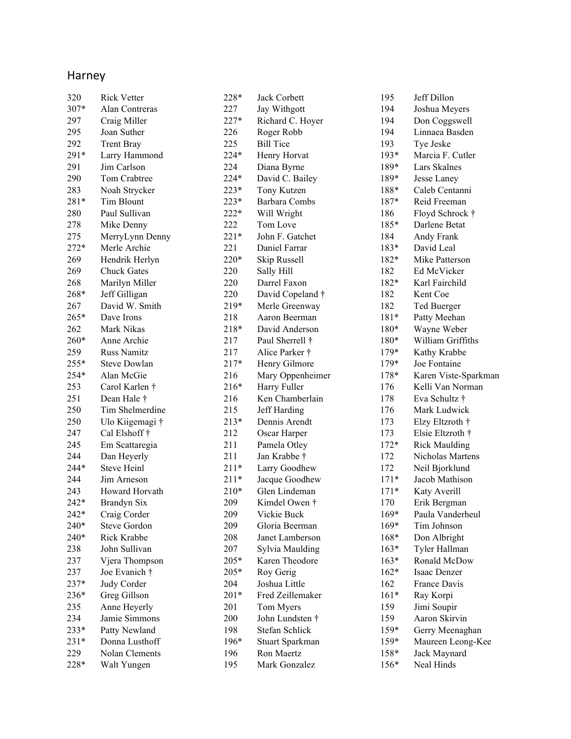## Harney

| | |
|---|---|
| 320 | Rick Vetter |
| 307* | Alan Contreras |
| 297 | Craig Miller |
| 295 | Joan Suther |
| 292 | Trent Bray |
| 291* | Larry Hammond |
| 291 | Jim Carlson |
| 290 | Tom Crabtree |
| 283 | Noah Strycker |
| 281* | Tim Blount |
| 280 | Paul Sullivan |
| 278 | Mike Denny |
| 275 | MerryLynn Denny |
| 272* | Merle Archie |
| 269 | Hendrik Herlyn |
| 269 | Chuck Gates |
| 268 | Marilyn Miller |
| 268* | Jeff Gilligan |
| 267 | David W. Smith |
| 265* | Dave Irons |
| 262 | Mark Nikas |
| 260* | Anne Archie |
| 259 | Russ Namitz |
| 255* | Steve Dowlan |
| 254* | Alan McGie |
| 253 | Carol Karlen † |
| 251 | Dean Hale † |
| 250 | Tim Shelmerdine |
| 250 | Ulo Kiigemagi † |
| 247 | Cal Elshoff † |
| 245 | Em Scattaregia |
| 244 | Dan Heyerly |
| 244* | Steve Heinl |
| 244 | Jim Arneson |
| 243 | Howard Horvath |
| 242* | Brandyn Six |
| 242* | Craig Corder |
| 240* | Steve Gordon |
| 240* | Rick Krabbe |
| 238 | John Sullivan |
| 237 | Vjera Thompson |
| 237 | Joe Evanich † |
| 237* | Judy Corder |
| 236* | Greg Gillson |
| 235 | Anne Heyerly |
| 234 | Jamie Simmons |
| 233* | Patty Newland |
| 231* | Donna Lusthoff |
| 229 | Nolan Clements |
| 228* | Walt Yungen |
| 228* | Jack Corbett |
| 227 | Jay Withgott |
| 227* | Richard C. Hoyer |
| 226 | Roger Robb |
| 225 | Bill Tice |
| 224* | Henry Horvat |
| 224 | Diana Byrne |
| 224* | David C. Bailey |
| 223* | Tony Kutzen |
| 223* | Barbara Combs |
| 222* | Will Wright |
| 222 | Tom Love |
| 221* | John F. Gatchet |
| 221 | Daniel Farrar |
| 220* | Skip Russell |
| 220 | Sally Hill |
| 220 | Darrel Faxon |
| 220 | David Copeland † |
| 219* | Merle Greenway |
| 218 | Aaron Beerman |
| 218* | David Anderson |
| 217 | Paul Sherrell † |
| 217 | Alice Parker † |
| 217* | Henry Gilmore |
| 216 | Mary Oppenheimer |
| 216* | Harry Fuller |
| 216 | Ken Chamberlain |
| 215 | Jeff Harding |
| 213* | Dennis Arendt |
| 212 | Oscar Harper |
| 211 | Pamela Otley |
| 211 | Jan Krabbe † |
| 211* | Larry Goodhew |
| 211* | Jacque Goodhew |
| 210* | Glen Lindeman |
| 209 | Kimdel Owen † |
| 209 | Vickie Buck |
| 209 | Gloria Beerman |
| 208 | Janet Lamberson |
| 207 | Sylvia Maulding |
| 205* | Karen Theodore |
| 205* | Roy Gerig |
| 204 | Joshua Little |
| 201* | Fred Zeillemaker |
| 201 | Tom Myers |
| 200 | John Lundsten † |
| 198 | Stefan Schlick |
| 196* | Stuart Sparkman |
| 196 | Ron Maertz |
| 195 | Mark Gonzalez |
| 195 | Jeff Dillon |
| 194 | Joshua Meyers |
| 194 | Don Coggswell |
| 194 | Linnaea Basden |
| 193 | Tye Jeske |
| 193* | Marcia F. Cutler |
| 189* | Lars Skalnes |
| 189* | Jesse Laney |
| 188* | Caleb Centanni |
| 187* | Reid Freeman |
| 186 | Floyd Schrock † |
| 185* | Darlene Betat |
| 184 | Andy Frank |
| 183* | David Leal |
| 182* | Mike Patterson |
| 182 | Ed McVicker |
| 182* | Karl Fairchild |
| 182 | Kent Coe |
| 182 | Ted Buerger |
| 181* | Patty Meehan |
| 180* | Wayne Weber |
| 180* | William Griffiths |
| 179* | Kathy Krabbe |
| 179* | Joe Fontaine |
| 178* | Karen Viste-Sparkman |
| 176 | Kelli Van Norman |
| 178 | Eva Schultz † |
| 176 | Mark Ludwick |
| 173 | Elzy Eltzroth † |
| 173 | Elsie Eltzroth † |
| 172* | Rick Maulding |
| 172 | Nicholas Martens |
| 172 | Neil Bjorklund |
| 171* | Jacob Mathison |
| 171* | Katy Averill |
| 170 | Erik Bergman |
| 169* | Paula Vanderheul |
| 169* | Tim Johnson |
| 168* | Don Albright |
| 163* | Tyler Hallman |
| 163* | Ronald McDow |
| 162* | Isaac Denzer |
| 162 | France Davis |
| 161* | Ray Korpi |
| 159 | Jimi Soupir |
| 159 | Aaron Skirvin |
| 159* | Gerry Meenaghan |
| 159* | Maureen Leong-Kee |
| 158* | Jack Maynard |
| 156* | Neal Hinds |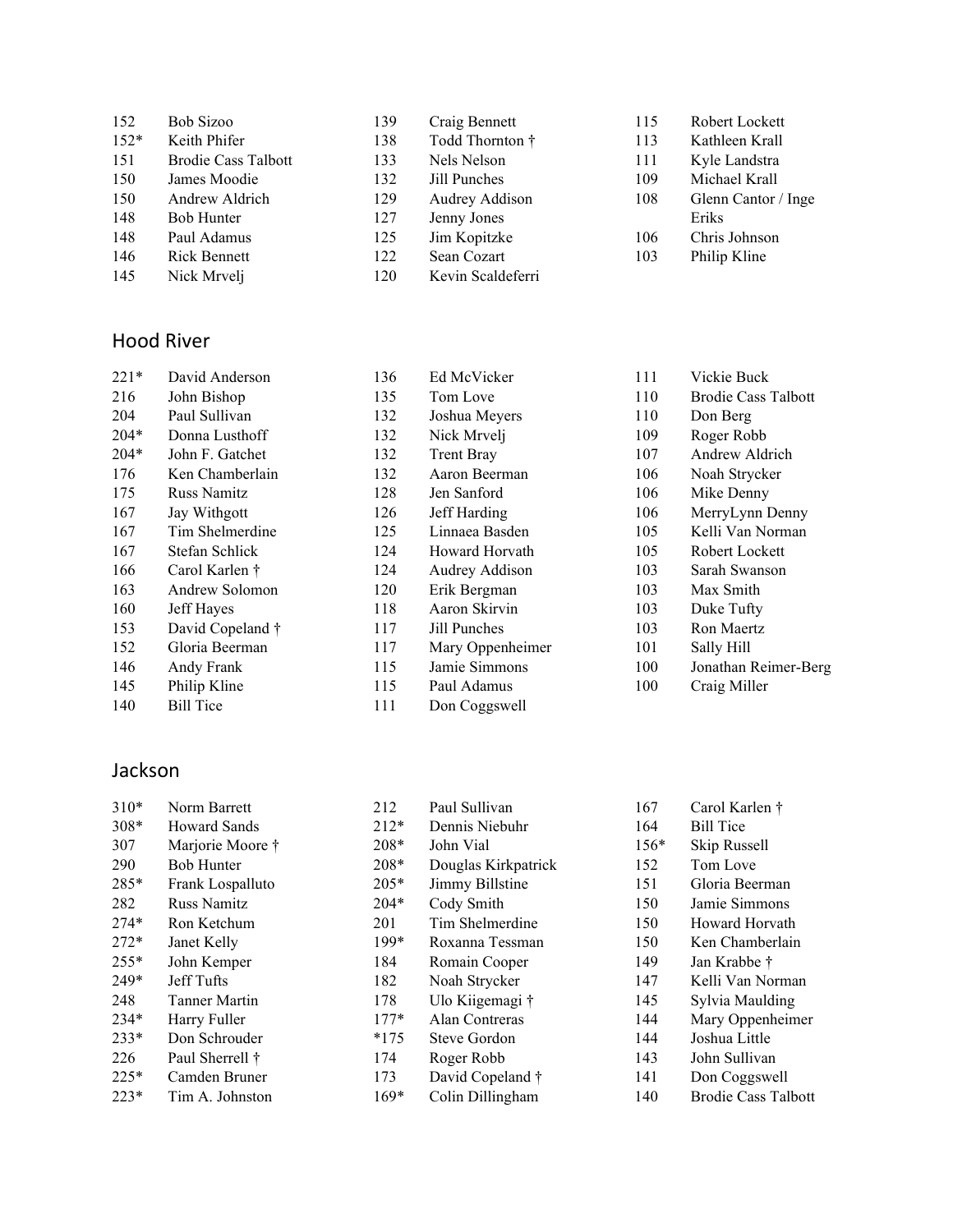152 Bob Sizoo
152* Keith Phifer
151 Brodie Cass Talbott
150 James Moodie
150 Andrew Aldrich
148 Bob Hunter
148 Paul Adamus
146 Rick Bennett
145 Nick Mrvelj
139 Craig Bennett
138 Todd Thornton †
133 Nels Nelson
132 Jill Punches
129 Audrey Addison
127 Jenny Jones
125 Jim Kopitzke
122 Sean Cozart
120 Kevin Scaldeferri
115 Robert Lockett
113 Kathleen Krall
111 Kyle Landstra
109 Michael Krall
108 Glenn Cantor / Inge Eriks
106 Chris Johnson
103 Philip Kline

## Hood River

221* David Anderson
216 John Bishop
204 Paul Sullivan
204* Donna Lusthoff
204* John F. Gatchet
176 Ken Chamberlain
175 Russ Namitz
167 Jay Withgott
167 Tim Shelmerdine
167 Stefan Schlick
166 Carol Karlen †
163 Andrew Solomon
160 Jeff Hayes
153 David Copeland †
152 Gloria Beerman
146 Andy Frank
145 Philip Kline
140 Bill Tice
136 Ed McVicker
135 Tom Love
132 Joshua Meyers
132 Nick Mrvelj
132 Trent Bray
132 Aaron Beerman
128 Jen Sanford
126 Jeff Harding
125 Linnaea Basden
124 Howard Horvath
124 Audrey Addison
120 Erik Bergman
118 Aaron Skirvin
117 Jill Punches
117 Mary Oppenheimer
115 Jamie Simmons
115 Paul Adamus
111 Don Coggswell
111 Vickie Buck
110 Brodie Cass Talbott
110 Don Berg
109 Roger Robb
107 Andrew Aldrich
106 Noah Strycker
106 Mike Denny
106 MerryLynn Denny
105 Kelli Van Norman
105 Robert Lockett
103 Sarah Swanson
103 Max Smith
103 Duke Tufty
103 Ron Maertz
101 Sally Hill
100 Jonathan Reimer-Berg
100 Craig Miller

## Jackson

310* Norm Barrett
308* Howard Sands
307 Marjorie Moore †
290 Bob Hunter
285* Frank Lospalluto
282 Russ Namitz
274* Ron Ketchum
272* Janet Kelly
255* John Kemper
249* Jeff Tufts
248 Tanner Martin
234* Harry Fuller
233* Don Schrouder
226 Paul Sherrell †
225* Camden Bruner
223* Tim A. Johnston
212 Paul Sullivan
212* Dennis Niebuhr
208* John Vial
208* Douglas Kirkpatrick
205* Jimmy Billstine
204* Cody Smith
201 Tim Shelmerdine
199* Roxanna Tessman
184 Romain Cooper
182 Noah Strycker
178 Ulo Kiigemagi †
177* Alan Contreras
*175 Steve Gordon
174 Roger Robb
173 David Copeland †
169* Colin Dillingham
167 Carol Karlen †
164 Bill Tice
156* Skip Russell
152 Tom Love
151 Gloria Beerman
150 Jamie Simmons
150 Howard Horvath
150 Ken Chamberlain
149 Jan Krabbe †
147 Kelli Van Norman
145 Sylvia Maulding
144 Mary Oppenheimer
144 Joshua Little
143 John Sullivan
141 Don Coggswell
140 Brodie Cass Talbott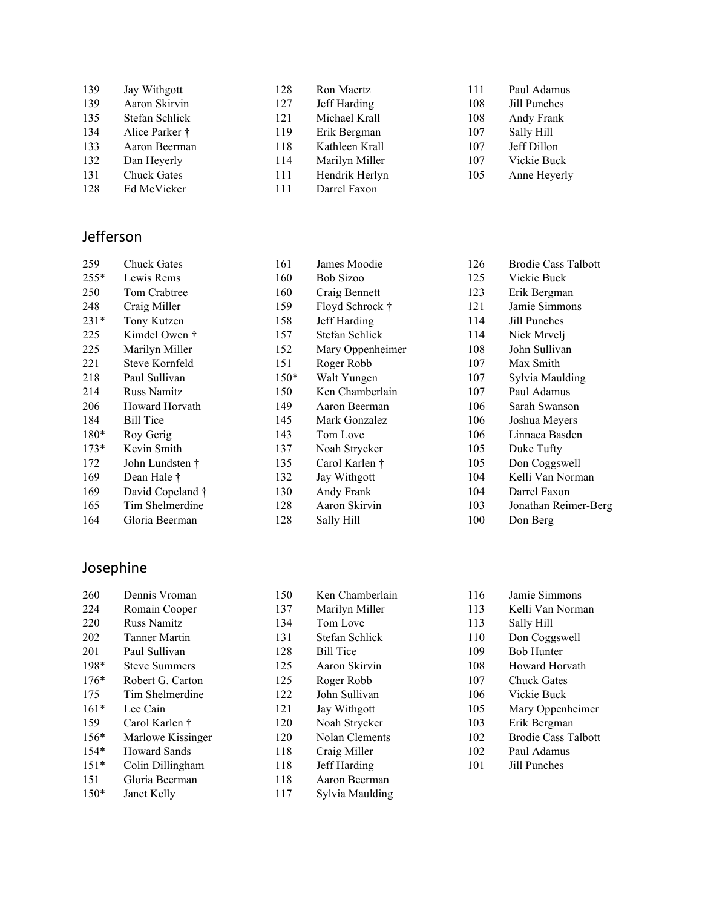| | | | | | |
|---|---|---|---|---|---|
| 139 | Jay Withgott | 128 | Ron Maertz | 111 | Paul Adamus |
| 139 | Aaron Skirvin | 127 | Jeff Harding | 108 | Jill Punches |
| 135 | Stefan Schlick | 121 | Michael Krall | 108 | Andy Frank |
| 134 | Alice Parker † | 119 | Erik Bergman | 107 | Sally Hill |
| 133 | Aaron Beerman | 118 | Kathleen Krall | 107 | Jeff Dillon |
| 132 | Dan Heyerly | 114 | Marilyn Miller | 107 | Vickie Buck |
| 131 | Chuck Gates | 111 | Hendrik Herlyn | 105 | Anne Heyerly |
| 128 | Ed McVicker | 111 | Darrel Faxon | | |

## Jefferson

| | | | | | |
|---|---|---|---|---|---|
| 259 | Chuck Gates | 161 | James Moodie | 126 | Brodie Cass Talbott |
| 255* | Lewis Rems | 160 | Bob Sizoo | 125 | Vickie Buck |
| 250 | Tom Crabtree | 160 | Craig Bennett | 123 | Erik Bergman |
| 248 | Craig Miller | 159 | Floyd Schrock † | 121 | Jamie Simmons |
| 231* | Tony Kutzen | 158 | Jeff Harding | 114 | Jill Punches |
| 225 | Kimdel Owen † | 157 | Stefan Schlick | 114 | Nick Mrvelj |
| 225 | Marilyn Miller | 152 | Mary Oppenheimer | 108 | John Sullivan |
| 221 | Steve Kornfeld | 151 | Roger Robb | 107 | Max Smith |
| 218 | Paul Sullivan | 150* | Walt Yungen | 107 | Sylvia Maulding |
| 214 | Russ Namitz | 150 | Ken Chamberlain | 107 | Paul Adamus |
| 206 | Howard Horvath | 149 | Aaron Beerman | 106 | Sarah Swanson |
| 184 | Bill Tice | 145 | Mark Gonzalez | 106 | Joshua Meyers |
| 180* | Roy Gerig | 143 | Tom Love | 106 | Linnaea Basden |
| 173* | Kevin Smith | 137 | Noah Strycker | 105 | Duke Tufty |
| 172 | John Lundsten † | 135 | Carol Karlen † | 105 | Don Coggswell |
| 169 | Dean Hale † | 132 | Jay Withgott | 104 | Kelli Van Norman |
| 169 | David Copeland † | 130 | Andy Frank | 104 | Darrel Faxon |
| 165 | Tim Shelmerdine | 128 | Aaron Skirvin | 103 | Jonathan Reimer-Berg |
| 164 | Gloria Beerman | 128 | Sally Hill | 100 | Don Berg |

## Josephine

| | | | | | |
|---|---|---|---|---|---|
| 260 | Dennis Vroman | 150 | Ken Chamberlain | 116 | Jamie Simmons |
| 224 | Romain Cooper | 137 | Marilyn Miller | 113 | Kelli Van Norman |
| 220 | Russ Namitz | 134 | Tom Love | 113 | Sally Hill |
| 202 | Tanner Martin | 131 | Stefan Schlick | 110 | Don Coggswell |
| 201 | Paul Sullivan | 128 | Bill Tice | 109 | Bob Hunter |
| 198* | Steve Summers | 125 | Aaron Skirvin | 108 | Howard Horvath |
| 176* | Robert G. Carton | 125 | Roger Robb | 107 | Chuck Gates |
| 175 | Tim Shelmerdine | 122 | John Sullivan | 106 | Vickie Buck |
| 161* | Lee Cain | 121 | Jay Withgott | 105 | Mary Oppenheimer |
| 159 | Carol Karlen † | 120 | Noah Strycker | 103 | Erik Bergman |
| 156* | Marlowe Kissinger | 120 | Nolan Clements | 102 | Brodie Cass Talbott |
| 154* | Howard Sands | 118 | Craig Miller | 102 | Paul Adamus |
| 151* | Colin Dillingham | 118 | Jeff Harding | 101 | Jill Punches |
| 151 | Gloria Beerman | 118 | Aaron Beerman | | |
| 150* | Janet Kelly | 117 | Sylvia Maulding | | |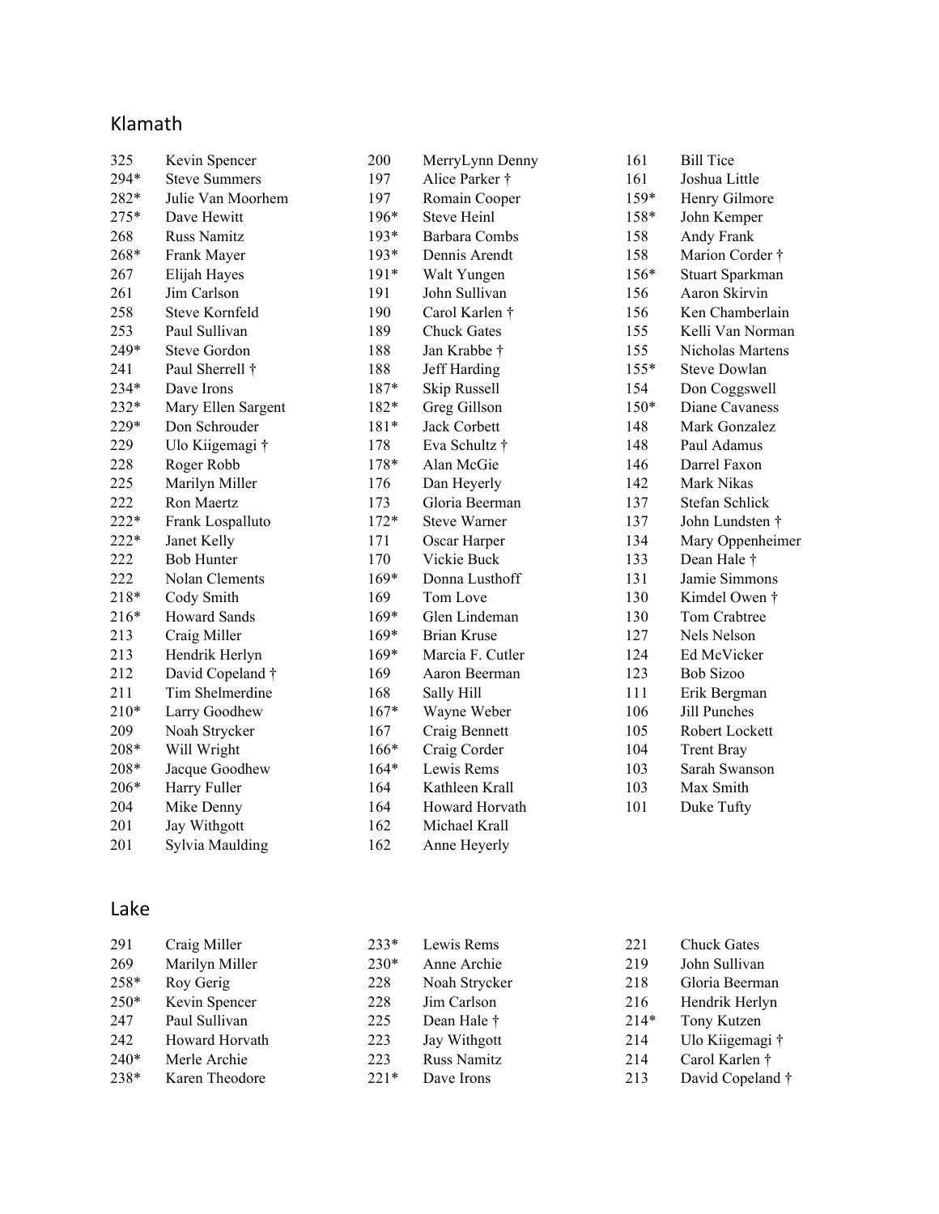## Klamath

| | | | | | | | |
|---|---|---|---|---|---|---|---|
| 325 | Kevin Spencer | 200 | MerryLynn Denny | 161 | Bill Tice |
| 294* | Steve Summers | 197 | Alice Parker † | 161 | Joshua Little |
| 282* | Julie Van Moorhem | 197 | Romain Cooper | 159* | Henry Gilmore |
| 275* | Dave Hewitt | 196* | Steve Heinl | 158* | John Kemper |
| 268 | Russ Namitz | 193* | Barbara Combs | 158 | Andy Frank |
| 268* | Frank Mayer | 193* | Dennis Arendt | 158 | Marion Corder † |
| 267 | Elijah Hayes | 191* | Walt Yungen | 156* | Stuart Sparkman |
| 261 | Jim Carlson | 191 | John Sullivan | 156 | Aaron Skirvin |
| 258 | Steve Kornfeld | 190 | Carol Karlen † | 156 | Ken Chamberlain |
| 253 | Paul Sullivan | 189 | Chuck Gates | 155 | Kelli Van Norman |
| 249* | Steve Gordon | 188 | Jan Krabbe † | 155 | Nicholas Martens |
| 241 | Paul Sherrell † | 188 | Jeff Harding | 155* | Steve Dowlan |
| 234* | Dave Irons | 187* | Skip Russell | 154 | Don Coggswell |
| 232* | Mary Ellen Sargent | 182* | Greg Gillson | 150* | Diane Cavaness |
| 229* | Don Schrouder | 181* | Jack Corbett | 148 | Mark Gonzalez |
| 229 | Ulo Kiigemagi † | 178 | Eva Schultz † | 148 | Paul Adamus |
| 228 | Roger Robb | 178* | Alan McGie | 146 | Darrel Faxon |
| 225 | Marilyn Miller | 176 | Dan Heyerly | 142 | Mark Nikas |
| 222 | Ron Maertz | 173 | Gloria Beerman | 137 | Stefan Schlick |
| 222* | Frank Lospalluto | 172* | Steve Warner | 137 | John Lundsten † |
| 222* | Janet Kelly | 171 | Oscar Harper | 134 | Mary Oppenheimer |
| 222 | Bob Hunter | 170 | Vickie Buck | 133 | Dean Hale † |
| 222 | Nolan Clements | 169* | Donna Lusthoff | 131 | Jamie Simmons |
| 218* | Cody Smith | 169 | Tom Love | 130 | Kimdel Owen † |
| 216* | Howard Sands | 169* | Glen Lindeman | 130 | Tom Crabtree |
| 213 | Craig Miller | 169* | Brian Kruse | 127 | Nels Nelson |
| 213 | Hendrik Herlyn | 169* | Marcia F. Cutler | 124 | Ed McVicker |
| 212 | David Copeland † | 169 | Aaron Beerman | 123 | Bob Sizoo |
| 211 | Tim Shelmerdine | 168 | Sally Hill | 111 | Erik Bergman |
| 210* | Larry Goodhew | 167* | Wayne Weber | 106 | Jill Punches |
| 209 | Noah Strycker | 167 | Craig Bennett | 105 | Robert Lockett |
| 208* | Will Wright | 166* | Craig Corder | 104 | Trent Bray |
| 208* | Jacque Goodhew | 164* | Lewis Rems | 103 | Sarah Swanson |
| 206* | Harry Fuller | 164 | Kathleen Krall | 103 | Max Smith |
| 204 | Mike Denny | 164 | Howard Horvath | 101 | Duke Tufty |
| 201 | Jay Withgott | 162 | Michael Krall | | |
| 201 | Sylvia Maulding | 162 | Anne Heyerly | | |

## Lake

| | | | | | |
|---|---|---|---|---|---|
| 291 | Craig Miller | 233* | Lewis Rems | 221 | Chuck Gates |
| 269 | Marilyn Miller | 230* | Anne Archie | 219 | John Sullivan |
| 258* | Roy Gerig | 228 | Noah Strycker | 218 | Gloria Beerman |
| 250* | Kevin Spencer | 228 | Jim Carlson | 216 | Hendrik Herlyn |
| 247 | Paul Sullivan | 225 | Dean Hale † | 214* | Tony Kutzen |
| 242 | Howard Horvath | 223 | Jay Withgott | 214 | Ulo Kiigemagi † |
| 240* | Merle Archie | 223 | Russ Namitz | 214 | Carol Karlen † |
| 238* | Karen Theodore | 221* | Dave Irons | 213 | David Copeland † |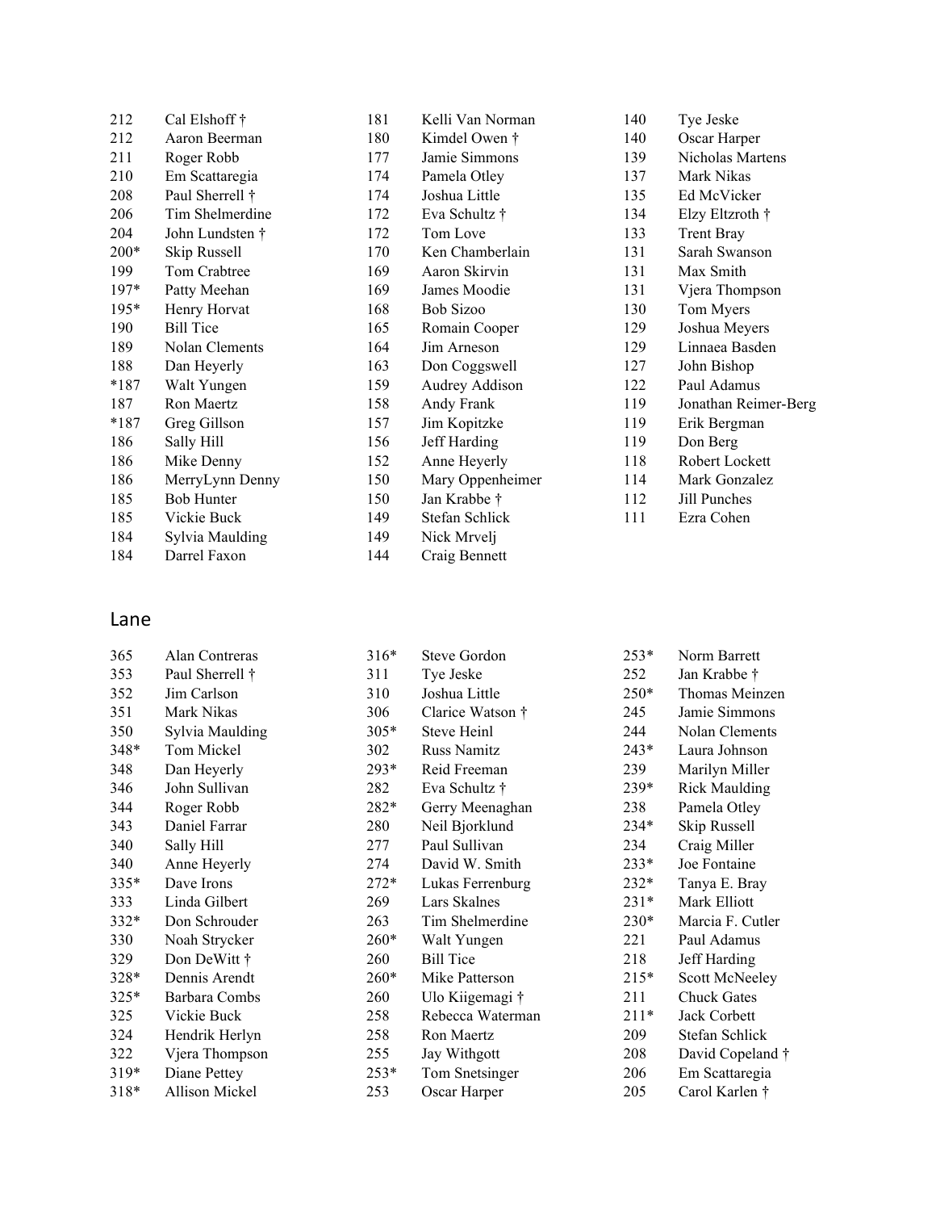| | | | | | |
|---|---|---|---|---|---|
| 212 | Cal Elshoff † | 181 | Kelli Van Norman | 140 | Tye Jeske |
| 212 | Aaron Beerman | 180 | Kimdel Owen † | 140 | Oscar Harper |
| 211 | Roger Robb | 177 | Jamie Simmons | 139 | Nicholas Martens |
| 210 | Em Scattaregia | 174 | Pamela Otley | 137 | Mark Nikas |
| 208 | Paul Sherrell † | 174 | Joshua Little | 135 | Ed McVicker |
| 206 | Tim Shelmerdine | 172 | Eva Schultz † | 134 | Elzy Eltzroth † |
| 204 | John Lundsten † | 172 | Tom Love | 133 | Trent Bray |
| 200* | Skip Russell | 170 | Ken Chamberlain | 131 | Sarah Swanson |
| 199 | Tom Crabtree | 169 | Aaron Skirvin | 131 | Max Smith |
| 197* | Patty Meehan | 169 | James Moodie | 131 | Vjera Thompson |
| 195* | Henry Horvat | 168 | Bob Sizoo | 130 | Tom Myers |
| 190 | Bill Tice | 165 | Romain Cooper | 129 | Joshua Meyers |
| 189 | Nolan Clements | 164 | Jim Arneson | 129 | Linnaea Basden |
| 188 | Dan Heyerly | 163 | Don Coggswell | 127 | John Bishop |
| *187 | Walt Yungen | 159 | Audrey Addison | 122 | Paul Adamus |
| 187 | Ron Maertz | 158 | Andy Frank | 119 | Jonathan Reimer-Berg |
| *187 | Greg Gillson | 157 | Jim Kopitzke | 119 | Erik Bergman |
| 186 | Sally Hill | 156 | Jeff Harding | 119 | Don Berg |
| 186 | Mike Denny | 152 | Anne Heyerly | 118 | Robert Lockett |
| 186 | MerryLynn Denny | 150 | Mary Oppenheimer | 114 | Mark Gonzalez |
| 185 | Bob Hunter | 150 | Jan Krabbe † | 112 | Jill Punches |
| 185 | Vickie Buck | 149 | Stefan Schlick | 111 | Ezra Cohen |
| 184 | Sylvia Maulding | 149 | Nick Mrvelj | | |
| 184 | Darrel Faxon | 144 | Craig Bennett | | |

## Lane

| | | | | | |
|---|---|---|---|---|---|
| 365 | Alan Contreras | 316* | Steve Gordon | 253* | Norm Barrett |
| 353 | Paul Sherrell † | 311 | Tye Jeske | 252 | Jan Krabbe † |
| 352 | Jim Carlson | 310 | Joshua Little | 250* | Thomas Meinzen |
| 351 | Mark Nikas | 306 | Clarice Watson † | 245 | Jamie Simmons |
| 350 | Sylvia Maulding | 305* | Steve Heinl | 244 | Nolan Clements |
| 348* | Tom Mickel | 302 | Russ Namitz | 243* | Laura Johnson |
| 348 | Dan Heyerly | 293* | Reid Freeman | 239 | Marilyn Miller |
| 346 | John Sullivan | 282 | Eva Schultz † | 239* | Rick Maulding |
| 344 | Roger Robb | 282* | Gerry Meenaghan | 238 | Pamela Otley |
| 343 | Daniel Farrar | 280 | Neil Bjorklund | 234* | Skip Russell |
| 340 | Sally Hill | 277 | Paul Sullivan | 234 | Craig Miller |
| 340 | Anne Heyerly | 274 | David W. Smith | 233* | Joe Fontaine |
| 335* | Dave Irons | 272* | Lukas Ferrenburg | 232* | Tanya E. Bray |
| 333 | Linda Gilbert | 269 | Lars Skalnes | 231* | Mark Elliott |
| 332* | Don Schrouder | 263 | Tim Shelmerdine | 230* | Marcia F. Cutler |
| 330 | Noah Strycker | 260* | Walt Yungen | 221 | Paul Adamus |
| 329 | Don DeWitt † | 260 | Bill Tice | 218 | Jeff Harding |
| 328* | Dennis Arendt | 260* | Mike Patterson | 215* | Scott McNeeley |
| 325* | Barbara Combs | 260 | Ulo Kiigemagi † | 211 | Chuck Gates |
| 325 | Vickie Buck | 258 | Rebecca Waterman | 211* | Jack Corbett |
| 324 | Hendrik Herlyn | 258 | Ron Maertz | 209 | Stefan Schlick |
| 322 | Vjera Thompson | 255 | Jay Withgott | 208 | David Copeland † |
| 319* | Diane Pettey | 253* | Tom Snetsinger | 206 | Em Scattaregia |
| 318* | Allison Mickel | 253 | Oscar Harper | 205 | Carol Karlen † |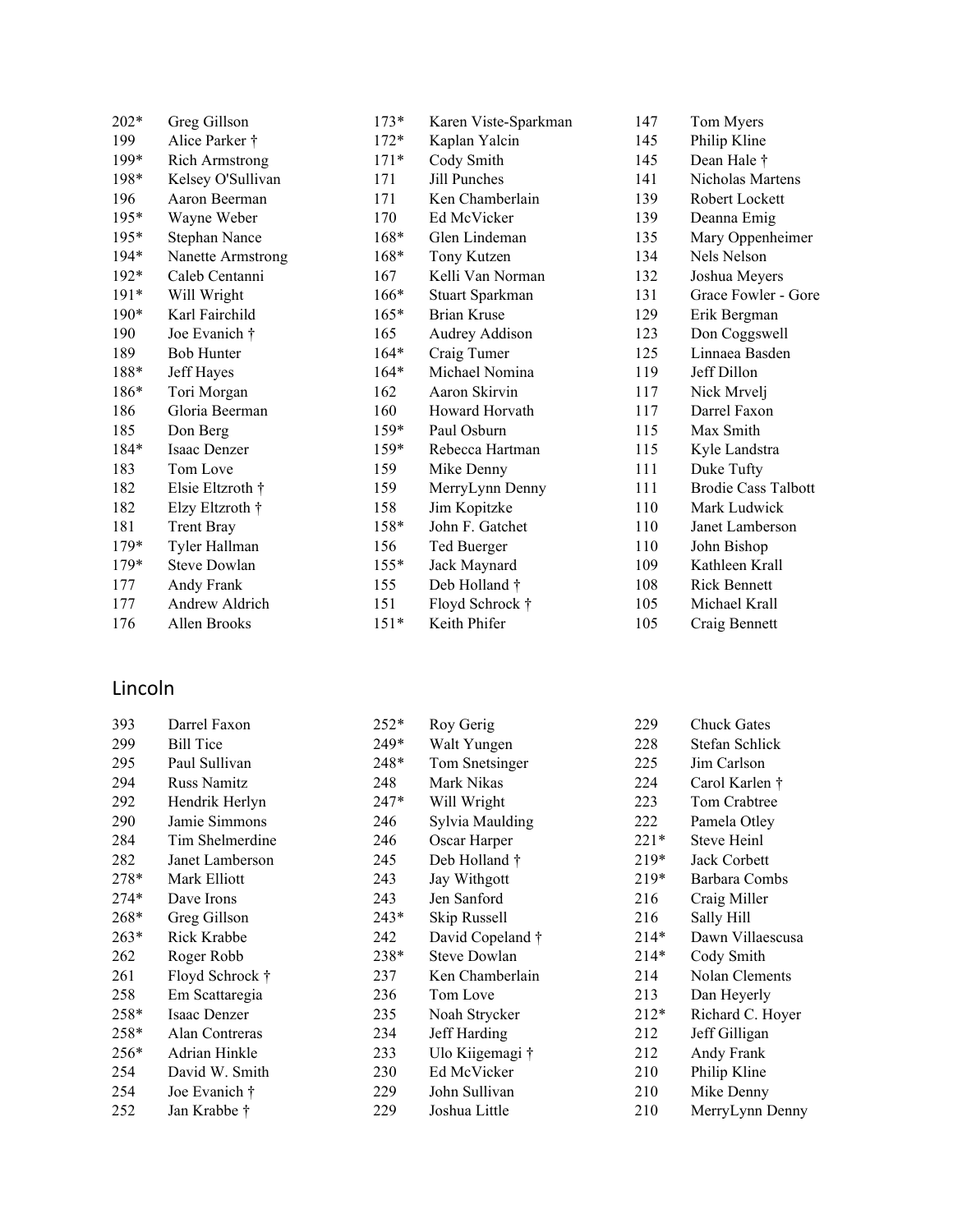| | | | | | |
|---|---|---|---|---|---|
| 202* | Greg Gillson | 173* | Karen Viste-Sparkman | 147 | Tom Myers |
| 199 | Alice Parker † | 172* | Kaplan Yalcin | 145 | Philip Kline |
| 199* | Rich Armstrong | 171* | Cody Smith | 145 | Dean Hale † |
| 198* | Kelsey O'Sullivan | 171 | Jill Punches | 141 | Nicholas Martens |
| 196 | Aaron Beerman | 171 | Ken Chamberlain | 139 | Robert Lockett |
| 195* | Wayne Weber | 170 | Ed McVicker | 139 | Deanna Emig |
| 195* | Stephan Nance | 168* | Glen Lindeman | 135 | Mary Oppenheimer |
| 194* | Nanette Armstrong | 168* | Tony Kutzen | 134 | Nels Nelson |
| 192* | Caleb Centanni | 167 | Kelli Van Norman | 132 | Joshua Meyers |
| 191* | Will Wright | 166* | Stuart Sparkman | 131 | Grace Fowler - Gore |
| 190* | Karl Fairchild | 165* | Brian Kruse | 129 | Erik Bergman |
| 190 | Joe Evanich † | 165 | Audrey Addison | 123 | Don Coggswell |
| 189 | Bob Hunter | 164* | Craig Tumer | 125 | Linnaea Basden |
| 188* | Jeff Hayes | 164* | Michael Nomina | 119 | Jeff Dillon |
| 186* | Tori Morgan | 162 | Aaron Skirvin | 117 | Nick Mrvelj |
| 186 | Gloria Beerman | 160 | Howard Horvath | 117 | Darrel Faxon |
| 185 | Don Berg | 159* | Paul Osburn | 115 | Max Smith |
| 184* | Isaac Denzer | 159* | Rebecca Hartman | 115 | Kyle Landstra |
| 183 | Tom Love | 159 | Mike Denny | 111 | Duke Tufty |
| 182 | Elsie Eltzroth † | 159 | MerryLynn Denny | 111 | Brodie Cass Talbott |
| 182 | Elzy Eltzroth † | 158 | Jim Kopitzke | 110 | Mark Ludwick |
| 181 | Trent Bray | 158* | John F. Gatchet | 110 | Janet Lamberson |
| 179* | Tyler Hallman | 156 | Ted Buerger | 110 | John Bishop |
| 179* | Steve Dowlan | 155* | Jack Maynard | 109 | Kathleen Krall |
| 177 | Andy Frank | 155 | Deb Holland † | 108 | Rick Bennett |
| 177 | Andrew Aldrich | 151 | Floyd Schrock † | 105 | Michael Krall |
| 176 | Allen Brooks | 151* | Keith Phifer | 105 | Craig Bennett |

## Lincoln

| | | | | | |
|---|---|---|---|---|---|
| 393 | Darrel Faxon | 252* | Roy Gerig | 229 | Chuck Gates |
| 299 | Bill Tice | 249* | Walt Yungen | 228 | Stefan Schlick |
| 295 | Paul Sullivan | 248* | Tom Snetsinger | 225 | Jim Carlson |
| 294 | Russ Namitz | 248 | Mark Nikas | 224 | Carol Karlen † |
| 292 | Hendrik Herlyn | 247* | Will Wright | 223 | Tom Crabtree |
| 290 | Jamie Simmons | 246 | Sylvia Maulding | 222 | Pamela Otley |
| 284 | Tim Shelmerdine | 246 | Oscar Harper | 221* | Steve Heinl |
| 282 | Janet Lamberson | 245 | Deb Holland † | 219* | Jack Corbett |
| 278* | Mark Elliott | 243 | Jay Withgott | 219* | Barbara Combs |
| 274* | Dave Irons | 243 | Jen Sanford | 216 | Craig Miller |
| 268* | Greg Gillson | 243* | Skip Russell | 216 | Sally Hill |
| 263* | Rick Krabbe | 242 | David Copeland † | 214* | Dawn Villaescusa |
| 262 | Roger Robb | 238* | Steve Dowlan | 214* | Cody Smith |
| 261 | Floyd Schrock † | 237 | Ken Chamberlain | 214 | Nolan Clements |
| 258 | Em Scattaregia | 236 | Tom Love | 213 | Dan Heyerly |
| 258* | Isaac Denzer | 235 | Noah Strycker | 212* | Richard C. Hoyer |
| 258* | Alan Contreras | 234 | Jeff Harding | 212 | Jeff Gilligan |
| 256* | Adrian Hinkle | 233 | Ulo Kiigemagi † | 212 | Andy Frank |
| 254 | David W. Smith | 230 | Ed McVicker | 210 | Philip Kline |
| 254 | Joe Evanich † | 229 | John Sullivan | 210 | Mike Denny |
| 252 | Jan Krabbe † | 229 | Joshua Little | 210 | MerryLynn Denny |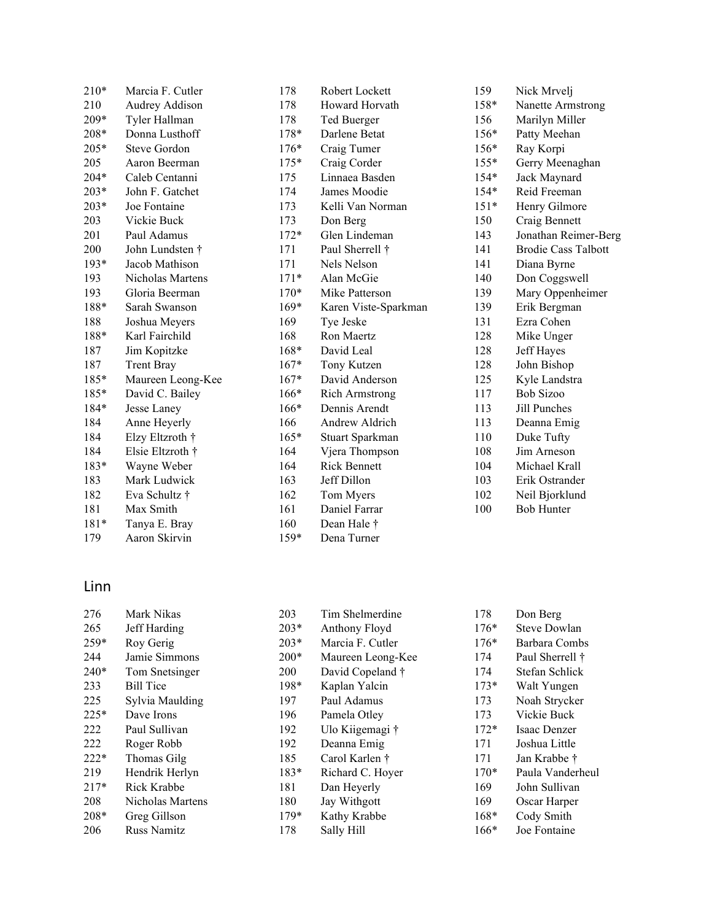| | |
|---|---|
| 210* | Marcia F. Cutler |
| 210 | Audrey Addison |
| 209* | Tyler Hallman |
| 208* | Donna Lusthoff |
| 205* | Steve Gordon |
| 205 | Aaron Beerman |
| 204* | Caleb Centanni |
| 203* | John F. Gatchet |
| 203* | Joe Fontaine |
| 203 | Vickie Buck |
| 201 | Paul Adamus |
| 200 | John Lundsten † |
| 193* | Jacob Mathison |
| 193 | Nicholas Martens |
| 193 | Gloria Beerman |
| 188* | Sarah Swanson |
| 188 | Joshua Meyers |
| 188* | Karl Fairchild |
| 187 | Jim Kopitzke |
| 187 | Trent Bray |
| 185* | Maureen Leong-Kee |
| 185* | David C. Bailey |
| 184* | Jesse Laney |
| 184 | Anne Heyerly |
| 184 | Elzy Eltzroth † |
| 184 | Elsie Eltzroth † |
| 183* | Wayne Weber |
| 183 | Mark Ludwick |
| 182 | Eva Schultz † |
| 181 | Max Smith |
| 181* | Tanya E. Bray |
| 179 | Aaron Skirvin |
| 178 | Robert Lockett |
| 178 | Howard Horvath |
| 178 | Ted Buerger |
| 178* | Darlene Betat |
| 176* | Craig Tumer |
| 175* | Craig Corder |
| 175 | Linnaea Basden |
| 174 | James Moodie |
| 173 | Kelli Van Norman |
| 173 | Don Berg |
| 172* | Glen Lindeman |
| 171 | Paul Sherrell † |
| 171 | Nels Nelson |
| 171* | Alan McGie |
| 170* | Mike Patterson |
| 169* | Karen Viste-Sparkman |
| 169 | Tye Jeske |
| 168 | Ron Maertz |
| 168* | David Leal |
| 167* | Tony Kutzen |
| 167* | David Anderson |
| 166* | Rich Armstrong |
| 166* | Dennis Arendt |
| 166 | Andrew Aldrich |
| 165* | Stuart Sparkman |
| 164 | Vjera Thompson |
| 164 | Rick Bennett |
| 163 | Jeff Dillon |
| 162 | Tom Myers |
| 161 | Daniel Farrar |
| 160 | Dean Hale † |
| 159* | Dena Turner |
| 159 | Nick Mrvelj |
| 158* | Nanette Armstrong |
| 156 | Marilyn Miller |
| 156* | Patty Meehan |
| 156* | Ray Korpi |
| 155* | Gerry Meenaghan |
| 154* | Jack Maynard |
| 154* | Reid Freeman |
| 151* | Henry Gilmore |
| 150 | Craig Bennett |
| 143 | Jonathan Reimer-Berg |
| 141 | Brodie Cass Talbott |
| 141 | Diana Byrne |
| 140 | Don Coggswell |
| 139 | Mary Oppenheimer |
| 139 | Erik Bergman |
| 131 | Ezra Cohen |
| 128 | Mike Unger |
| 128 | Jeff Hayes |
| 128 | John Bishop |
| 125 | Kyle Landstra |
| 117 | Bob Sizoo |
| 113 | Jill Punches |
| 113 | Deanna Emig |
| 110 | Duke Tufty |
| 108 | Jim Arneson |
| 104 | Michael Krall |
| 103 | Erik Ostrander |
| 102 | Neil Bjorklund |
| 100 | Bob Hunter |

## Linn

| | |
|---|---|
| 276 | Mark Nikas |
| 265 | Jeff Harding |
| 259* | Roy Gerig |
| 244 | Jamie Simmons |
| 240* | Tom Snetsinger |
| 233 | Bill Tice |
| 225 | Sylvia Maulding |
| 225* | Dave Irons |
| 222 | Paul Sullivan |
| 222 | Roger Robb |
| 222* | Thomas Gilg |
| 219 | Hendrik Herlyn |
| 217* | Rick Krabbe |
| 208 | Nicholas Martens |
| 208* | Greg Gillson |
| 206 | Russ Namitz |
| 203 | Tim Shelmerdine |
| 203* | Anthony Floyd |
| 203* | Marcia F. Cutler |
| 200* | Maureen Leong-Kee |
| 200 | David Copeland † |
| 198* | Kaplan Yalcin |
| 197 | Paul Adamus |
| 196 | Pamela Otley |
| 192 | Ulo Kiigemagi † |
| 192 | Deanna Emig |
| 185 | Carol Karlen † |
| 183* | Richard C. Hoyer |
| 181 | Dan Heyerly |
| 180 | Jay Withgott |
| 179* | Kathy Krabbe |
| 178 | Sally Hill |
| 178 | Don Berg |
| 176* | Steve Dowlan |
| 176* | Barbara Combs |
| 174 | Paul Sherrell † |
| 174 | Stefan Schlick |
| 173* | Walt Yungen |
| 173 | Noah Strycker |
| 173 | Vickie Buck |
| 172* | Isaac Denzer |
| 171 | Joshua Little |
| 171 | Jan Krabbe † |
| 170* | Paula Vanderheul |
| 169 | John Sullivan |
| 169 | Oscar Harper |
| 168* | Cody Smith |
| 166* | Joe Fontaine |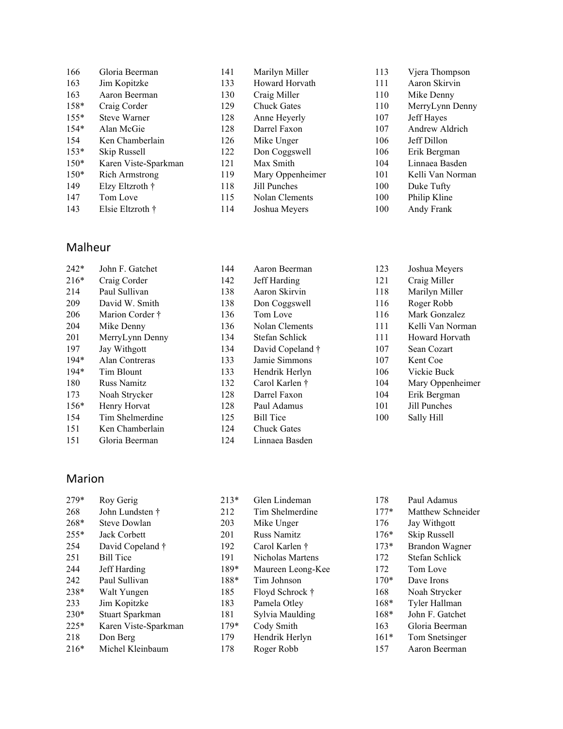| | | | | | |
|---|---|---|---|---|---|
| 166 | Gloria Beerman | 141 | Marilyn Miller | 113 | Vjera Thompson |
| 163 | Jim Kopitzke | 133 | Howard Horvath | 111 | Aaron Skirvin |
| 163 | Aaron Beerman | 130 | Craig Miller | 110 | Mike Denny |
| 158* | Craig Corder | 129 | Chuck Gates | 110 | MerryLynn Denny |
| 155* | Steve Warner | 128 | Anne Heyerly | 107 | Jeff Hayes |
| 154* | Alan McGie | 128 | Darrel Faxon | 107 | Andrew Aldrich |
| 154 | Ken Chamberlain | 126 | Mike Unger | 106 | Jeff Dillon |
| 153* | Skip Russell | 122 | Don Coggswell | 106 | Erik Bergman |
| 150* | Karen Viste-Sparkman | 121 | Max Smith | 104 | Linnaea Basden |
| 150* | Rich Armstrong | 119 | Mary Oppenheimer | 101 | Kelli Van Norman |
| 149 | Elzy Eltzroth † | 118 | Jill Punches | 100 | Duke Tufty |
| 147 | Tom Love | 115 | Nolan Clements | 100 | Philip Kline |
| 143 | Elsie Eltzroth † | 114 | Joshua Meyers | 100 | Andy Frank |

## Malheur

| | | | | | |
|---|---|---|---|---|---|
| 242* | John F. Gatchet | 144 | Aaron Beerman | 123 | Joshua Meyers |
| 216* | Craig Corder | 142 | Jeff Harding | 121 | Craig Miller |
| 214 | Paul Sullivan | 138 | Aaron Skirvin | 118 | Marilyn Miller |
| 209 | David W. Smith | 138 | Don Coggswell | 116 | Roger Robb |
| 206 | Marion Corder † | 136 | Tom Love | 116 | Mark Gonzalez |
| 204 | Mike Denny | 136 | Nolan Clements | 111 | Kelli Van Norman |
| 201 | MerryLynn Denny | 134 | Stefan Schlick | 111 | Howard Horvath |
| 197 | Jay Withgott | 134 | David Copeland † | 107 | Sean Cozart |
| 194* | Alan Contreras | 133 | Jamie Simmons | 107 | Kent Coe |
| 194* | Tim Blount | 133 | Hendrik Herlyn | 106 | Vickie Buck |
| 180 | Russ Namitz | 132 | Carol Karlen † | 104 | Mary Oppenheimer |
| 173 | Noah Strycker | 128 | Darrel Faxon | 104 | Erik Bergman |
| 156* | Henry Horvat | 128 | Paul Adamus | 101 | Jill Punches |
| 154 | Tim Shelmerdine | 125 | Bill Tice | 100 | Sally Hill |
| 151 | Ken Chamberlain | 124 | Chuck Gates | | |
| 151 | Gloria Beerman | 124 | Linnaea Basden | | |

## Marion

| | | | | | |
|---|---|---|---|---|---|
| 279* | Roy Gerig | 213* | Glen Lindeman | 178 | Paul Adamus |
| 268 | John Lundsten † | 212 | Tim Shelmerdine | 177* | Matthew Schneider |
| 268* | Steve Dowlan | 203 | Mike Unger | 176 | Jay Withgott |
| 255* | Jack Corbett | 201 | Russ Namitz | 176* | Skip Russell |
| 254 | David Copeland † | 192 | Carol Karlen † | 173* | Brandon Wagner |
| 251 | Bill Tice | 191 | Nicholas Martens | 172 | Stefan Schlick |
| 244 | Jeff Harding | 189* | Maureen Leong-Kee | 172 | Tom Love |
| 242 | Paul Sullivan | 188* | Tim Johnson | 170* | Dave Irons |
| 238* | Walt Yungen | 185 | Floyd Schrock † | 168 | Noah Strycker |
| 233 | Jim Kopitzke | 183 | Pamela Otley | 168* | Tyler Hallman |
| 230* | Stuart Sparkman | 181 | Sylvia Maulding | 168* | John F. Gatchet |
| 225* | Karen Viste-Sparkman | 179* | Cody Smith | 163 | Gloria Beerman |
| 218 | Don Berg | 179 | Hendrik Herlyn | 161* | Tom Snetsinger |
| 216* | Michel Kleinbaum | 178 | Roger Robb | 157 | Aaron Beerman |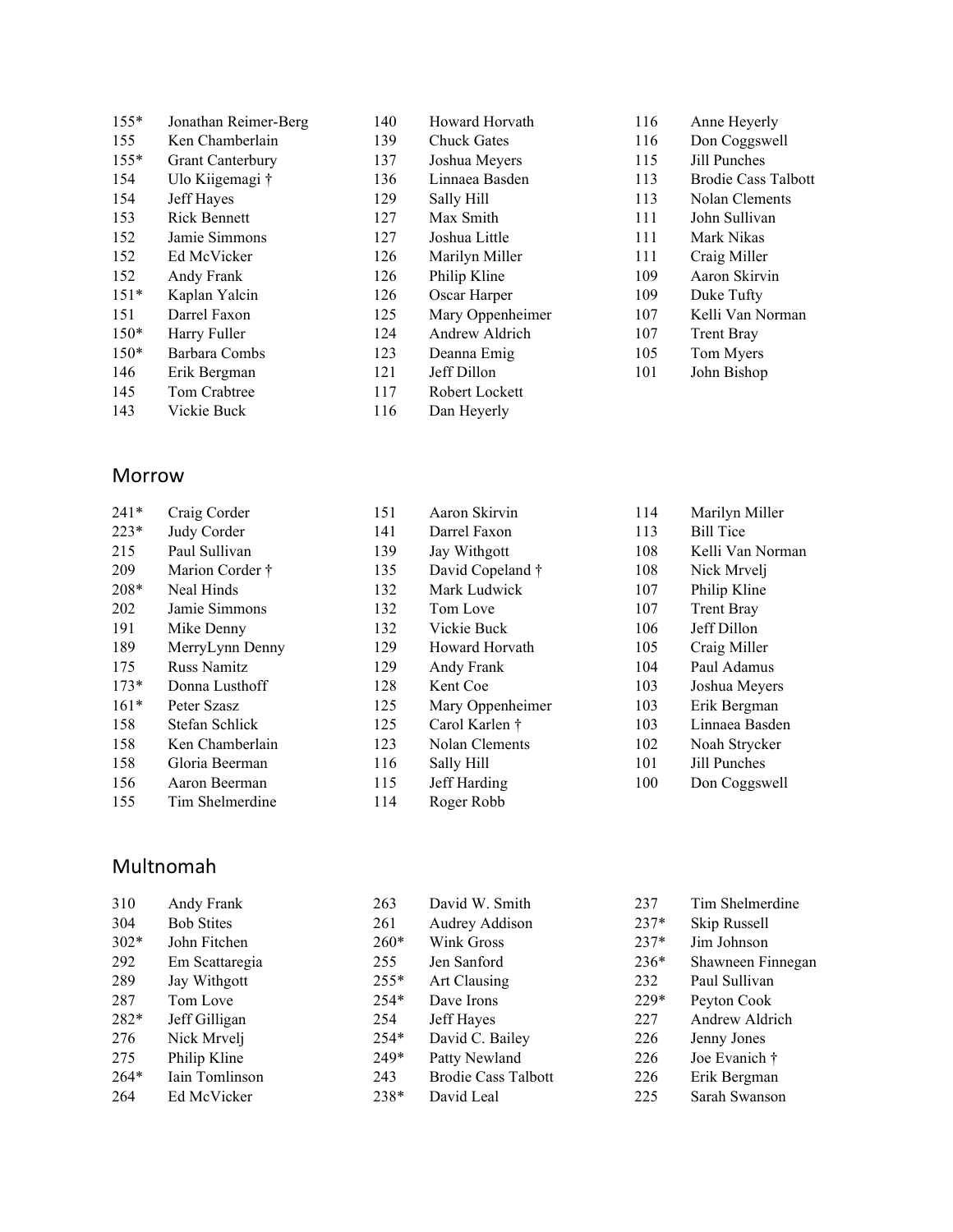| | | | | | |
|---|---|---|---|---|---|
| 155* | Jonathan Reimer-Berg | 140 | Howard Horvath | 116 | Anne Heyerly |
| 155 | Ken Chamberlain | 139 | Chuck Gates | 116 | Don Coggswell |
| 155* | Grant Canterbury | 137 | Joshua Meyers | 115 | Jill Punches |
| 154 | Ulo Kiigemagi † | 136 | Linnaea Basden | 113 | Brodie Cass Talbott |
| 154 | Jeff Hayes | 129 | Sally Hill | 113 | Nolan Clements |
| 153 | Rick Bennett | 127 | Max Smith | 111 | John Sullivan |
| 152 | Jamie Simmons | 127 | Joshua Little | 111 | Mark Nikas |
| 152 | Ed McVicker | 126 | Marilyn Miller | 111 | Craig Miller |
| 152 | Andy Frank | 126 | Philip Kline | 109 | Aaron Skirvin |
| 151* | Kaplan Yalcin | 126 | Oscar Harper | 109 | Duke Tufty |
| 151 | Darrel Faxon | 125 | Mary Oppenheimer | 107 | Kelli Van Norman |
| 150* | Harry Fuller | 124 | Andrew Aldrich | 107 | Trent Bray |
| 150* | Barbara Combs | 123 | Deanna Emig | 105 | Tom Myers |
| 146 | Erik Bergman | 121 | Jeff Dillon | 101 | John Bishop |
| 145 | Tom Crabtree | 117 | Robert Lockett | | |
| 143 | Vickie Buck | 116 | Dan Heyerly | | |

## Morrow

| | | | | | |
|---|---|---|---|---|---|
| 241* | Craig Corder | 151 | Aaron Skirvin | 114 | Marilyn Miller |
| 223* | Judy Corder | 141 | Darrel Faxon | 113 | Bill Tice |
| 215 | Paul Sullivan | 139 | Jay Withgott | 108 | Kelli Van Norman |
| 209 | Marion Corder † | 135 | David Copeland † | 108 | Nick Mrvelj |
| 208* | Neal Hinds | 132 | Mark Ludwick | 107 | Philip Kline |
| 202 | Jamie Simmons | 132 | Tom Love | 107 | Trent Bray |
| 191 | Mike Denny | 132 | Vickie Buck | 106 | Jeff Dillon |
| 189 | MerryLynn Denny | 129 | Howard Horvath | 105 | Craig Miller |
| 175 | Russ Namitz | 129 | Andy Frank | 104 | Paul Adamus |
| 173* | Donna Lusthoff | 128 | Kent Coe | 103 | Joshua Meyers |
| 161* | Peter Szasz | 125 | Mary Oppenheimer | 103 | Erik Bergman |
| 158 | Stefan Schlick | 125 | Carol Karlen † | 103 | Linnaea Basden |
| 158 | Ken Chamberlain | 123 | Nolan Clements | 102 | Noah Strycker |
| 158 | Gloria Beerman | 116 | Sally Hill | 101 | Jill Punches |
| 156 | Aaron Beerman | 115 | Jeff Harding | 100 | Don Coggswell |
| 155 | Tim Shelmerdine | 114 | Roger Robb | | |

## Multnomah

| | | | | | |
|---|---|---|---|---|---|
| 310 | Andy Frank | 263 | David W. Smith | 237 | Tim Shelmerdine |
| 304 | Bob Stites | 261 | Audrey Addison | 237* | Skip Russell |
| 302* | John Fitchen | 260* | Wink Gross | 237* | Jim Johnson |
| 292 | Em Scattaregia | 255 | Jen Sanford | 236* | Shawneen Finnegan |
| 289 | Jay Withgott | 255* | Art Clausing | 232 | Paul Sullivan |
| 287 | Tom Love | 254* | Dave Irons | 229* | Peyton Cook |
| 282* | Jeff Gilligan | 254 | Jeff Hayes | 227 | Andrew Aldrich |
| 276 | Nick Mrvelj | 254* | David C. Bailey | 226 | Jenny Jones |
| 275 | Philip Kline | 249* | Patty Newland | 226 | Joe Evanich † |
| 264* | Iain Tomlinson | 243 | Brodie Cass Talbott | 226 | Erik Bergman |
| 264 | Ed McVicker | 238* | David Leal | 225 | Sarah Swanson |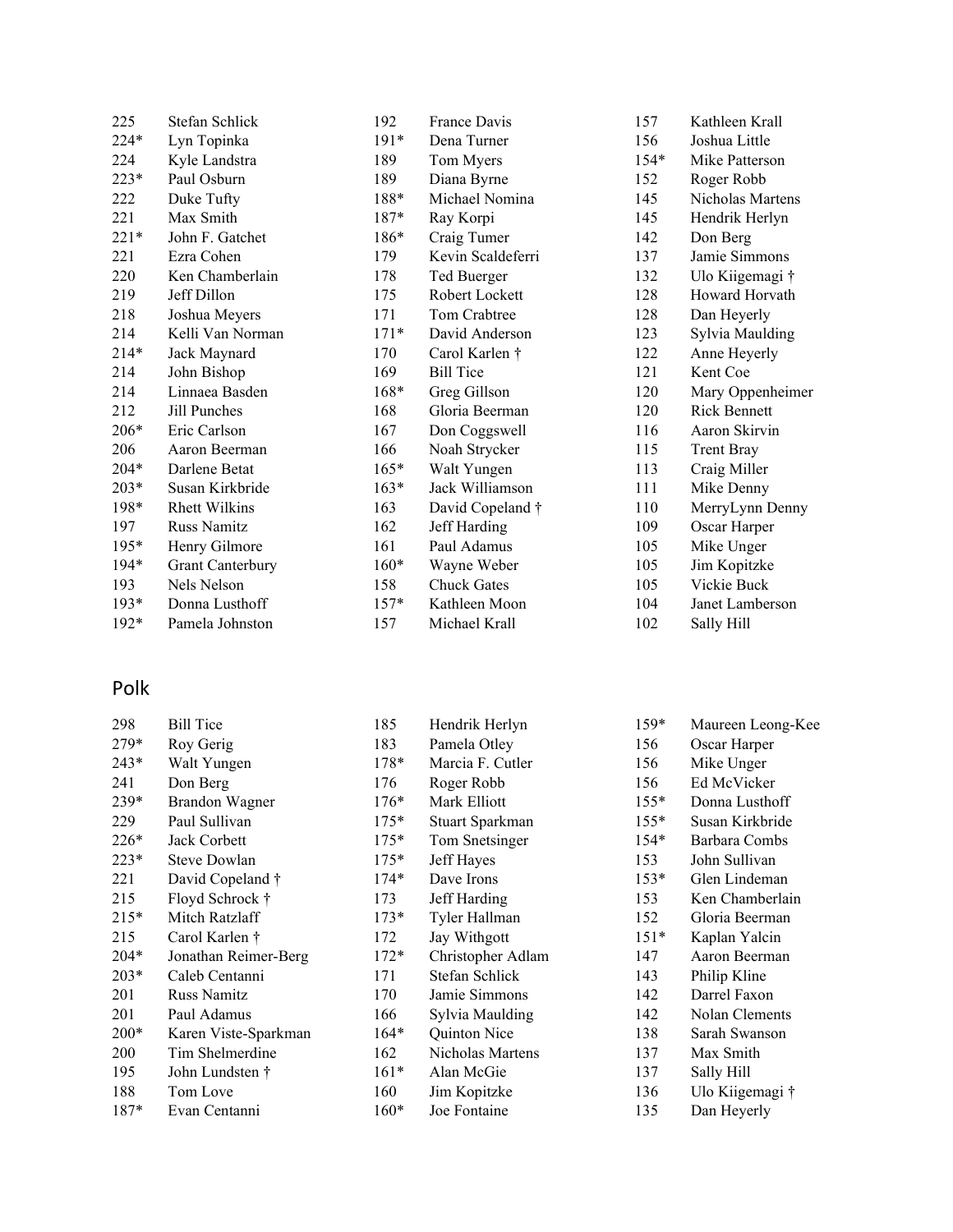| | | | | | |
|---|---|---|---|---|---|
| 225 | Stefan Schlick | 192 | France Davis | 157 | Kathleen Krall |
| 224* | Lyn Topinka | 191* | Dena Turner | 156 | Joshua Little |
| 224 | Kyle Landstra | 189 | Tom Myers | 154* | Mike Patterson |
| 223* | Paul Osburn | 189 | Diana Byrne | 152 | Roger Robb |
| 222 | Duke Tufty | 188* | Michael Nomina | 145 | Nicholas Martens |
| 221 | Max Smith | 187* | Ray Korpi | 145 | Hendrik Herlyn |
| 221* | John F. Gatchet | 186* | Craig Tumer | 142 | Don Berg |
| 221 | Ezra Cohen | 179 | Kevin Scaldeferri | 137 | Jamie Simmons |
| 220 | Ken Chamberlain | 178 | Ted Buerger | 132 | Ulo Kiigemagi † |
| 219 | Jeff Dillon | 175 | Robert Lockett | 128 | Howard Horvath |
| 218 | Joshua Meyers | 171 | Tom Crabtree | 128 | Dan Heyerly |
| 214 | Kelli Van Norman | 171* | David Anderson | 123 | Sylvia Maulding |
| 214* | Jack Maynard | 170 | Carol Karlen † | 122 | Anne Heyerly |
| 214 | John Bishop | 169 | Bill Tice | 121 | Kent Coe |
| 214 | Linnaea Basden | 168* | Greg Gillson | 120 | Mary Oppenheimer |
| 212 | Jill Punches | 168 | Gloria Beerman | 120 | Rick Bennett |
| 206* | Eric Carlson | 167 | Don Coggswell | 116 | Aaron Skirvin |
| 206 | Aaron Beerman | 166 | Noah Strycker | 115 | Trent Bray |
| 204* | Darlene Betat | 165* | Walt Yungen | 113 | Craig Miller |
| 203* | Susan Kirkbride | 163* | Jack Williamson | 111 | Mike Denny |
| 198* | Rhett Wilkins | 163 | David Copeland † | 110 | MerryLynn Denny |
| 197 | Russ Namitz | 162 | Jeff Harding | 109 | Oscar Harper |
| 195* | Henry Gilmore | 161 | Paul Adamus | 105 | Mike Unger |
| 194* | Grant Canterbury | 160* | Wayne Weber | 105 | Jim Kopitzke |
| 193 | Nels Nelson | 158 | Chuck Gates | 105 | Vickie Buck |
| 193* | Donna Lusthoff | 157* | Kathleen Moon | 104 | Janet Lamberson |
| 192* | Pamela Johnston | 157 | Michael Krall | 102 | Sally Hill |

## Polk

| | | | | | |
|---|---|---|---|---|---|
| 298 | Bill Tice | 185 | Hendrik Herlyn | 159* | Maureen Leong-Kee |
| 279* | Roy Gerig | 183 | Pamela Otley | 156 | Oscar Harper |
| 243* | Walt Yungen | 178* | Marcia F. Cutler | 156 | Mike Unger |
| 241 | Don Berg | 176 | Roger Robb | 156 | Ed McVicker |
| 239* | Brandon Wagner | 176* | Mark Elliott | 155* | Donna Lusthoff |
| 229 | Paul Sullivan | 175* | Stuart Sparkman | 155* | Susan Kirkbride |
| 226* | Jack Corbett | 175* | Tom Snetsinger | 154* | Barbara Combs |
| 223* | Steve Dowlan | 175* | Jeff Hayes | 153 | John Sullivan |
| 221 | David Copeland † | 174* | Dave Irons | 153* | Glen Lindeman |
| 215 | Floyd Schrock † | 173 | Jeff Harding | 153 | Ken Chamberlain |
| 215* | Mitch Ratzlaff | 173* | Tyler Hallman | 152 | Gloria Beerman |
| 215 | Carol Karlen † | 172 | Jay Withgott | 151* | Kaplan Yalcin |
| 204* | Jonathan Reimer-Berg | 172* | Christopher Adlam | 147 | Aaron Beerman |
| 203* | Caleb Centanni | 171 | Stefan Schlick | 143 | Philip Kline |
| 201 | Russ Namitz | 170 | Jamie Simmons | 142 | Darrel Faxon |
| 201 | Paul Adamus | 166 | Sylvia Maulding | 142 | Nolan Clements |
| 200* | Karen Viste-Sparkman | 164* | Quinton Nice | 138 | Sarah Swanson |
| 200 | Tim Shelmerdine | 162 | Nicholas Martens | 137 | Max Smith |
| 195 | John Lundsten † | 161* | Alan McGie | 137 | Sally Hill |
| 188 | Tom Love | 160 | Jim Kopitzke | 136 | Ulo Kiigemagi † |
| 187* | Evan Centanni | 160* | Joe Fontaine | 135 | Dan Heyerly |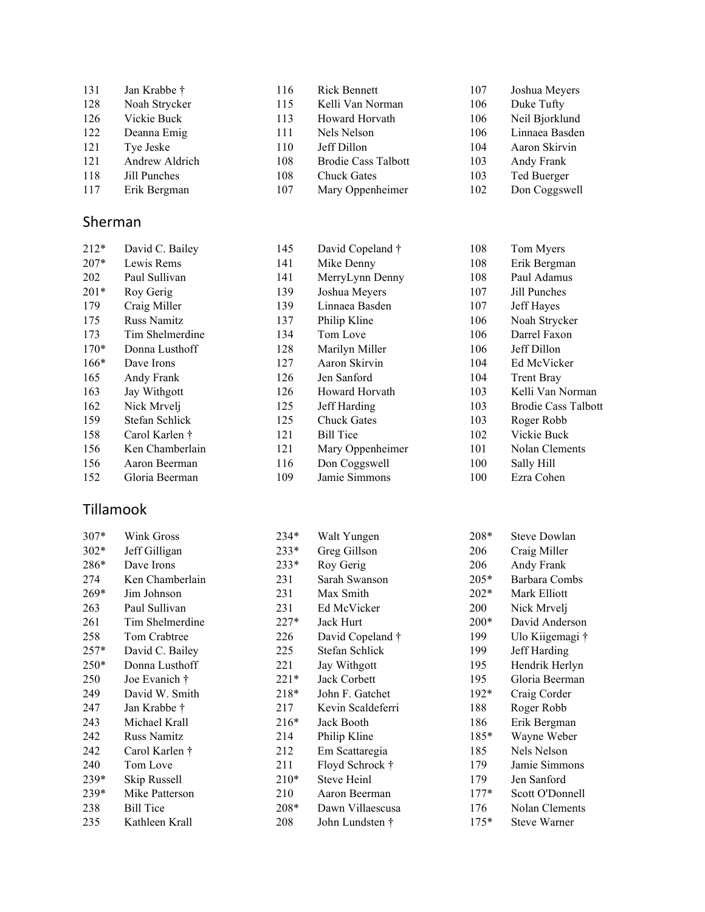| | | | | | |
|---|---|---|---|---|---|
| 131 | Jan Krabbe † | 116 | Rick Bennett | 107 | Joshua Meyers |
| 128 | Noah Strycker | 115 | Kelli Van Norman | 106 | Duke Tufty |
| 126 | Vickie Buck | 113 | Howard Horvath | 106 | Neil Bjorklund |
| 122 | Deanna Emig | 111 | Nels Nelson | 106 | Linnaea Basden |
| 121 | Tye Jeske | 110 | Jeff Dillon | 104 | Aaron Skirvin |
| 121 | Andrew Aldrich | 108 | Brodie Cass Talbott | 103 | Andy Frank |
| 118 | Jill Punches | 108 | Chuck Gates | 103 | Ted Buerger |
| 117 | Erik Bergman | 107 | Mary Oppenheimer | 102 | Don Coggswell |

## Sherman

| | | | | | |
|---|---|---|---|---|---|
| 212* | David C. Bailey | 145 | David Copeland † | 108 | Tom Myers |
| 207* | Lewis Rems | 141 | Mike Denny | 108 | Erik Bergman |
| 202 | Paul Sullivan | 141 | MerryLynn Denny | 108 | Paul Adamus |
| 201* | Roy Gerig | 139 | Joshua Meyers | 107 | Jill Punches |
| 179 | Craig Miller | 139 | Linnaea Basden | 107 | Jeff Hayes |
| 175 | Russ Namitz | 137 | Philip Kline | 106 | Noah Strycker |
| 173 | Tim Shelmerdine | 134 | Tom Love | 106 | Darrel Faxon |
| 170* | Donna Lusthoff | 128 | Marilyn Miller | 106 | Jeff Dillon |
| 166* | Dave Irons | 127 | Aaron Skirvin | 104 | Ed McVicker |
| 165 | Andy Frank | 126 | Jen Sanford | 104 | Trent Bray |
| 163 | Jay Withgott | 126 | Howard Horvath | 103 | Kelli Van Norman |
| 162 | Nick Mrvelj | 125 | Jeff Harding | 103 | Brodie Cass Talbott |
| 159 | Stefan Schlick | 125 | Chuck Gates | 103 | Roger Robb |
| 158 | Carol Karlen † | 121 | Bill Tice | 102 | Vickie Buck |
| 156 | Ken Chamberlain | 121 | Mary Oppenheimer | 101 | Nolan Clements |
| 156 | Aaron Beerman | 116 | Don Coggswell | 100 | Sally Hill |
| 152 | Gloria Beerman | 109 | Jamie Simmons | 100 | Ezra Cohen |

## Tillamook

| | | | | | |
|---|---|---|---|---|---|
| 307* | Wink Gross | 234* | Walt Yungen | 208* | Steve Dowlan |
| 302* | Jeff Gilligan | 233* | Greg Gillson | 206 | Craig Miller |
| 286* | Dave Irons | 233* | Roy Gerig | 206 | Andy Frank |
| 274 | Ken Chamberlain | 231 | Sarah Swanson | 205* | Barbara Combs |
| 269* | Jim Johnson | 231 | Max Smith | 202* | Mark Elliott |
| 263 | Paul Sullivan | 231 | Ed McVicker | 200 | Nick Mrvelj |
| 261 | Tim Shelmerdine | 227* | Jack Hurt | 200* | David Anderson |
| 258 | Tom Crabtree | 226 | David Copeland † | 199 | Ulo Kiigemagi † |
| 257* | David C. Bailey | 225 | Stefan Schlick | 199 | Jeff Harding |
| 250* | Donna Lusthoff | 221 | Jay Withgott | 195 | Hendrik Herlyn |
| 250 | Joe Evanich † | 221* | Jack Corbett | 195 | Gloria Beerman |
| 249 | David W. Smith | 218* | John F. Gatchet | 192* | Craig Corder |
| 247 | Jan Krabbe † | 217 | Kevin Scaldeferri | 188 | Roger Robb |
| 243 | Michael Krall | 216* | Jack Booth | 186 | Erik Bergman |
| 242 | Russ Namitz | 214 | Philip Kline | 185* | Wayne Weber |
| 242 | Carol Karlen † | 212 | Em Scattaregia | 185 | Nels Nelson |
| 240 | Tom Love | 211 | Floyd Schrock † | 179 | Jamie Simmons |
| 239* | Skip Russell | 210* | Steve Heinl | 179 | Jen Sanford |
| 239* | Mike Patterson | 210 | Aaron Beerman | 177* | Scott O'Donnell |
| 238 | Bill Tice | 208* | Dawn Villaescusa | 176 | Nolan Clements |
| 235 | Kathleen Krall | 208 | John Lundsten † | 175* | Steve Warner |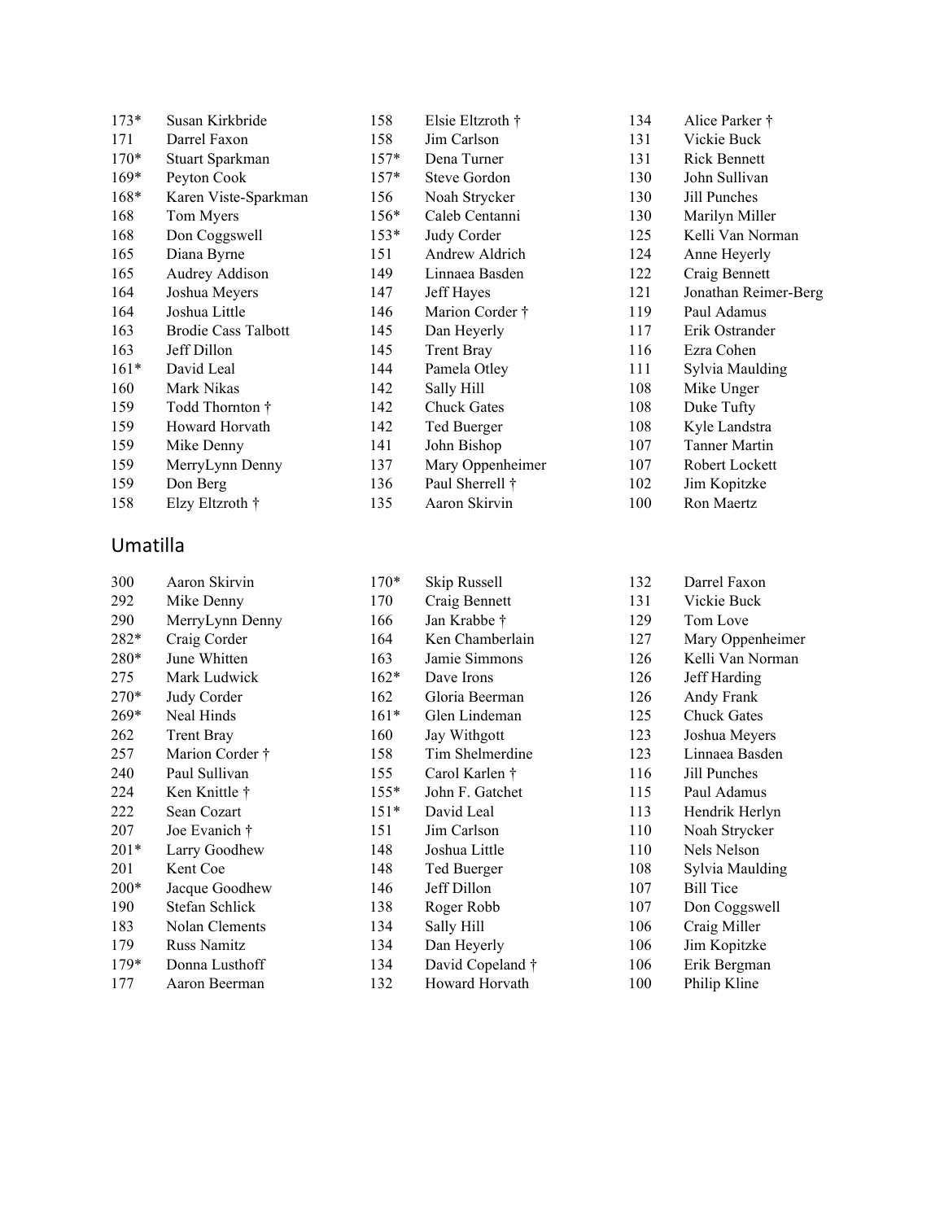| | | | | | |
|---|---|---|---|---|---|
| 173* | Susan Kirkbride | 158 | Elsie Eltzroth † | 134 | Alice Parker † |
| 171 | Darrel Faxon | 158 | Jim Carlson | 131 | Vickie Buck |
| 170* | Stuart Sparkman | 157* | Dena Turner | 131 | Rick Bennett |
| 169* | Peyton Cook | 157* | Steve Gordon | 130 | John Sullivan |
| 168* | Karen Viste-Sparkman | 156 | Noah Strycker | 130 | Jill Punches |
| 168 | Tom Myers | 156* | Caleb Centanni | 130 | Marilyn Miller |
| 168 | Don Coggswell | 153* | Judy Corder | 125 | Kelli Van Norman |
| 165 | Diana Byrne | 151 | Andrew Aldrich | 124 | Anne Heyerly |
| 165 | Audrey Addison | 149 | Linnaea Basden | 122 | Craig Bennett |
| 164 | Joshua Meyers | 147 | Jeff Hayes | 121 | Jonathan Reimer-Berg |
| 164 | Joshua Little | 146 | Marion Corder † | 119 | Paul Adamus |
| 163 | Brodie Cass Talbott | 145 | Dan Heyerly | 117 | Erik Ostrander |
| 163 | Jeff Dillon | 145 | Trent Bray | 116 | Ezra Cohen |
| 161* | David Leal | 144 | Pamela Otley | 111 | Sylvia Maulding |
| 160 | Mark Nikas | 142 | Sally Hill | 108 | Mike Unger |
| 159 | Todd Thornton † | 142 | Chuck Gates | 108 | Duke Tufty |
| 159 | Howard Horvath | 142 | Ted Buerger | 108 | Kyle Landstra |
| 159 | Mike Denny | 141 | John Bishop | 107 | Tanner Martin |
| 159 | MerryLynn Denny | 137 | Mary Oppenheimer | 107 | Robert Lockett |
| 159 | Don Berg | 136 | Paul Sherrell † | 102 | Jim Kopitzke |
| 158 | Elzy Eltzroth † | 135 | Aaron Skirvin | 100 | Ron Maertz |

## Umatilla

| | | | | | |
|---|---|---|---|---|---|
| 300 | Aaron Skirvin | 170* | Skip Russell | 132 | Darrel Faxon |
| 292 | Mike Denny | 170 | Craig Bennett | 131 | Vickie Buck |
| 290 | MerryLynn Denny | 166 | Jan Krabbe † | 129 | Tom Love |
| 282* | Craig Corder | 164 | Ken Chamberlain | 127 | Mary Oppenheimer |
| 280* | June Whitten | 163 | Jamie Simmons | 126 | Kelli Van Norman |
| 275 | Mark Ludwick | 162* | Dave Irons | 126 | Jeff Harding |
| 270* | Judy Corder | 162 | Gloria Beerman | 126 | Andy Frank |
| 269* | Neal Hinds | 161* | Glen Lindeman | 125 | Chuck Gates |
| 262 | Trent Bray | 160 | Jay Withgott | 123 | Joshua Meyers |
| 257 | Marion Corder † | 158 | Tim Shelmerdine | 123 | Linnaea Basden |
| 240 | Paul Sullivan | 155 | Carol Karlen † | 116 | Jill Punches |
| 224 | Ken Knittle † | 155* | John F. Gatchet | 115 | Paul Adamus |
| 222 | Sean Cozart | 151* | David Leal | 113 | Hendrik Herlyn |
| 207 | Joe Evanich † | 151 | Jim Carlson | 110 | Noah Strycker |
| 201* | Larry Goodhew | 148 | Joshua Little | 110 | Nels Nelson |
| 201 | Kent Coe | 148 | Ted Buerger | 108 | Sylvia Maulding |
| 200* | Jacque Goodhew | 146 | Jeff Dillon | 107 | Bill Tice |
| 190 | Stefan Schlick | 138 | Roger Robb | 107 | Don Coggswell |
| 183 | Nolan Clements | 134 | Sally Hill | 106 | Craig Miller |
| 179 | Russ Namitz | 134 | Dan Heyerly | 106 | Jim Kopitzke |
| 179* | Donna Lusthoff | 134 | David Copeland † | 106 | Erik Bergman |
| 177 | Aaron Beerman | 132 | Howard Horvath | 100 | Philip Kline |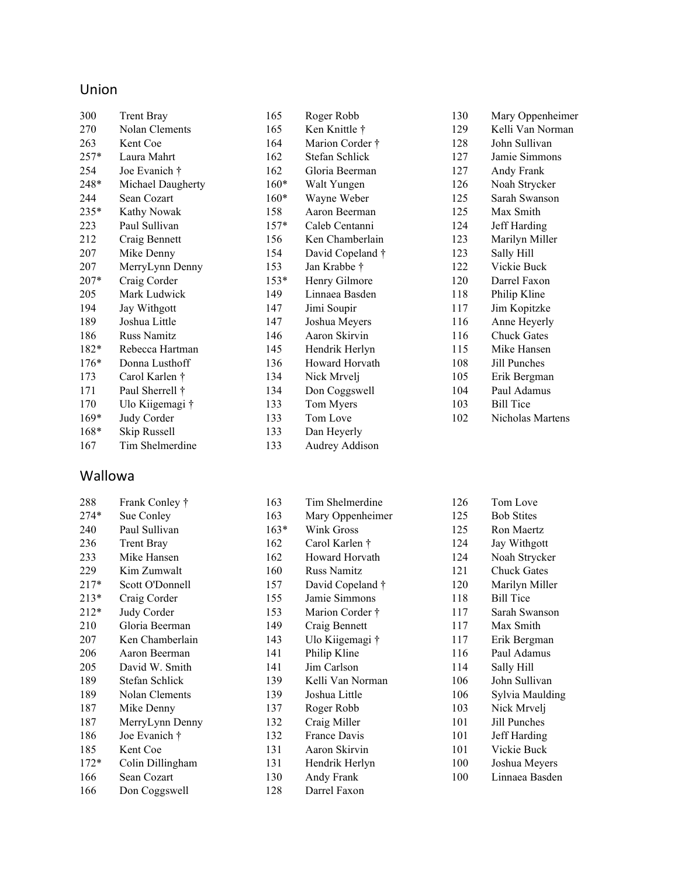## Union

| | | | | | | | |
|---|---|---|---|---|---|---|---|
| 300 | Trent Bray | | 165 | Roger Robb | | 130 | Mary Oppenheimer |
| 270 | Nolan Clements | | 165 | Ken Knittle † | | 129 | Kelli Van Norman |
| 263 | Kent Coe | | 164 | Marion Corder † | | 128 | John Sullivan |
| 257* | Laura Mahrt | | 162 | Stefan Schlick | | 127 | Jamie Simmons |
| 254 | Joe Evanich † | | 162 | Gloria Beerman | | 127 | Andy Frank |
| 248* | Michael Daugherty | | 160* | Walt Yungen | | 126 | Noah Strycker |
| 244 | Sean Cozart | | 160* | Wayne Weber | | 125 | Sarah Swanson |
| 235* | Kathy Nowak | | 158 | Aaron Beerman | | 125 | Max Smith |
| 223 | Paul Sullivan | | 157* | Caleb Centanni | | 124 | Jeff Harding |
| 212 | Craig Bennett | | 156 | Ken Chamberlain | | 123 | Marilyn Miller |
| 207 | Mike Denny | | 154 | David Copeland † | | 123 | Sally Hill |
| 207 | MerryLynn Denny | | 153 | Jan Krabbe † | | 122 | Vickie Buck |
| 207* | Craig Corder | | 153* | Henry Gilmore | | 120 | Darrel Faxon |
| 205 | Mark Ludwick | | 149 | Linnaea Basden | | 118 | Philip Kline |
| 194 | Jay Withgott | | 147 | Jimi Soupir | | 117 | Jim Kopitzke |
| 189 | Joshua Little | | 147 | Joshua Meyers | | 116 | Anne Heyerly |
| 186 | Russ Namitz | | 146 | Aaron Skirvin | | 116 | Chuck Gates |
| 182* | Rebecca Hartman | | 145 | Hendrik Herlyn | | 115 | Mike Hansen |
| 176* | Donna Lusthoff | | 136 | Howard Horvath | | 108 | Jill Punches |
| 173 | Carol Karlen † | | 134 | Nick Mrvelj | | 105 | Erik Bergman |
| 171 | Paul Sherrell † | | 134 | Don Coggswell | | 104 | Paul Adamus |
| 170 | Ulo Kiigemagi † | | 133 | Tom Myers | | 103 | Bill Tice |
| 169* | Judy Corder | | 133 | Tom Love | | 102 | Nicholas Martens |
| 168* | Skip Russell | | 133 | Dan Heyerly | | | |
| 167 | Tim Shelmerdine | | 133 | Audrey Addison | | | |

## Wallowa

| | | | | | | | |
|---|---|---|---|---|---|---|---|
| 288 | Frank Conley † | | 163 | Tim Shelmerdine | | 126 | Tom Love |
| 274* | Sue Conley | | 163 | Mary Oppenheimer | | 125 | Bob Stites |
| 240 | Paul Sullivan | | 163* | Wink Gross | | 125 | Ron Maertz |
| 236 | Trent Bray | | 162 | Carol Karlen † | | 124 | Jay Withgott |
| 233 | Mike Hansen | | 162 | Howard Horvath | | 124 | Noah Strycker |
| 229 | Kim Zumwalt | | 160 | Russ Namitz | | 121 | Chuck Gates |
| 217* | Scott O'Donnell | | 157 | David Copeland † | | 120 | Marilyn Miller |
| 213* | Craig Corder | | 155 | Jamie Simmons | | 118 | Bill Tice |
| 212* | Judy Corder | | 153 | Marion Corder † | | 117 | Sarah Swanson |
| 210 | Gloria Beerman | | 149 | Craig Bennett | | 117 | Max Smith |
| 207 | Ken Chamberlain | | 143 | Ulo Kiigemagi † | | 117 | Erik Bergman |
| 206 | Aaron Beerman | | 141 | Philip Kline | | 116 | Paul Adamus |
| 205 | David W. Smith | | 141 | Jim Carlson | | 114 | Sally Hill |
| 189 | Stefan Schlick | | 139 | Kelli Van Norman | | 106 | John Sullivan |
| 189 | Nolan Clements | | 139 | Joshua Little | | 106 | Sylvia Maulding |
| 187 | Mike Denny | | 137 | Roger Robb | | 103 | Nick Mrvelj |
| 187 | MerryLynn Denny | | 132 | Craig Miller | | 101 | Jill Punches |
| 186 | Joe Evanich † | | 132 | France Davis | | 101 | Jeff Harding |
| 185 | Kent Coe | | 131 | Aaron Skirvin | | 101 | Vickie Buck |
| 172* | Colin Dillingham | | 131 | Hendrik Herlyn | | 100 | Joshua Meyers |
| 166 | Sean Cozart | | 130 | Andy Frank | | 100 | Linnaea Basden |
| 166 | Don Coggswell | | 128 | Darrel Faxon | | | |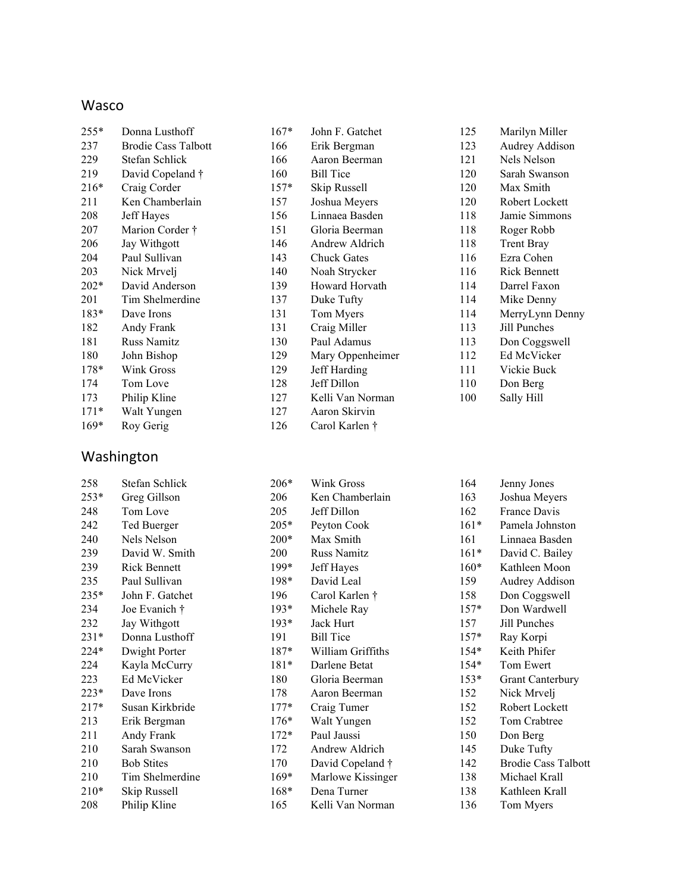## Wasco

| Score | Name | Score | Name | Score | Name |
|---|---|---|---|---|---|
| 255* | Donna Lusthoff | 167* | John F. Gatchet | 125 | Marilyn Miller |
| 237 | Brodie Cass Talbott | 166 | Erik Bergman | 123 | Audrey Addison |
| 229 | Stefan Schlick | 166 | Aaron Beerman | 121 | Nels Nelson |
| 219 | David Copeland † | 160 | Bill Tice | 120 | Sarah Swanson |
| 216* | Craig Corder | 157* | Skip Russell | 120 | Max Smith |
| 211 | Ken Chamberlain | 157 | Joshua Meyers | 120 | Robert Lockett |
| 208 | Jeff Hayes | 156 | Linnaea Basden | 118 | Jamie Simmons |
| 207 | Marion Corder † | 151 | Gloria Beerman | 118 | Roger Robb |
| 206 | Jay Withgott | 146 | Andrew Aldrich | 118 | Trent Bray |
| 204 | Paul Sullivan | 143 | Chuck Gates | 116 | Ezra Cohen |
| 203 | Nick Mrvelj | 140 | Noah Strycker | 116 | Rick Bennett |
| 202* | David Anderson | 139 | Howard Horvath | 114 | Darrel Faxon |
| 201 | Tim Shelmerdine | 137 | Duke Tufty | 114 | Mike Denny |
| 183* | Dave Irons | 131 | Tom Myers | 114 | MerryLynn Denny |
| 182 | Andy Frank | 131 | Craig Miller | 113 | Jill Punches |
| 181 | Russ Namitz | 130 | Paul Adamus | 113 | Don Coggswell |
| 180 | John Bishop | 129 | Mary Oppenheimer | 112 | Ed McVicker |
| 178* | Wink Gross | 129 | Jeff Harding | 111 | Vickie Buck |
| 174 | Tom Love | 128 | Jeff Dillon | 110 | Don Berg |
| 173 | Philip Kline | 127 | Kelli Van Norman | 100 | Sally Hill |
| 171* | Walt Yungen | 127 | Aaron Skirvin | | |
| 169* | Roy Gerig | 126 | Carol Karlen † | | |

## Washington

| Score | Name | Score | Name | Score | Name |
|---|---|---|---|---|---|
| 258 | Stefan Schlick | 206* | Wink Gross | 164 | Jenny Jones |
| 253* | Greg Gillson | 206 | Ken Chamberlain | 163 | Joshua Meyers |
| 248 | Tom Love | 205 | Jeff Dillon | 162 | France Davis |
| 242 | Ted Buerger | 205* | Peyton Cook | 161* | Pamela Johnston |
| 240 | Nels Nelson | 200* | Max Smith | 161 | Linnaea Basden |
| 239 | David W. Smith | 200 | Russ Namitz | 161* | David C. Bailey |
| 239 | Rick Bennett | 199* | Jeff Hayes | 160* | Kathleen Moon |
| 235 | Paul Sullivan | 198* | David Leal | 159 | Audrey Addison |
| 235* | John F. Gatchet | 196 | Carol Karlen † | 158 | Don Coggswell |
| 234 | Joe Evanich † | 193* | Michele Ray | 157* | Don Wardwell |
| 232 | Jay Withgott | 193* | Jack Hurt | 157 | Jill Punches |
| 231* | Donna Lusthoff | 191 | Bill Tice | 157* | Ray Korpi |
| 224* | Dwight Porter | 187* | William Griffiths | 154* | Keith Phifer |
| 224 | Kayla McCurry | 181* | Darlene Betat | 154* | Tom Ewert |
| 223 | Ed McVicker | 180 | Gloria Beerman | 153* | Grant Canterbury |
| 223* | Dave Irons | 178 | Aaron Beerman | 152 | Nick Mrvelj |
| 217* | Susan Kirkbride | 177* | Craig Tumer | 152 | Robert Lockett |
| 213 | Erik Bergman | 176* | Walt Yungen | 152 | Tom Crabtree |
| 211 | Andy Frank | 172* | Paul Jaussi | 150 | Don Berg |
| 210 | Sarah Swanson | 172 | Andrew Aldrich | 145 | Duke Tufty |
| 210 | Bob Stites | 170 | David Copeland † | 142 | Brodie Cass Talbott |
| 210 | Tim Shelmerdine | 169* | Marlowe Kissinger | 138 | Michael Krall |
| 210* | Skip Russell | 168* | Dena Turner | 138 | Kathleen Krall |
| 208 | Philip Kline | 165 | Kelli Van Norman | 136 | Tom Myers |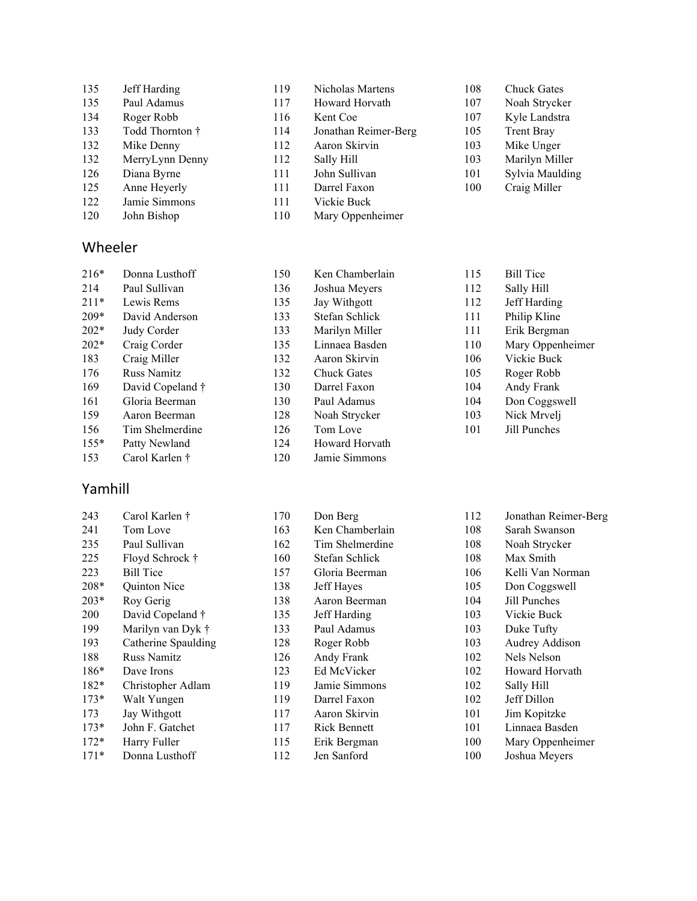135 Jeff Harding
135 Paul Adamus
134 Roger Robb
133 Todd Thornton †
132 Mike Denny
132 MerryLynn Denny
126 Diana Byrne
125 Anne Heyerly
122 Jamie Simmons
120 John Bishop
119 Nicholas Martens
117 Howard Horvath
116 Kent Coe
114 Jonathan Reimer-Berg
112 Aaron Skirvin
112 Sally Hill
111 John Sullivan
111 Darrel Faxon
111 Vickie Buck
110 Mary Oppenheimer
108 Chuck Gates
107 Noah Strycker
107 Kyle Landstra
105 Trent Bray
103 Mike Unger
103 Marilyn Miller
101 Sylvia Maulding
100 Craig Miller

## Wheeler

216* Donna Lusthoff
214 Paul Sullivan
211* Lewis Rems
209* David Anderson
202* Judy Corder
202* Craig Corder
183 Craig Miller
176 Russ Namitz
169 David Copeland †
161 Gloria Beerman
159 Aaron Beerman
156 Tim Shelmerdine
155* Patty Newland
153 Carol Karlen †
150 Ken Chamberlain
136 Joshua Meyers
135 Jay Withgott
133 Stefan Schlick
133 Marilyn Miller
135 Linnaea Basden
132 Aaron Skirvin
132 Chuck Gates
130 Darrel Faxon
130 Paul Adamus
128 Noah Strycker
126 Tom Love
124 Howard Horvath
120 Jamie Simmons
115 Bill Tice
112 Sally Hill
112 Jeff Harding
111 Philip Kline
111 Erik Bergman
110 Mary Oppenheimer
106 Vickie Buck
105 Roger Robb
104 Andy Frank
104 Don Coggswell
103 Nick Mrvelj
101 Jill Punches

## Yamhill

243 Carol Karlen †
241 Tom Love
235 Paul Sullivan
225 Floyd Schrock †
223 Bill Tice
208* Quinton Nice
203* Roy Gerig
200 David Copeland †
199 Marilyn van Dyk †
193 Catherine Spaulding
188 Russ Namitz
186* Dave Irons
182* Christopher Adlam
173* Walt Yungen
173 Jay Withgott
173* John F. Gatchet
172* Harry Fuller
171* Donna Lusthoff
170 Don Berg
163 Ken Chamberlain
162 Tim Shelmerdine
160 Stefan Schlick
157 Gloria Beerman
138 Jeff Hayes
138 Aaron Beerman
135 Jeff Harding
133 Paul Adamus
128 Roger Robb
126 Andy Frank
123 Ed McVicker
119 Jamie Simmons
119 Darrel Faxon
117 Aaron Skirvin
117 Rick Bennett
115 Erik Bergman
112 Jen Sanford
112 Jonathan Reimer-Berg
108 Sarah Swanson
108 Noah Strycker
108 Max Smith
106 Kelli Van Norman
105 Don Coggswell
104 Jill Punches
103 Vickie Buck
103 Duke Tufty
103 Audrey Addison
102 Nels Nelson
102 Howard Horvath
102 Sally Hill
102 Jeff Dillon
101 Jim Kopitzke
101 Linnaea Basden
100 Mary Oppenheimer
100 Joshua Meyers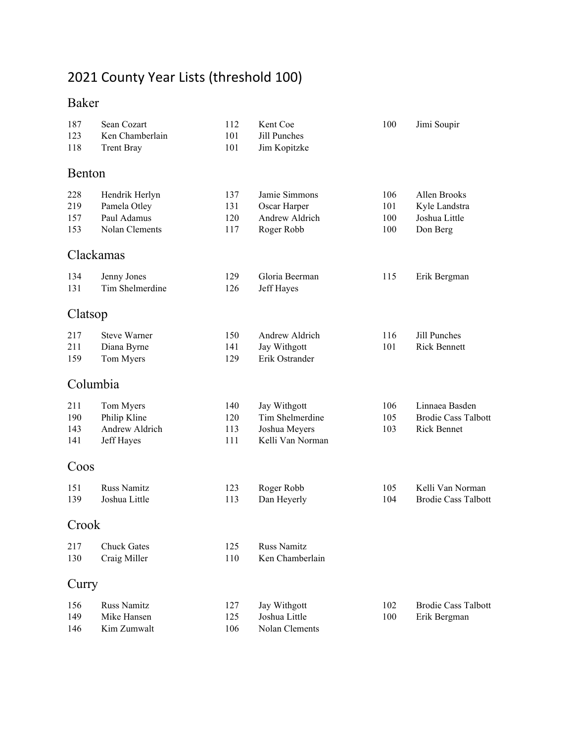# 2021 County Year Lists (threshold 100)

## Baker

| | | | | | |
|---|---|---|---|---|---|
| 187 | Sean Cozart | 112 | Kent Coe | 100 | Jimi Soupir |
| 123 | Ken Chamberlain | 101 | Jill Punches | | |
| 118 | Trent Bray | 101 | Jim Kopitzke | | |

## Benton

| | | | | | |
|---|---|---|---|---|---|
| 228 | Hendrik Herlyn | 137 | Jamie Simmons | 106 | Allen Brooks |
| 219 | Pamela Otley | 131 | Oscar Harper | 101 | Kyle Landstra |
| 157 | Paul Adamus | 120 | Andrew Aldrich | 100 | Joshua Little |
| 153 | Nolan Clements | 117 | Roger Robb | 100 | Don Berg |

## Clackamas

| | | | | | |
|---|---|---|---|---|---|
| 134 | Jenny Jones | 129 | Gloria Beerman | 115 | Erik Bergman |
| 131 | Tim Shelmerdine | 126 | Jeff Hayes | | |

## Clatsop

| | | | | | |
|---|---|---|---|---|---|
| 217 | Steve Warner | 150 | Andrew Aldrich | 116 | Jill Punches |
| 211 | Diana Byrne | 141 | Jay Withgott | 101 | Rick Bennett |
| 159 | Tom Myers | 129 | Erik Ostrander | | |

## Columbia

| | | | | | |
|---|---|---|---|---|---|
| 211 | Tom Myers | 140 | Jay Withgott | 106 | Linnaea Basden |
| 190 | Philip Kline | 120 | Tim Shelmerdine | 105 | Brodie Cass Talbott |
| 143 | Andrew Aldrich | 113 | Joshua Meyers | 103 | Rick Bennet |
| 141 | Jeff Hayes | 111 | Kelli Van Norman | | |

## Coos

| | | | | | |
|---|---|---|---|---|---|
| 151 | Russ Namitz | 123 | Roger Robb | 105 | Kelli Van Norman |
| 139 | Joshua Little | 113 | Dan Heyerly | 104 | Brodie Cass Talbott |

## Crook

| | | | |
|---|---|---|---|
| 217 | Chuck Gates | 125 | Russ Namitz |
| 130 | Craig Miller | 110 | Ken Chamberlain |

## Curry

| | | | | | |
|---|---|---|---|---|---|
| 156 | Russ Namitz | 127 | Jay Withgott | 102 | Brodie Cass Talbott |
| 149 | Mike Hansen | 125 | Joshua Little | 100 | Erik Bergman |
| 146 | Kim Zumwalt | 106 | Nolan Clements | | |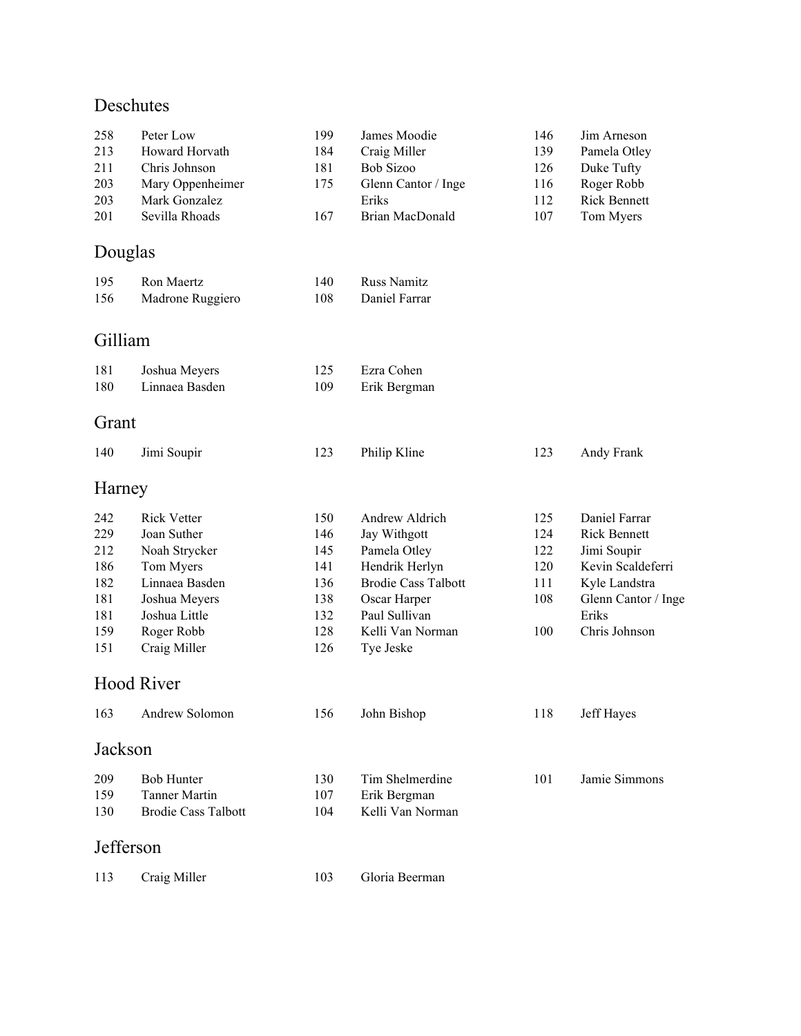## Deschutes

| | | | | | |
|---|---|---|---|---|---|
| 258 | Peter Low | 199 | James Moodie | 146 | Jim Arneson |
| 213 | Howard Horvath | 184 | Craig Miller | 139 | Pamela Otley |
| 211 | Chris Johnson | 181 | Bob Sizoo | 126 | Duke Tufty |
| 203 | Mary Oppenheimer | 175 | Glenn Cantor / Inge Eriks | 116 | Roger Robb |
| 203 | Mark Gonzalez | | | 112 | Rick Bennett |
| 201 | Sevilla Rhoads | 167 | Brian MacDonald | 107 | Tom Myers |

## Douglas

| | | | |
|---|---|---|---|
| 195 | Ron Maertz | 140 | Russ Namitz |
| 156 | Madrone Ruggiero | 108 | Daniel Farrar |

## Gilliam

| | | | |
|---|---|---|---|
| 181 | Joshua Meyers | 125 | Ezra Cohen |
| 180 | Linnaea Basden | 109 | Erik Bergman |

## Grant

| | | | | | |
|---|---|---|---|---|---|
| 140 | Jimi Soupir | 123 | Philip Kline | 123 | Andy Frank |

## Harney

| | | | | | |
|---|---|---|---|---|---|
| 242 | Rick Vetter | 150 | Andrew Aldrich | 125 | Daniel Farrar |
| 229 | Joan Suther | 146 | Jay Withgott | 124 | Rick Bennett |
| 212 | Noah Strycker | 145 | Pamela Otley | 122 | Jimi Soupir |
| 186 | Tom Myers | 141 | Hendrik Herlyn | 120 | Kevin Scaldeferri |
| 182 | Linnaea Basden | 136 | Brodie Cass Talbott | 111 | Kyle Landstra |
| 181 | Joshua Meyers | 138 | Oscar Harper | 108 | Glenn Cantor / Inge Eriks |
| 181 | Joshua Little | 132 | Paul Sullivan | | |
| 159 | Roger Robb | 128 | Kelli Van Norman | 100 | Chris Johnson |
| 151 | Craig Miller | 126 | Tye Jeske | | |

## Hood River

| | | | | | |
|---|---|---|---|---|---|
| 163 | Andrew Solomon | 156 | John Bishop | 118 | Jeff Hayes |

## Jackson

| | | | | | |
|---|---|---|---|---|---|
| 209 | Bob Hunter | 130 | Tim Shelmerdine | 101 | Jamie Simmons |
| 159 | Tanner Martin | 107 | Erik Bergman | | |
| 130 | Brodie Cass Talbott | 104 | Kelli Van Norman | | |

## Jefferson

| | | | |
|---|---|---|---|
| 113 | Craig Miller | 103 | Gloria Beerman |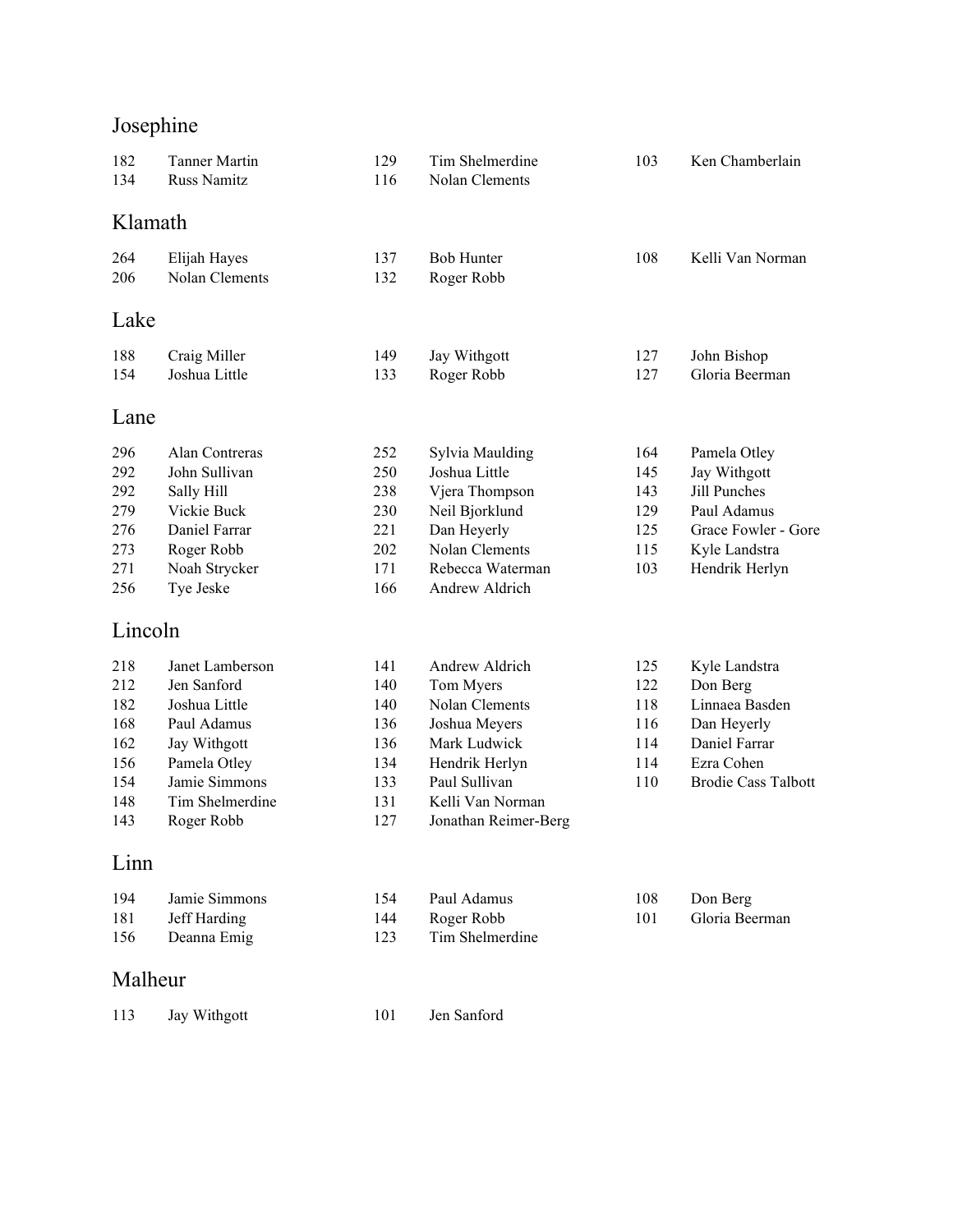## Josephine

| | | | | | |
|---|---|---|---|---|---|
| 182 | Tanner Martin | 129 | Tim Shelmerdine | 103 | Ken Chamberlain |
| 134 | Russ Namitz | 116 | Nolan Clements | | |

## Klamath

| | | | | | |
|---|---|---|---|---|---|
| 264 | Elijah Hayes | 137 | Bob Hunter | 108 | Kelli Van Norman |
| 206 | Nolan Clements | 132 | Roger Robb | | |

## Lake

| | | | | | |
|---|---|---|---|---|---|
| 188 | Craig Miller | 149 | Jay Withgott | 127 | John Bishop |
| 154 | Joshua Little | 133 | Roger Robb | 127 | Gloria Beerman |

## Lane

| | | | | | |
|---|---|---|---|---|---|
| 296 | Alan Contreras | 252 | Sylvia Maulding | 164 | Pamela Otley |
| 292 | John Sullivan | 250 | Joshua Little | 145 | Jay Withgott |
| 292 | Sally Hill | 238 | Vjera Thompson | 143 | Jill Punches |
| 279 | Vickie Buck | 230 | Neil Bjorklund | 129 | Paul Adamus |
| 276 | Daniel Farrar | 221 | Dan Heyerly | 125 | Grace Fowler - Gore |
| 273 | Roger Robb | 202 | Nolan Clements | 115 | Kyle Landstra |
| 271 | Noah Strycker | 171 | Rebecca Waterman | 103 | Hendrik Herlyn |
| 256 | Tye Jeske | 166 | Andrew Aldrich | | |

## Lincoln

| | | | | | |
|---|---|---|---|---|---|
| 218 | Janet Lamberson | 141 | Andrew Aldrich | 125 | Kyle Landstra |
| 212 | Jen Sanford | 140 | Tom Myers | 122 | Don Berg |
| 182 | Joshua Little | 140 | Nolan Clements | 118 | Linnaea Basden |
| 168 | Paul Adamus | 136 | Joshua Meyers | 116 | Dan Heyerly |
| 162 | Jay Withgott | 136 | Mark Ludwick | 114 | Daniel Farrar |
| 156 | Pamela Otley | 134 | Hendrik Herlyn | 114 | Ezra Cohen |
| 154 | Jamie Simmons | 133 | Paul Sullivan | 110 | Brodie Cass Talbott |
| 148 | Tim Shelmerdine | 131 | Kelli Van Norman | | |
| 143 | Roger Robb | 127 | Jonathan Reimer-Berg | | |

## Linn

| | | | | | |
|---|---|---|---|---|---|
| 194 | Jamie Simmons | 154 | Paul Adamus | 108 | Don Berg |
| 181 | Jeff Harding | 144 | Roger Robb | 101 | Gloria Beerman |
| 156 | Deanna Emig | 123 | Tim Shelmerdine | | |

## Malheur

| | | | |
|---|---|---|---|
| 113 | Jay Withgott | 101 | Jen Sanford |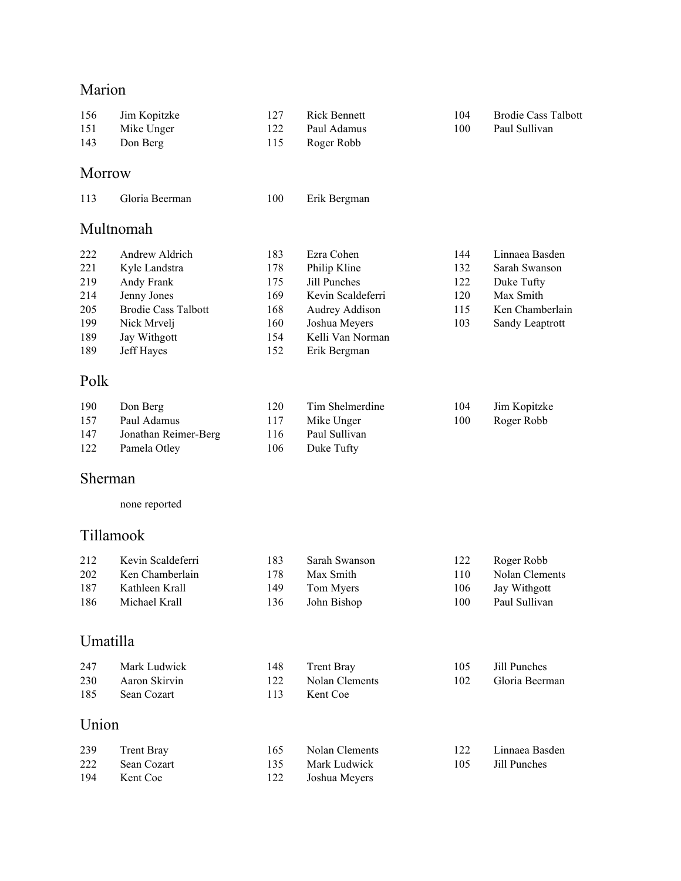## Marion

| | | | | | |
|---|---|---|---|---|---|
| 156 | Jim Kopitzke | 127 | Rick Bennett | 104 | Brodie Cass Talbott |
| 151 | Mike Unger | 122 | Paul Adamus | 100 | Paul Sullivan |
| 143 | Don Berg | 115 | Roger Robb | | |

## Morrow

| | | | |
|---|---|---|---|
| 113 | Gloria Beerman | 100 | Erik Bergman |

## Multnomah

| | | | | | |
|---|---|---|---|---|---|
| 222 | Andrew Aldrich | 183 | Ezra Cohen | 144 | Linnaea Basden |
| 221 | Kyle Landstra | 178 | Philip Kline | 132 | Sarah Swanson |
| 219 | Andy Frank | 175 | Jill Punches | 122 | Duke Tufty |
| 214 | Jenny Jones | 169 | Kevin Scaldeferri | 120 | Max Smith |
| 205 | Brodie Cass Talbott | 168 | Audrey Addison | 115 | Ken Chamberlain |
| 199 | Nick Mrvelj | 160 | Joshua Meyers | 103 | Sandy Leaptrott |
| 189 | Jay Withgott | 154 | Kelli Van Norman | | |
| 189 | Jeff Hayes | 152 | Erik Bergman | | |

## Polk

| | | | | | |
|---|---|---|---|---|---|
| 190 | Don Berg | 120 | Tim Shelmerdine | 104 | Jim Kopitzke |
| 157 | Paul Adamus | 117 | Mike Unger | 100 | Roger Robb |
| 147 | Jonathan Reimer-Berg | 116 | Paul Sullivan | | |
| 122 | Pamela Otley | 106 | Duke Tufty | | |

## Sherman

none reported

## Tillamook

| | | | | | |
|---|---|---|---|---|---|
| 212 | Kevin Scaldeferri | 183 | Sarah Swanson | 122 | Roger Robb |
| 202 | Ken Chamberlain | 178 | Max Smith | 110 | Nolan Clements |
| 187 | Kathleen Krall | 149 | Tom Myers | 106 | Jay Withgott |
| 186 | Michael Krall | 136 | John Bishop | 100 | Paul Sullivan |

## Umatilla

| | | | | | |
|---|---|---|---|---|---|
| 247 | Mark Ludwick | 148 | Trent Bray | 105 | Jill Punches |
| 230 | Aaron Skirvin | 122 | Nolan Clements | 102 | Gloria Beerman |
| 185 | Sean Cozart | 113 | Kent Coe | | |

## Union

| | | | | | |
|---|---|---|---|---|---|
| 239 | Trent Bray | 165 | Nolan Clements | 122 | Linnaea Basden |
| 222 | Sean Cozart | 135 | Mark Ludwick | 105 | Jill Punches |
| 194 | Kent Coe | 122 | Joshua Meyers | | |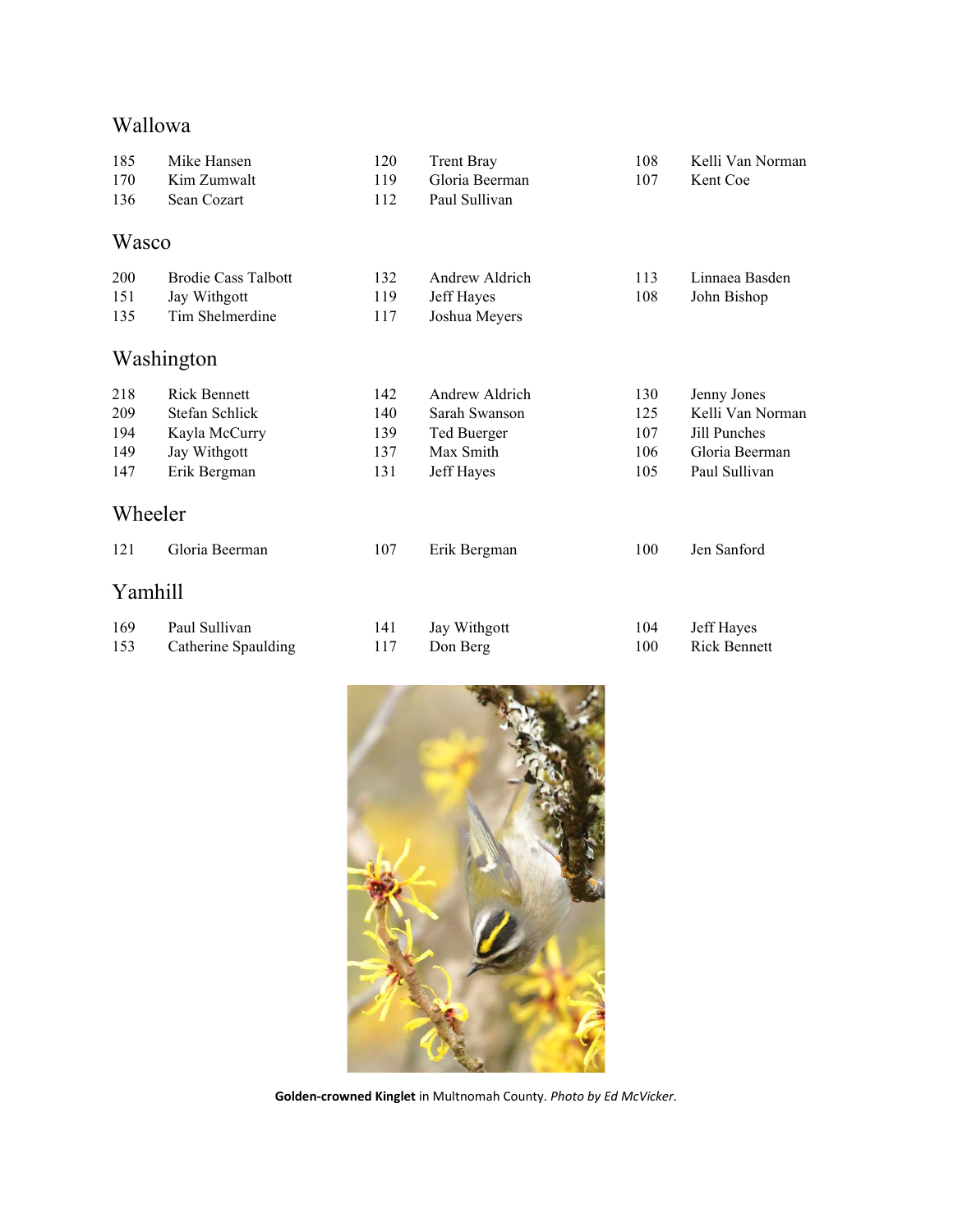## Wallowa

| | | | | | |
|---|---|---|---|---|---|
| 185 | Mike Hansen | 120 | Trent Bray | 108 | Kelli Van Norman |
| 170 | Kim Zumwalt | 119 | Gloria Beerman | 107 | Kent Coe |
| 136 | Sean Cozart | 112 | Paul Sullivan | | |

## Wasco

| | | | | | |
|---|---|---|---|---|---|
| 200 | Brodie Cass Talbott | 132 | Andrew Aldrich | 113 | Linnaea Basden |
| 151 | Jay Withgott | 119 | Jeff Hayes | 108 | John Bishop |
| 135 | Tim Shelmerdine | 117 | Joshua Meyers | | |

## Washington

| | | | | | |
|---|---|---|---|---|---|
| 218 | Rick Bennett | 142 | Andrew Aldrich | 130 | Jenny Jones |
| 209 | Stefan Schlick | 140 | Sarah Swanson | 125 | Kelli Van Norman |
| 194 | Kayla McCurry | 139 | Ted Buerger | 107 | Jill Punches |
| 149 | Jay Withgott | 137 | Max Smith | 106 | Gloria Beerman |
| 147 | Erik Bergman | 131 | Jeff Hayes | 105 | Paul Sullivan |

## Wheeler

| | | | | | |
|---|---|---|---|---|---|
| 121 | Gloria Beerman | 107 | Erik Bergman | 100 | Jen Sanford |

## Yamhill

| | | | | | |
|---|---|---|---|---|---|
| 169 | Paul Sullivan | 141 | Jay Withgott | 104 | Jeff Hayes |
| 153 | Catherine Spaulding | 117 | Don Berg | 100 | Rick Bennett |

**Golden-crowned Kinglet** in Multnomah County. *Photo by Ed McVicker.*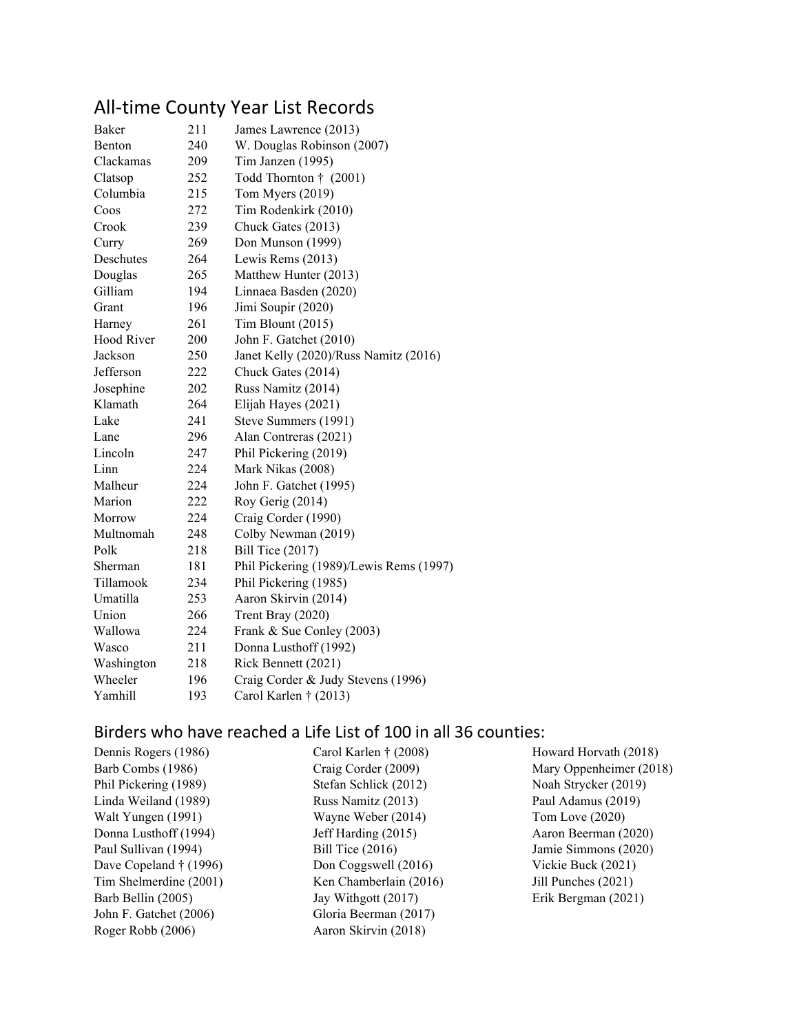## All-time County Year List Records

| | | |
|---|---|---|
| Baker | 211 | James Lawrence (2013) |
| Benton | 240 | W. Douglas Robinson (2007) |
| Clackamas | 209 | Tim Janzen (1995) |
| Clatsop | 252 | Todd Thornton † (2001) |
| Columbia | 215 | Tom Myers (2019) |
| Coos | 272 | Tim Rodenkirk (2010) |
| Crook | 239 | Chuck Gates (2013) |
| Curry | 269 | Don Munson (1999) |
| Deschutes | 264 | Lewis Rems (2013) |
| Douglas | 265 | Matthew Hunter (2013) |
| Gilliam | 194 | Linnaea Basden (2020) |
| Grant | 196 | Jimi Soupir (2020) |
| Harney | 261 | Tim Blount (2015) |
| Hood River | 200 | John F. Gatchet (2010) |
| Jackson | 250 | Janet Kelly (2020)/Russ Namitz (2016) |
| Jefferson | 222 | Chuck Gates (2014) |
| Josephine | 202 | Russ Namitz (2014) |
| Klamath | 264 | Elijah Hayes (2021) |
| Lake | 241 | Steve Summers (1991) |
| Lane | 296 | Alan Contreras (2021) |
| Lincoln | 247 | Phil Pickering (2019) |
| Linn | 224 | Mark Nikas (2008) |
| Malheur | 224 | John F. Gatchet (1995) |
| Marion | 222 | Roy Gerig (2014) |
| Morrow | 224 | Craig Corder (1990) |
| Multnomah | 248 | Colby Newman (2019) |
| Polk | 218 | Bill Tice (2017) |
| Sherman | 181 | Phil Pickering (1989)/Lewis Rems (1997) |
| Tillamook | 234 | Phil Pickering (1985) |
| Umatilla | 253 | Aaron Skirvin (2014) |
| Union | 266 | Trent Bray (2020) |
| Wallowa | 224 | Frank & Sue Conley (2003) |
| Wasco | 211 | Donna Lusthoff (1992) |
| Washington | 218 | Rick Bennett (2021) |
| Wheeler | 196 | Craig Corder & Judy Stevens (1996) |
| Yamhill | 193 | Carol Karlen † (2013) |

## Birders who have reached a Life List of 100 in all 36 counties:

Dennis Rogers (1986)
Barb Combs (1986)
Phil Pickering (1989)
Linda Weiland (1989)
Walt Yungen (1991)
Donna Lusthoff (1994)
Paul Sullivan (1994)
Dave Copeland † (1996)
Tim Shelmerdine (2001)
Barb Bellin (2005)
John F. Gatchet (2006)
Roger Robb (2006)
Carol Karlen † (2008)
Craig Corder (2009)
Stefan Schlick (2012)
Russ Namitz (2013)
Wayne Weber (2014)
Jeff Harding (2015)
Bill Tice (2016)
Don Coggswell (2016)
Ken Chamberlain (2016)
Jay Withgott (2017)
Gloria Beerman (2017)
Aaron Skirvin (2018)
Howard Horvath (2018)
Mary Oppenheimer (2018)
Noah Strycker (2019)
Paul Adamus (2019)
Tom Love (2020)
Aaron Beerman (2020)
Jamie Simmons (2020)
Vickie Buck (2021)
Jill Punches (2021)
Erik Bergman (2021)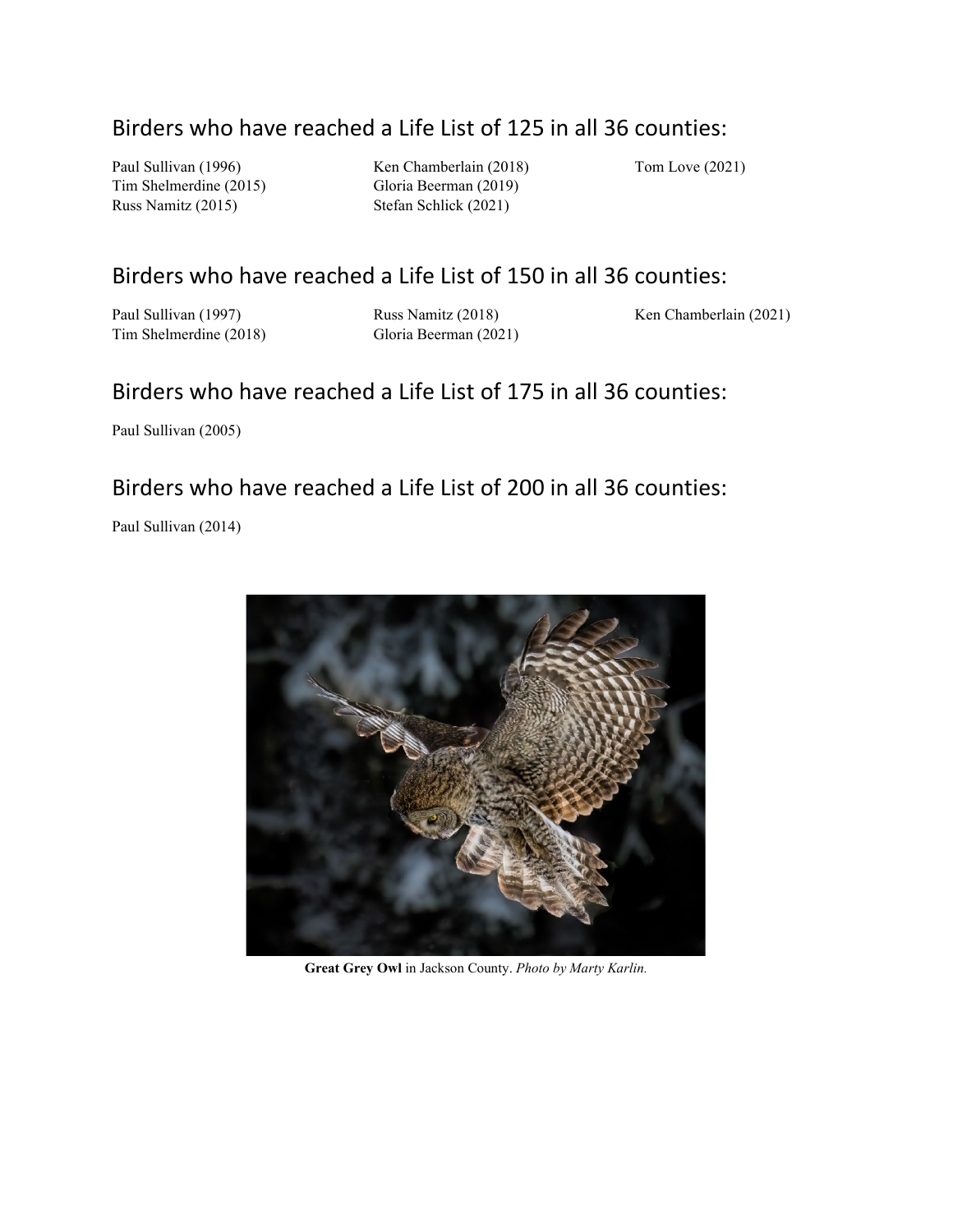## Birders who have reached a Life List of 125 in all 36 counties:

Paul Sullivan (1996)
Tim Shelmerdine (2015)
Russ Namitz (2015)
Ken Chamberlain (2018)
Gloria Beerman (2019)
Stefan Schlick (2021)
Tom Love (2021)

## Birders who have reached a Life List of 150 in all 36 counties:

Paul Sullivan (1997)
Tim Shelmerdine (2018)
Russ Namitz (2018)
Gloria Beerman (2021)
Ken Chamberlain (2021)

## Birders who have reached a Life List of 175 in all 36 counties:

Paul Sullivan (2005)

## Birders who have reached a Life List of 200 in all 36 counties:

Paul Sullivan (2014)

**Great Grey Owl** in Jackson County. *Photo by Marty Karlin.*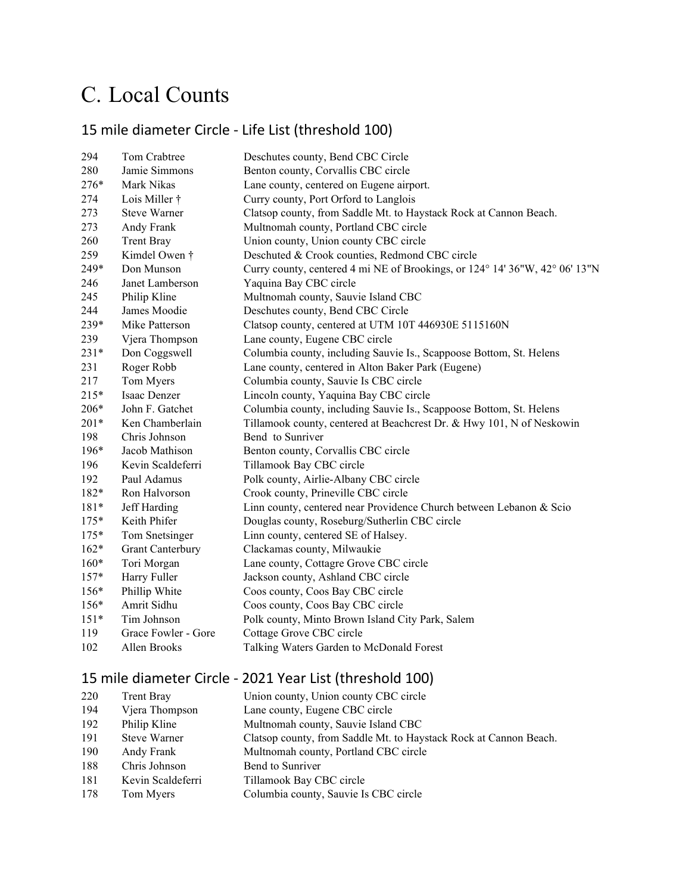# C. Local Counts

## 15 mile diameter Circle - Life List (threshold 100)

| | | |
|---|---|---|
| 294 | Tom Crabtree | Deschutes county, Bend CBC Circle |
| 280 | Jamie Simmons | Benton county, Corvallis CBC circle |
| 276* | Mark Nikas | Lane county, centered on Eugene airport. |
| 274 | Lois Miller † | Curry county, Port Orford to Langlois |
| 273 | Steve Warner | Clatsop county, from Saddle Mt. to Haystack Rock at Cannon Beach. |
| 273 | Andy Frank | Multnomah county, Portland CBC circle |
| 260 | Trent Bray | Union county, Union county CBC circle |
| 259 | Kimdel Owen † | Deschuted & Crook counties, Redmond CBC circle |
| 249* | Don Munson | Curry county, centered 4 mi NE of Brookings, or 124° 14' 36"W, 42° 06' 13"N |
| 246 | Janet Lamberson | Yaquina Bay CBC circle |
| 245 | Philip Kline | Multnomah county, Sauvie Island CBC |
| 244 | James Moodie | Deschutes county, Bend CBC Circle |
| 239* | Mike Patterson | Clatsop county, centered at UTM 10T 446930E 5115160N |
| 239 | Vjera Thompson | Lane county, Eugene CBC circle |
| 231* | Don Coggswell | Columbia county, including Sauvie Is., Scappoose Bottom, St. Helens |
| 231 | Roger Robb | Lane county, centered in Alton Baker Park (Eugene) |
| 217 | Tom Myers | Columbia county, Sauvie Is CBC circle |
| 215* | Isaac Denzer | Lincoln county, Yaquina Bay CBC circle |
| 206* | John F. Gatchet | Columbia county, including Sauvie Is., Scappoose Bottom, St. Helens |
| 201* | Ken Chamberlain | Tillamook county, centered at Beachcrest Dr. & Hwy 101, N of Neskowin |
| 198 | Chris Johnson | Bend to Sunriver |
| 196* | Jacob Mathison | Benton county, Corvallis CBC circle |
| 196 | Kevin Scaldeferri | Tillamook Bay CBC circle |
| 192 | Paul Adamus | Polk county, Airlie-Albany CBC circle |
| 182* | Ron Halvorson | Crook county, Prineville CBC circle |
| 181* | Jeff Harding | Linn county, centered near Providence Church between Lebanon & Scio |
| 175* | Keith Phifer | Douglas county, Roseburg/Sutherlin CBC circle |
| 175* | Tom Snetsinger | Linn county, centered SE of Halsey. |
| 162* | Grant Canterbury | Clackamas county, Milwaukie |
| 160* | Tori Morgan | Lane county, Cottagre Grove CBC circle |
| 157* | Harry Fuller | Jackson county, Ashland CBC circle |
| 156* | Phillip White | Coos county, Coos Bay CBC circle |
| 156* | Amrit Sidhu | Coos county, Coos Bay CBC circle |
| 151* | Tim Johnson | Polk county, Minto Brown Island City Park, Salem |
| 119 | Grace Fowler - Gore | Cottage Grove CBC circle |
| 102 | Allen Brooks | Talking Waters Garden to McDonald Forest |

## 15 mile diameter Circle - 2021 Year List (threshold 100)

| | | |
|---|---|---|
| 220 | Trent Bray | Union county, Union county CBC circle |
| 194 | Vjera Thompson | Lane county, Eugene CBC circle |
| 192 | Philip Kline | Multnomah county, Sauvie Island CBC |
| 191 | Steve Warner | Clatsop county, from Saddle Mt. to Haystack Rock at Cannon Beach. |
| 190 | Andy Frank | Multnomah county, Portland CBC circle |
| 188 | Chris Johnson | Bend to Sunriver |
| 181 | Kevin Scaldeferri | Tillamook Bay CBC circle |
| 178 | Tom Myers | Columbia county, Sauvie Is CBC circle |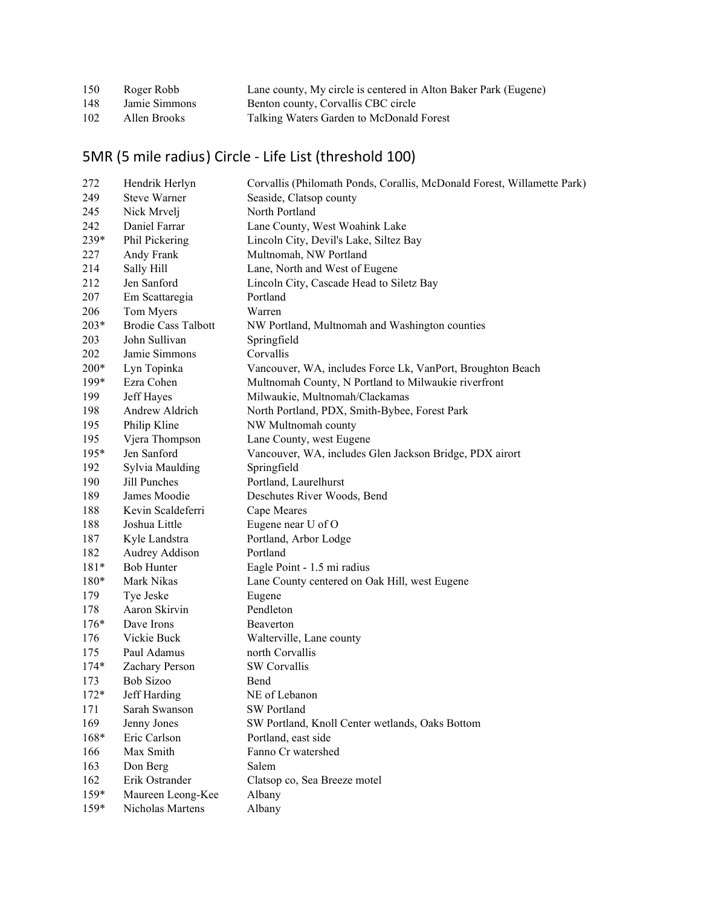| | | |
|---|---|---|
| 150 | Roger Robb | Lane county, My circle is centered in Alton Baker Park (Eugene) |
| 148 | Jamie Simmons | Benton county, Corvallis CBC circle |
| 102 | Allen Brooks | Talking Waters Garden to McDonald Forest |

## 5MR (5 mile radius) Circle - Life List (threshold 100)

| | | |
|---|---|---|
| 272 | Hendrik Herlyn | Corvallis (Philomath Ponds, Corallis, McDonald Forest, Willamette Park) |
| 249 | Steve Warner | Seaside, Clatsop county |
| 245 | Nick Mrvelj | North Portland |
| 242 | Daniel Farrar | Lane County, West Woahink Lake |
| 239* | Phil Pickering | Lincoln City, Devil's Lake, Siltez Bay |
| 227 | Andy Frank | Multnomah, NW Portland |
| 214 | Sally Hill | Lane, North and West of Eugene |
| 212 | Jen Sanford | Lincoln City, Cascade Head to Siletz Bay |
| 207 | Em Scattaregia | Portland |
| 206 | Tom Myers | Warren |
| 203* | Brodie Cass Talbott | NW Portland, Multnomah and Washington counties |
| 203 | John Sullivan | Springfield |
| 202 | Jamie Simmons | Corvallis |
| 200* | Lyn Topinka | Vancouver, WA, includes Force Lk, VanPort, Broughton Beach |
| 199* | Ezra Cohen | Multnomah County, N Portland to Milwaukie riverfront |
| 199 | Jeff Hayes | Milwaukie, Multnomah/Clackamas |
| 198 | Andrew Aldrich | North Portland, PDX, Smith-Bybee, Forest Park |
| 195 | Philip Kline | NW Multnomah county |
| 195 | Vjera Thompson | Lane County, west Eugene |
| 195* | Jen Sanford | Vancouver, WA, includes Glen Jackson Bridge, PDX airort |
| 192 | Sylvia Maulding | Springfield |
| 190 | Jill Punches | Portland, Laurelhurst |
| 189 | James Moodie | Deschutes River Woods, Bend |
| 188 | Kevin Scaldeferri | Cape Meares |
| 188 | Joshua Little | Eugene near U of O |
| 187 | Kyle Landstra | Portland, Arbor Lodge |
| 182 | Audrey Addison | Portland |
| 181* | Bob Hunter | Eagle Point - 1.5 mi radius |
| 180* | Mark Nikas | Lane County centered on Oak Hill, west Eugene |
| 179 | Tye Jeske | Eugene |
| 178 | Aaron Skirvin | Pendleton |
| 176* | Dave Irons | Beaverton |
| 176 | Vickie Buck | Walterville, Lane county |
| 175 | Paul Adamus | north Corvallis |
| 174* | Zachary Person | SW Corvallis |
| 173 | Bob Sizoo | Bend |
| 172* | Jeff Harding | NE of Lebanon |
| 171 | Sarah Swanson | SW Portland |
| 169 | Jenny Jones | SW Portland, Knoll Center wetlands, Oaks Bottom |
| 168* | Eric Carlson | Portland, east side |
| 166 | Max Smith | Fanno Cr watershed |
| 163 | Don Berg | Salem |
| 162 | Erik Ostrander | Clatsop co, Sea Breeze motel |
| 159* | Maureen Leong-Kee | Albany |
| 159* | Nicholas Martens | Albany |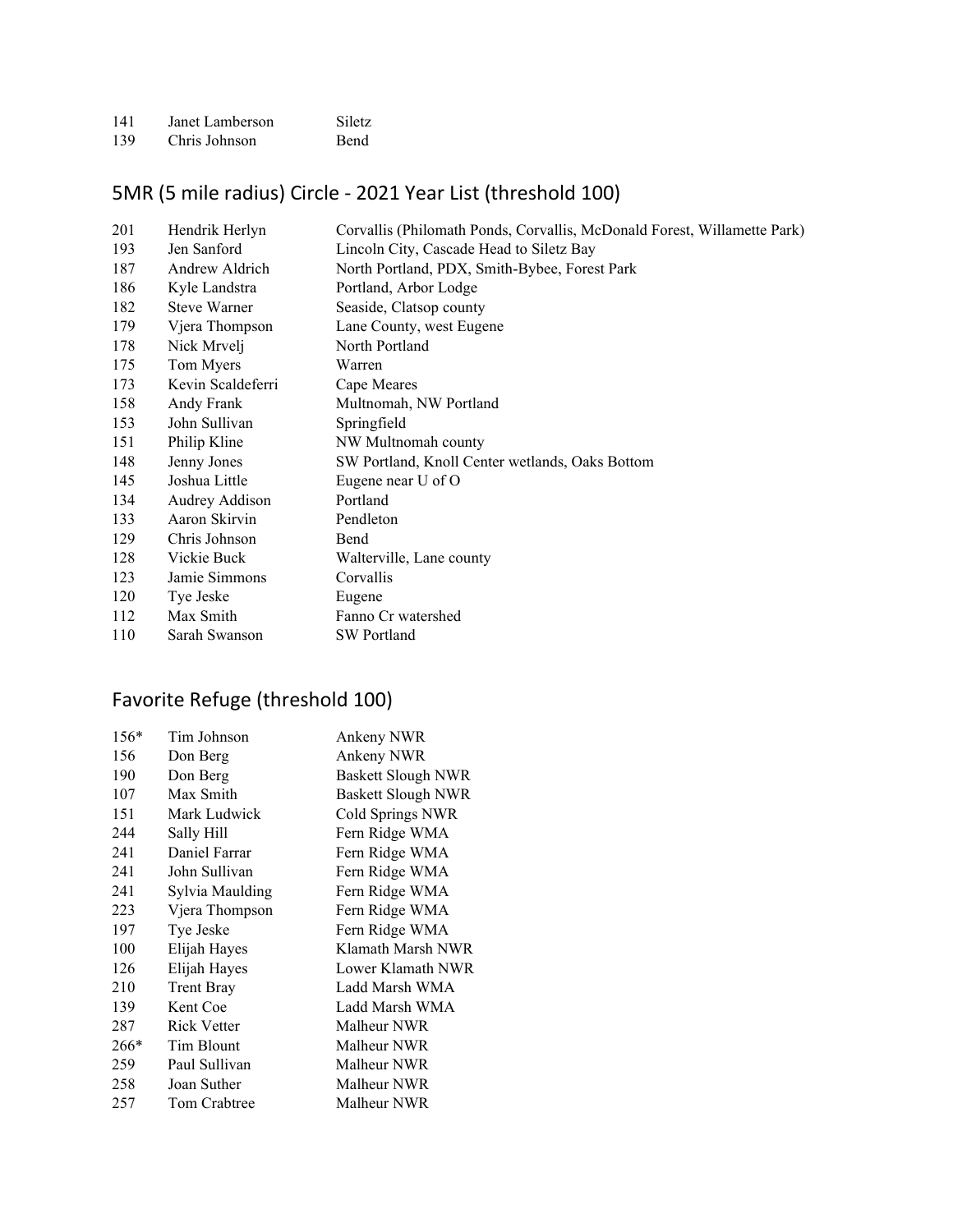| | | |
|---|---|---|
| 141 | Janet Lamberson | Siletz |
| 139 | Chris Johnson | Bend |

## 5MR (5 mile radius) Circle - 2021 Year List (threshold 100)

| | | |
|---|---|---|
| 201 | Hendrik Herlyn | Corvallis (Philomath Ponds, Corvallis, McDonald Forest, Willamette Park) |
| 193 | Jen Sanford | Lincoln City, Cascade Head to Siletz Bay |
| 187 | Andrew Aldrich | North Portland, PDX, Smith-Bybee, Forest Park |
| 186 | Kyle Landstra | Portland, Arbor Lodge |
| 182 | Steve Warner | Seaside, Clatsop county |
| 179 | Vjera Thompson | Lane County, west Eugene |
| 178 | Nick Mrvelj | North Portland |
| 175 | Tom Myers | Warren |
| 173 | Kevin Scaldeferri | Cape Meares |
| 158 | Andy Frank | Multnomah, NW Portland |
| 153 | John Sullivan | Springfield |
| 151 | Philip Kline | NW Multnomah county |
| 148 | Jenny Jones | SW Portland, Knoll Center wetlands, Oaks Bottom |
| 145 | Joshua Little | Eugene near U of O |
| 134 | Audrey Addison | Portland |
| 133 | Aaron Skirvin | Pendleton |
| 129 | Chris Johnson | Bend |
| 128 | Vickie Buck | Walterville, Lane county |
| 123 | Jamie Simmons | Corvallis |
| 120 | Tye Jeske | Eugene |
| 112 | Max Smith | Fanno Cr watershed |
| 110 | Sarah Swanson | SW Portland |

## Favorite Refuge (threshold 100)

| | | |
|---|---|---|
| 156* | Tim Johnson | Ankeny NWR |
| 156 | Don Berg | Ankeny NWR |
| 190 | Don Berg | Baskett Slough NWR |
| 107 | Max Smith | Baskett Slough NWR |
| 151 | Mark Ludwick | Cold Springs NWR |
| 244 | Sally Hill | Fern Ridge WMA |
| 241 | Daniel Farrar | Fern Ridge WMA |
| 241 | John Sullivan | Fern Ridge WMA |
| 241 | Sylvia Maulding | Fern Ridge WMA |
| 223 | Vjera Thompson | Fern Ridge WMA |
| 197 | Tye Jeske | Fern Ridge WMA |
| 100 | Elijah Hayes | Klamath Marsh NWR |
| 126 | Elijah Hayes | Lower Klamath NWR |
| 210 | Trent Bray | Ladd Marsh WMA |
| 139 | Kent Coe | Ladd Marsh WMA |
| 287 | Rick Vetter | Malheur NWR |
| 266* | Tim Blount | Malheur NWR |
| 259 | Paul Sullivan | Malheur NWR |
| 258 | Joan Suther | Malheur NWR |
| 257 | Tom Crabtree | Malheur NWR |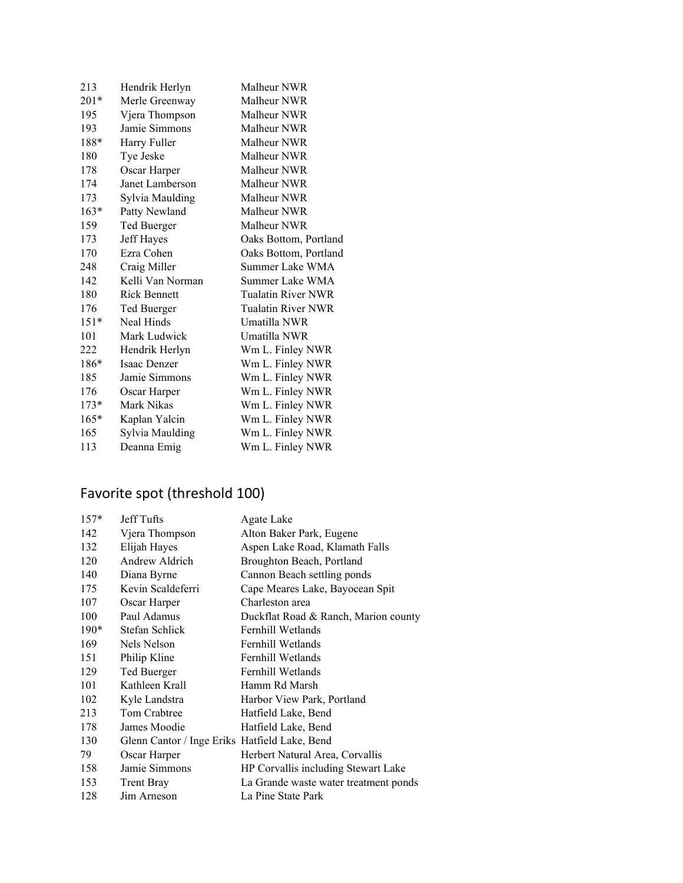| | | |
|---|---|---|
| 213 | Hendrik Herlyn | Malheur NWR |
| 201* | Merle Greenway | Malheur NWR |
| 195 | Vjera Thompson | Malheur NWR |
| 193 | Jamie Simmons | Malheur NWR |
| 188* | Harry Fuller | Malheur NWR |
| 180 | Tye Jeske | Malheur NWR |
| 178 | Oscar Harper | Malheur NWR |
| 174 | Janet Lamberson | Malheur NWR |
| 173 | Sylvia Maulding | Malheur NWR |
| 163* | Patty Newland | Malheur NWR |
| 159 | Ted Buerger | Malheur NWR |
| 173 | Jeff Hayes | Oaks Bottom, Portland |
| 170 | Ezra Cohen | Oaks Bottom, Portland |
| 248 | Craig Miller | Summer Lake WMA |
| 142 | Kelli Van Norman | Summer Lake WMA |
| 180 | Rick Bennett | Tualatin River NWR |
| 176 | Ted Buerger | Tualatin River NWR |
| 151* | Neal Hinds | Umatilla NWR |
| 101 | Mark Ludwick | Umatilla NWR |
| 222 | Hendrik Herlyn | Wm L. Finley NWR |
| 186* | Isaac Denzer | Wm L. Finley NWR |
| 185 | Jamie Simmons | Wm L. Finley NWR |
| 176 | Oscar Harper | Wm L. Finley NWR |
| 173* | Mark Nikas | Wm L. Finley NWR |
| 165* | Kaplan Yalcin | Wm L. Finley NWR |
| 165 | Sylvia Maulding | Wm L. Finley NWR |
| 113 | Deanna Emig | Wm L. Finley NWR |

## Favorite spot (threshold 100)

| | | |
|---|---|---|
| 157* | Jeff Tufts | Agate Lake |
| 142 | Vjera Thompson | Alton Baker Park, Eugene |
| 132 | Elijah Hayes | Aspen Lake Road, Klamath Falls |
| 120 | Andrew Aldrich | Broughton Beach, Portland |
| 140 | Diana Byrne | Cannon Beach settling ponds |
| 175 | Kevin Scaldeferri | Cape Meares Lake, Bayocean Spit |
| 107 | Oscar Harper | Charleston area |
| 100 | Paul Adamus | Duckflat Road & Ranch, Marion county |
| 190* | Stefan Schlick | Fernhill Wetlands |
| 169 | Nels Nelson | Fernhill Wetlands |
| 151 | Philip Kline | Fernhill Wetlands |
| 129 | Ted Buerger | Fernhill Wetlands |
| 101 | Kathleen Krall | Hamm Rd Marsh |
| 102 | Kyle Landstra | Harbor View Park, Portland |
| 213 | Tom Crabtree | Hatfield Lake, Bend |
| 178 | James Moodie | Hatfield Lake, Bend |
| 130 | Glenn Cantor / Inge Eriks | Hatfield Lake, Bend |
| 79 | Oscar Harper | Herbert Natural Area, Corvallis |
| 158 | Jamie Simmons | HP Corvallis including Stewart Lake |
| 153 | Trent Bray | La Grande waste water treatment ponds |
| 128 | Jim Arneson | La Pine State Park |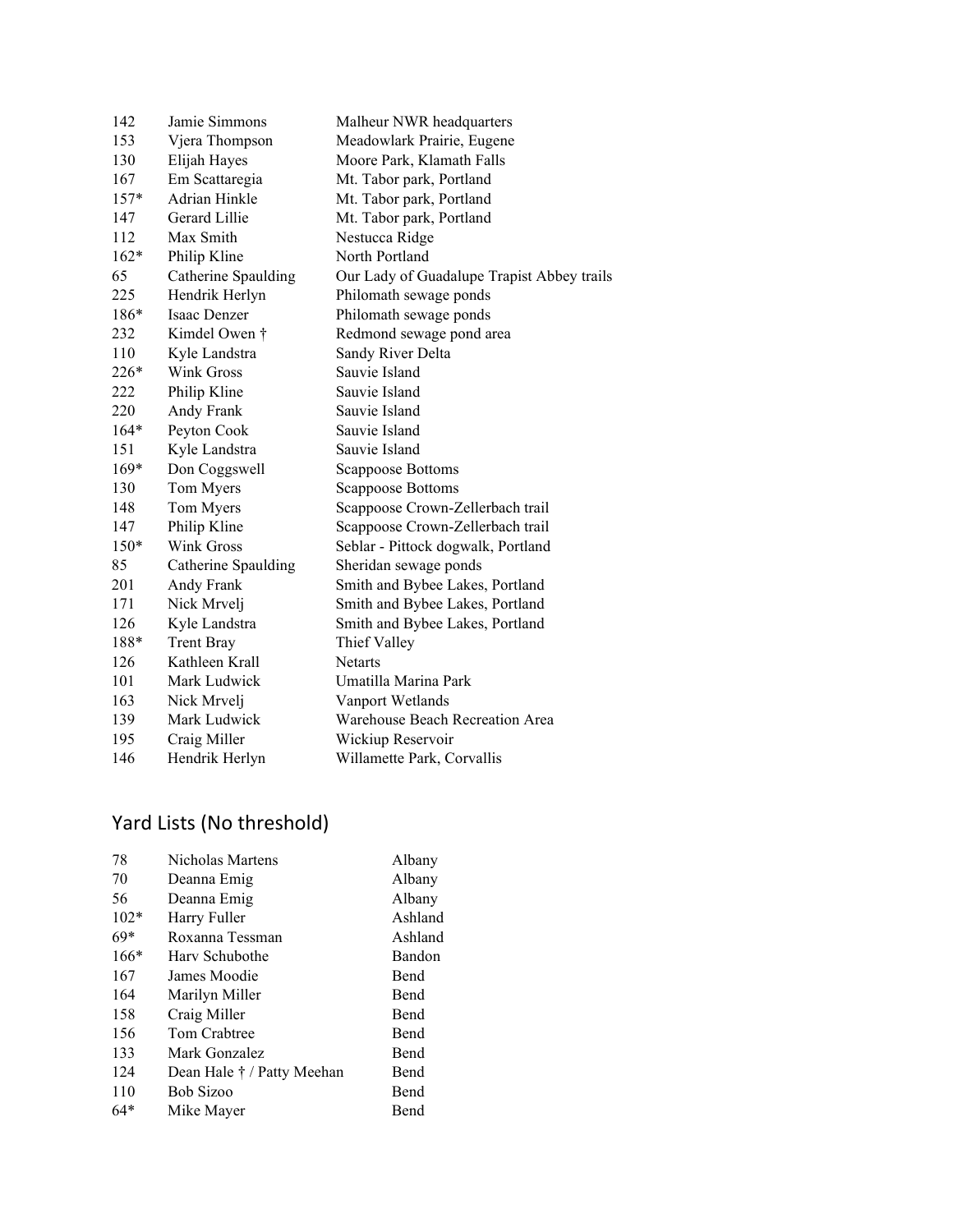| | | |
|---|---|---|
| 142 | Jamie Simmons | Malheur NWR headquarters |
| 153 | Vjera Thompson | Meadowlark Prairie, Eugene |
| 130 | Elijah Hayes | Moore Park, Klamath Falls |
| 167 | Em Scattaregia | Mt. Tabor park, Portland |
| 157* | Adrian Hinkle | Mt. Tabor park, Portland |
| 147 | Gerard Lillie | Mt. Tabor park, Portland |
| 112 | Max Smith | Nestucca Ridge |
| 162* | Philip Kline | North Portland |
| 65 | Catherine Spaulding | Our Lady of Guadalupe Trapist Abbey trails |
| 225 | Hendrik Herlyn | Philomath sewage ponds |
| 186* | Isaac Denzer | Philomath sewage ponds |
| 232 | Kimdel Owen † | Redmond sewage pond area |
| 110 | Kyle Landstra | Sandy River Delta |
| 226* | Wink Gross | Sauvie Island |
| 222 | Philip Kline | Sauvie Island |
| 220 | Andy Frank | Sauvie Island |
| 164* | Peyton Cook | Sauvie Island |
| 151 | Kyle Landstra | Sauvie Island |
| 169* | Don Coggswell | Scappoose Bottoms |
| 130 | Tom Myers | Scappoose Bottoms |
| 148 | Tom Myers | Scappoose Crown-Zellerbach trail |
| 147 | Philip Kline | Scappoose Crown-Zellerbach trail |
| 150* | Wink Gross | Seblar - Pittock dogwalk, Portland |
| 85 | Catherine Spaulding | Sheridan sewage ponds |
| 201 | Andy Frank | Smith and Bybee Lakes, Portland |
| 171 | Nick Mrvelj | Smith and Bybee Lakes, Portland |
| 126 | Kyle Landstra | Smith and Bybee Lakes, Portland |
| 188* | Trent Bray | Thief Valley |
| 126 | Kathleen Krall | Netarts |
| 101 | Mark Ludwick | Umatilla Marina Park |
| 163 | Nick Mrvelj | Vanport Wetlands |
| 139 | Mark Ludwick | Warehouse Beach Recreation Area |
| 195 | Craig Miller | Wickiup Reservoir |
| 146 | Hendrik Herlyn | Willamette Park, Corvallis |

## Yard Lists (No threshold)

| | | |
|---|---|---|
| 78 | Nicholas Martens | Albany |
| 70 | Deanna Emig | Albany |
| 56 | Deanna Emig | Albany |
| 102* | Harry Fuller | Ashland |
| 69* | Roxanna Tessman | Ashland |
| 166* | Harv Schubothe | Bandon |
| 167 | James Moodie | Bend |
| 164 | Marilyn Miller | Bend |
| 158 | Craig Miller | Bend |
| 156 | Tom Crabtree | Bend |
| 133 | Mark Gonzalez | Bend |
| 124 | Dean Hale † / Patty Meehan | Bend |
| 110 | Bob Sizoo | Bend |
| 64* | Mike Mayer | Bend |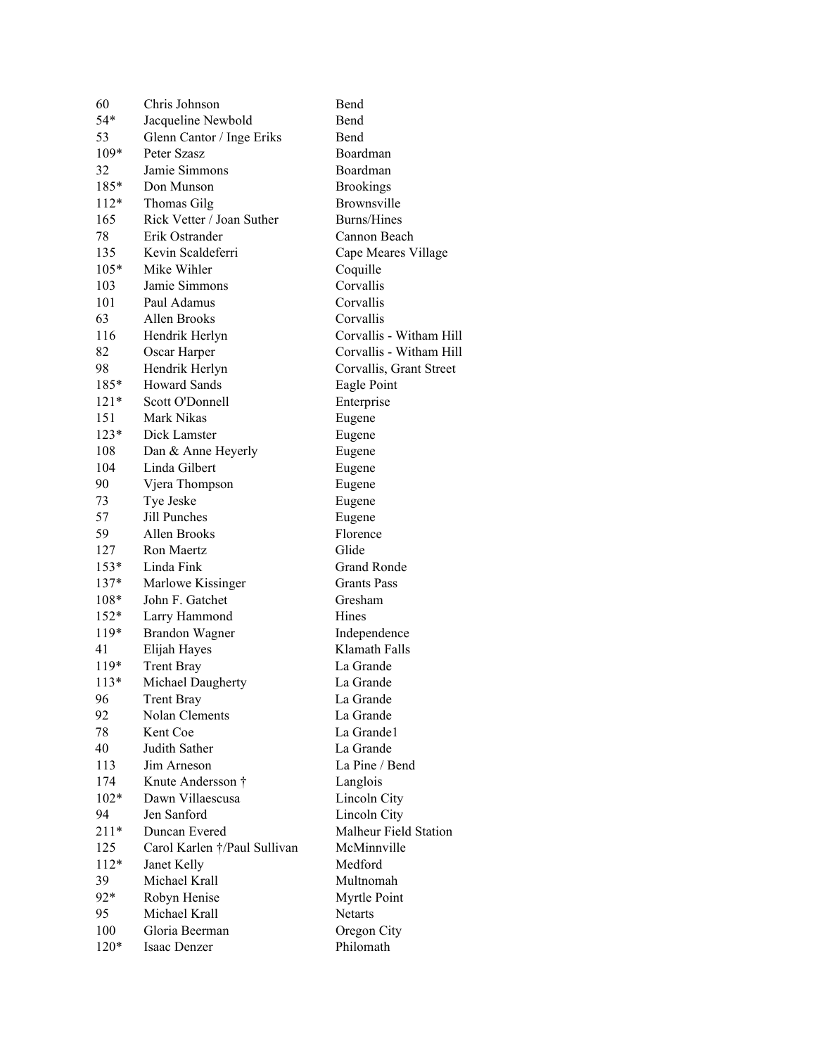| | | |
|---|---|---|
| 60 | Chris Johnson | Bend |
| 54* | Jacqueline Newbold | Bend |
| 53 | Glenn Cantor / Inge Eriks | Bend |
| 109* | Peter Szasz | Boardman |
| 32 | Jamie Simmons | Boardman |
| 185* | Don Munson | Brookings |
| 112* | Thomas Gilg | Brownsville |
| 165 | Rick Vetter / Joan Suther | Burns/Hines |
| 78 | Erik Ostrander | Cannon Beach |
| 135 | Kevin Scaldeferri | Cape Meares Village |
| 105* | Mike Wihler | Coquille |
| 103 | Jamie Simmons | Corvallis |
| 101 | Paul Adamus | Corvallis |
| 63 | Allen Brooks | Corvallis |
| 116 | Hendrik Herlyn | Corvallis - Witham Hill |
| 82 | Oscar Harper | Corvallis - Witham Hill |
| 98 | Hendrik Herlyn | Corvallis, Grant Street |
| 185* | Howard Sands | Eagle Point |
| 121* | Scott O'Donnell | Enterprise |
| 151 | Mark Nikas | Eugene |
| 123* | Dick Lamster | Eugene |
| 108 | Dan & Anne Heyerly | Eugene |
| 104 | Linda Gilbert | Eugene |
| 90 | Vjera Thompson | Eugene |
| 73 | Tye Jeske | Eugene |
| 57 | Jill Punches | Eugene |
| 59 | Allen Brooks | Florence |
| 127 | Ron Maertz | Glide |
| 153* | Linda Fink | Grand Ronde |
| 137* | Marlowe Kissinger | Grants Pass |
| 108* | John F. Gatchet | Gresham |
| 152* | Larry Hammond | Hines |
| 119* | Brandon Wagner | Independence |
| 41 | Elijah Hayes | Klamath Falls |
| 119* | Trent Bray | La Grande |
| 113* | Michael Daugherty | La Grande |
| 96 | Trent Bray | La Grande |
| 92 | Nolan Clements | La Grande |
| 78 | Kent Coe | La Grande1 |
| 40 | Judith Sather | La Grande |
| 113 | Jim Arneson | La Pine / Bend |
| 174 | Knute Andersson † | Langlois |
| 102* | Dawn Villaescusa | Lincoln City |
| 94 | Jen Sanford | Lincoln City |
| 211* | Duncan Evered | Malheur Field Station |
| 125 | Carol Karlen †/Paul Sullivan | McMinnville |
| 112* | Janet Kelly | Medford |
| 39 | Michael Krall | Multnomah |
| 92* | Robyn Henise | Myrtle Point |
| 95 | Michael Krall | Netarts |
| 100 | Gloria Beerman | Oregon City |
| 120* | Isaac Denzer | Philomath |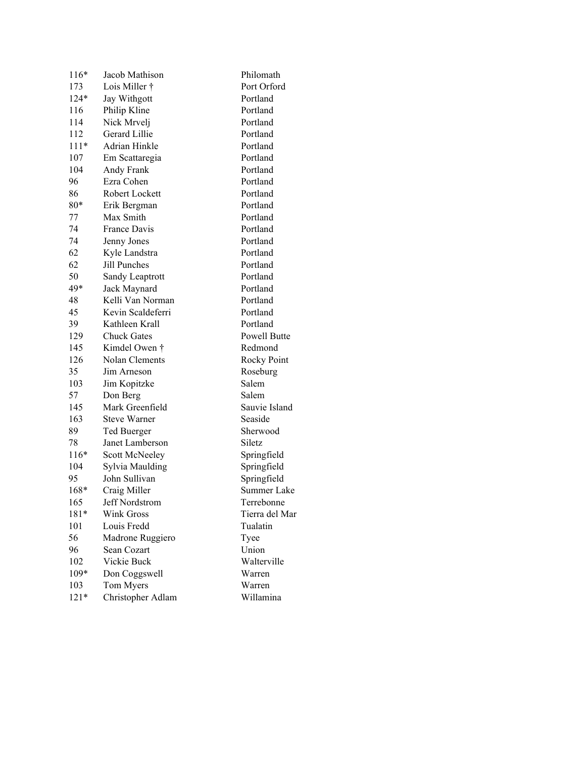| | | |
|---|---|---|
| 116* | Jacob Mathison | Philomath |
| 173 | Lois Miller † | Port Orford |
| 124* | Jay Withgott | Portland |
| 116 | Philip Kline | Portland |
| 114 | Nick Mrvelj | Portland |
| 112 | Gerard Lillie | Portland |
| 111* | Adrian Hinkle | Portland |
| 107 | Em Scattaregia | Portland |
| 104 | Andy Frank | Portland |
| 96 | Ezra Cohen | Portland |
| 86 | Robert Lockett | Portland |
| 80* | Erik Bergman | Portland |
| 77 | Max Smith | Portland |
| 74 | France Davis | Portland |
| 74 | Jenny Jones | Portland |
| 62 | Kyle Landstra | Portland |
| 62 | Jill Punches | Portland |
| 50 | Sandy Leaptrott | Portland |
| 49* | Jack Maynard | Portland |
| 48 | Kelli Van Norman | Portland |
| 45 | Kevin Scaldeferri | Portland |
| 39 | Kathleen Krall | Portland |
| 129 | Chuck Gates | Powell Butte |
| 145 | Kimdel Owen † | Redmond |
| 126 | Nolan Clements | Rocky Point |
| 35 | Jim Arneson | Roseburg |
| 103 | Jim Kopitzke | Salem |
| 57 | Don Berg | Salem |
| 145 | Mark Greenfield | Sauvie Island |
| 163 | Steve Warner | Seaside |
| 89 | Ted Buerger | Sherwood |
| 78 | Janet Lamberson | Siletz |
| 116* | Scott McNeeley | Springfield |
| 104 | Sylvia Maulding | Springfield |
| 95 | John Sullivan | Springfield |
| 168* | Craig Miller | Summer Lake |
| 165 | Jeff Nordstrom | Terrebonne |
| 181* | Wink Gross | Tierra del Mar |
| 101 | Louis Fredd | Tualatin |
| 56 | Madrone Ruggiero | Tyee |
| 96 | Sean Cozart | Union |
| 102 | Vickie Buck | Walterville |
| 109* | Don Coggswell | Warren |
| 103 | Tom Myers | Warren |
| 121* | Christopher Adlam | Willamina |